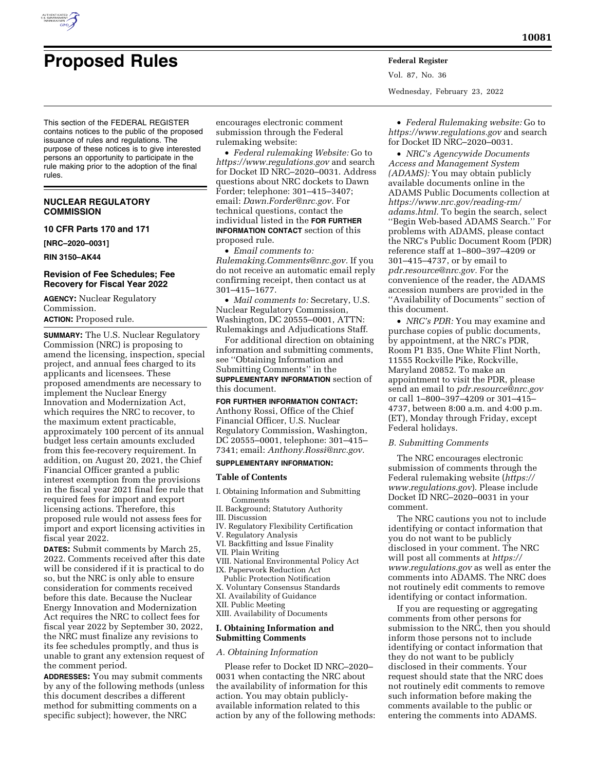# Proposed Rules

This section of the FEDERAL REGISTER contains notices to the public of the proposed issuance of rules and regulations. The purpose of these notices is to give interested persons an opportunity to participate in the rule making prior to the adoption of the final rules.

## NUCLEAR REGULATORY COMMISSION

### 10 CFR Parts 170 and 171

**[NRC–2020–0031]**

**RIN 3150–AK44**

### Revision of Fee Schedules; Fee Recovery for Fiscal Year 2022

**AGENCY:** Nuclear Regulatory Commission.

**ACTION:** Proposed rule.

**SUMMARY:** The U.S. Nuclear Regulatory Commission (NRC) is proposing to amend the licensing, inspection, special project, and annual fees charged to its applicants and licensees. These proposed amendments are necessary to implement the Nuclear Energy Innovation and Modernization Act, which requires the NRC to recover, to the maximum extent practicable, approximately 100 percent of its annual budget less certain amounts excluded from this fee-recovery requirement. In addition, on August 20, 2021, the Chief Financial Officer granted a public interest exemption from the provisions in the fiscal year 2021 final fee rule that required fees for import and export licensing actions. Therefore, this proposed rule would not assess fees for import and export licensing activities in fiscal year 2022.

**DATES:** Submit comments by March 25, 2022. Comments received after this date will be considered if it is practical to do so, but the NRC is only able to ensure consideration for comments received before this date. Because the Nuclear Energy Innovation and Modernization Act requires the NRC to collect fees for fiscal year 2022 by September 30, 2022, the NRC must finalize any revisions to its fee schedules promptly, and thus is unable to grant any extension request of the comment period.

**ADDRESSES:** You may submit comments by any of the following methods (unless this document describes a different method for submitting comments on a specific subject); however, the NRC encourages electronic comment submission through the Federal rulemaking website:

- *Federal rulemaking Website:* Go to *https://www.regulations.gov* and search for Docket ID NRC–2020–0031. Address questions about NRC dockets to Dawn Forder; telephone: 301–415–3407; email: *Dawn.Forder@nrc.gov.* For technical questions, contact the individual listed in the **FOR FURTHER INFORMATION CONTACT** section of this proposed rule.
- *Email comments to: Rulemaking.Comments@nrc.gov.* If you do not receive an automatic email reply confirming receipt, then contact us at 301–415–1677.
- *Mail comments to:* Secretary, U.S. Nuclear Regulatory Commission, Washington, DC 20555–0001, ATTN: Rulemakings and Adjudications Staff.

For additional direction on obtaining information and submitting comments, see ''Obtaining Information and Submitting Comments'' in the **SUPPLEMENTARY INFORMATION** section of this document.

**FOR FURTHER INFORMATION CONTACT:** Anthony Rossi, Office of the Chief Financial Officer, U.S. Nuclear Regulatory Commission, Washington, DC 20555–0001, telephone: 301–415–7341; email: *Anthony.Rossi@nrc.gov.*

**SUPPLEMENTARY INFORMATION:**

#### Table of Contents

I. Obtaining Information and Submitting Comments
II. Background; Statutory Authority
III. Discussion
IV. Regulatory Flexibility Certification
V. Regulatory Analysis
VI. Backfitting and Issue Finality
VII. Plain Writing
VIII. National Environmental Policy Act
IX. Paperwork Reduction Act
  Public Protection Notification
X. Voluntary Consensus Standards
XI. Availability of Guidance
XII. Public Meeting
XIII. Availability of Documents

#### I. Obtaining Information and Submitting Comments

*A. Obtaining Information*

Please refer to Docket ID NRC–2020–0031 when contacting the NRC about the availability of information for this action. You may obtain publicly-available information related to this action by any of the following methods:

- *Federal Rulemaking website:* Go to *https://www.regulations.gov* and search for Docket ID NRC–2020–0031.
- *NRC's Agencywide Documents Access and Management System (ADAMS):* You may obtain publicly available documents online in the ADAMS Public Documents collection at *https://www.nrc.gov/reading-rm/adams.html.* To begin the search, select ''Begin Web-based ADAMS Search.'' For problems with ADAMS, please contact the NRC's Public Document Room (PDR) reference staff at 1–800–397–4209 or 301–415–4737, or by email to *pdr.resource@nrc.gov.* For the convenience of the reader, the ADAMS accession numbers are provided in the ''Availability of Documents'' section of this document.
- *NRC's PDR:* You may examine and purchase copies of public documents, by appointment, at the NRC's PDR, Room P1 B35, One White Flint North, 11555 Rockville Pike, Rockville, Maryland 20852. To make an appointment to visit the PDR, please send an email to *pdr.resource@nrc.gov* or call 1–800–397–4209 or 301–415–4737, between 8:00 a.m. and 4:00 p.m. (ET), Monday through Friday, except Federal holidays.

*B. Submitting Comments*

The NRC encourages electronic submission of comments through the Federal rulemaking website (*https://www.regulations.gov*). Please include Docket ID NRC–2020–0031 in your comment.

The NRC cautions you not to include identifying or contact information that you do not want to be publicly disclosed in your comment. The NRC will post all comments at *https://www.regulations.gov* as well as enter the comments into ADAMS. The NRC does not routinely edit comments to remove identifying or contact information.

If you are requesting or aggregating comments from other persons for submission to the NRC, then you should inform those persons not to include identifying or contact information that they do not want to be publicly disclosed in their comments. Your request should state that the NRC does not routinely edit comments to remove such information before making the comments available to the public or entering the comments into ADAMS.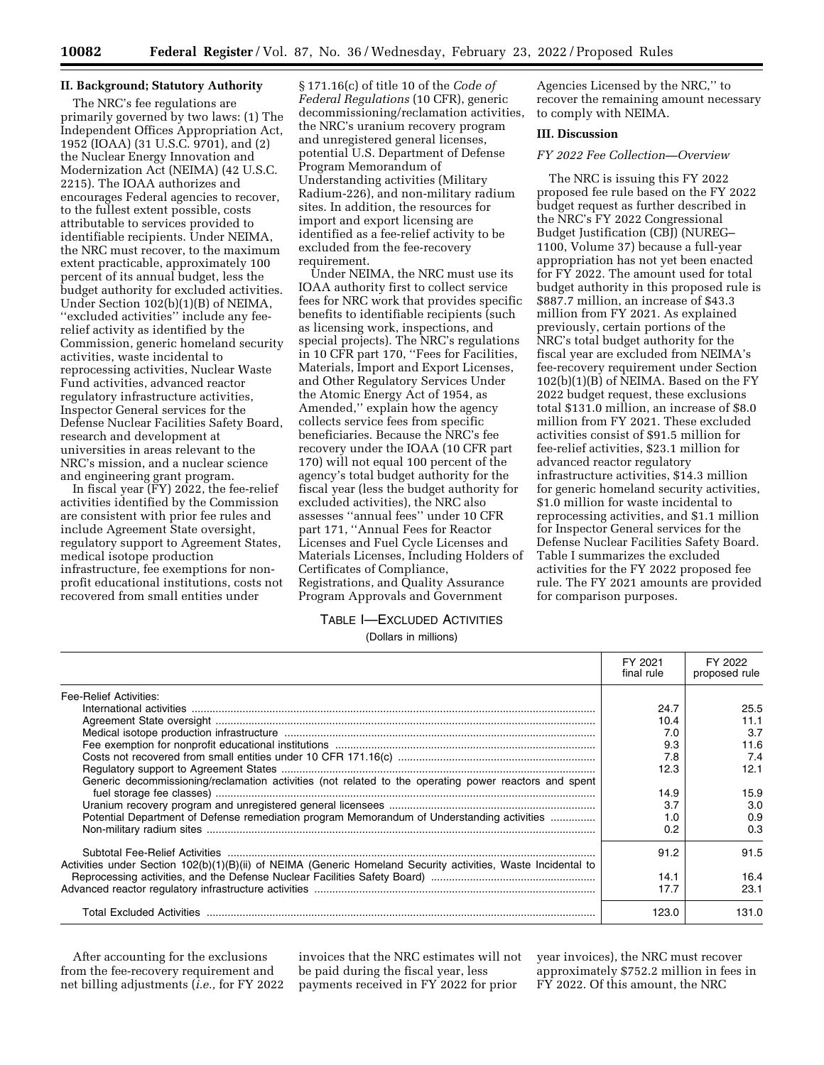## II. Background; Statutory Authority

The NRC's fee regulations are primarily governed by two laws: (1) The Independent Offices Appropriation Act, 1952 (IOAA) (31 U.S.C. 9701), and (2) the Nuclear Energy Innovation and Modernization Act (NEIMA) (42 U.S.C. 2215). The IOAA authorizes and encourages Federal agencies to recover, to the fullest extent possible, costs attributable to services provided to identifiable recipients. Under NEIMA, the NRC must recover, to the maximum extent practicable, approximately 100 percent of its annual budget, less the budget authority for excluded activities. Under Section 102(b)(1)(B) of NEIMA, ''excluded activities'' include any fee-relief activity as identified by the Commission, generic homeland security activities, waste incidental to reprocessing activities, Nuclear Waste Fund activities, advanced reactor regulatory infrastructure activities, Inspector General services for the Defense Nuclear Facilities Safety Board, research and development at universities in areas relevant to the NRC's mission, and a nuclear science and engineering grant program.

In fiscal year (FY) 2022, the fee-relief activities identified by the Commission are consistent with prior fee rules and include Agreement State oversight, regulatory support to Agreement States, medical isotope production infrastructure, fee exemptions for non-profit educational institutions, costs not recovered from small entities under § 171.16(c) of title 10 of the *Code of Federal Regulations* (10 CFR), generic decommissioning/reclamation activities, the NRC's uranium recovery program and unregistered general licenses, potential U.S. Department of Defense Program Memorandum of Understanding activities (Military Radium-226), and non-military radium sites. In addition, the resources for import and export licensing are identified as a fee-relief activity to be excluded from the fee-recovery requirement.

Under NEIMA, the NRC must use its IOAA authority first to collect service fees for NRC work that provides specific benefits to identifiable recipients (such as licensing work, inspections, and special projects). The NRC's regulations in 10 CFR part 170, ''Fees for Facilities, Materials, Import and Export Licenses, and Other Regulatory Services Under the Atomic Energy Act of 1954, as Amended,'' explain how the agency collects service fees from specific beneficiaries. Because the NRC's fee recovery under the IOAA (10 CFR part 170) will not equal 100 percent of the agency's total budget authority for the fiscal year (less the budget authority for excluded activities), the NRC also assesses ''annual fees'' under 10 CFR part 171, ''Annual Fees for Reactor Licenses and Fuel Cycle Licenses and Materials Licenses, Including Holders of Certificates of Compliance, Registrations, and Quality Assurance Program Approvals and Government Agencies Licensed by the NRC,'' to recover the remaining amount necessary to comply with NEIMA.

## III. Discussion

### *FY 2022 Fee Collection—Overview*

The NRC is issuing this FY 2022 proposed fee rule based on the FY 2022 budget request as further described in the NRC's FY 2022 Congressional Budget Justification (CBJ) (NUREG–1100, Volume 37) because a full-year appropriation has not yet been enacted for FY 2022. The amount used for total budget authority in this proposed rule is $887.7 million, an increase of $43.3 million from FY 2021. As explained previously, certain portions of the NRC's total budget authority for the fiscal year are excluded from NEIMA's fee-recovery requirement under Section 102(b)(1)(B) of NEIMA. Based on the FY 2022 budget request, these exclusions total $131.0 million, an increase of $8.0 million from FY 2021. These excluded activities consist of $91.5 million for fee-relief activities, $23.1 million for advanced reactor regulatory infrastructure activities, $14.3 million for generic homeland security activities, $1.0 million for waste incidental to reprocessing activities, and $1.1 million for Inspector General services for the Defense Nuclear Facilities Safety Board. Table I summarizes the excluded activities for the FY 2022 proposed fee rule. The FY 2021 amounts are provided for comparison purposes.

TABLE I—EXCLUDED ACTIVITIES

(Dollars in millions)

| | FY 2021 final rule | FY 2022 proposed rule |
|---|---|---|
| Fee-Relief Activities: | | |
| International activities | 24.7 | 25.5 |
| Agreement State oversight | 10.4 | 11.1 |
| Medical isotope production infrastructure | 7.0 | 3.7 |
| Fee exemption for nonprofit educational institutions | 9.3 | 11.6 |
| Costs not recovered from small entities under 10 CFR 171.16(c) | 7.8 | 7.4 |
| Regulatory support to Agreement States | 12.3 | 12.1 |
| Generic decommissioning/reclamation activities (not related to the operating power reactors and spent fuel storage fee classes) | 14.9 | 15.9 |
| Uranium recovery program and unregistered general licensees | 3.7 | 3.0 |
| Potential Department of Defense remediation program Memorandum of Understanding activities | 1.0 | 0.9 |
| Non-military radium sites | 0.2 | 0.3 |
| Subtotal Fee-Relief Activities | 91.2 | 91.5 |
| Activities under Section 102(b)(1)(B)(ii) of NEIMA (Generic Homeland Security activities, Waste Incidental to Reprocessing activities, and the Defense Nuclear Facilities Safety Board) | 14.1 | 16.4 |
| Advanced reactor regulatory infrastructure activities | 17.7 | 23.1 |
| Total Excluded Activities | 123.0 | 131.0 |

After accounting for the exclusions from the fee-recovery requirement and net billing adjustments (*i.e.,* for FY 2022 invoices that the NRC estimates will not be paid during the fiscal year, less payments received in FY 2022 for prior year invoices), the NRC must recover approximately $752.2 million in fees in FY 2022. Of this amount, the NRC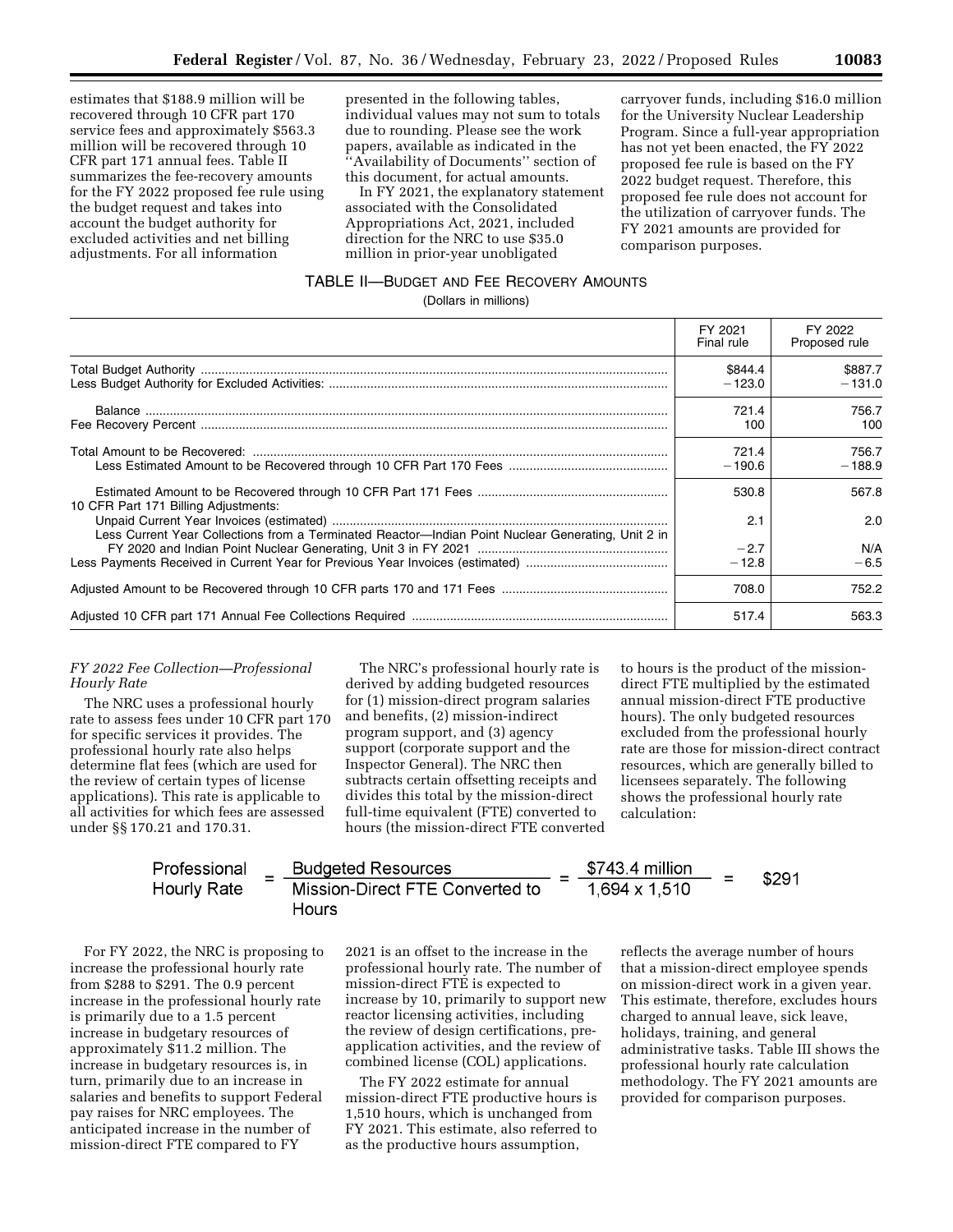estimates that $188.9 million will be recovered through 10 CFR part 170 service fees and approximately $563.3 million will be recovered through 10 CFR part 171 annual fees. Table II summarizes the fee-recovery amounts for the FY 2022 proposed fee rule using the budget request and takes into account the budget authority for excluded activities and net billing adjustments. For all information presented in the following tables, individual values may not sum to totals due to rounding. Please see the work papers, available as indicated in the ''Availability of Documents'' section of this document, for actual amounts.

In FY 2021, the explanatory statement associated with the Consolidated Appropriations Act, 2021, included direction for the NRC to use $35.0 million in prior-year unobligated carryover funds, including $16.0 million for the University Nuclear Leadership Program. Since a full-year appropriation has not yet been enacted, the FY 2022 proposed fee rule is based on the FY 2022 budget request. Therefore, this proposed fee rule does not account for the utilization of carryover funds. The FY 2021 amounts are provided for comparison purposes.

TABLE II—BUDGET AND FEE RECOVERY AMOUNTS

(Dollars in millions)

| | FY 2021 Final rule | FY 2022 Proposed rule |
|---|---|---|
| Total Budget Authority | $844.4 | $887.7 |
| Less Budget Authority for Excluded Activities: | −123.0 | −131.0 |
| Balance | 721.4 | 756.7 |
| Fee Recovery Percent | 100 | 100 |
| Total Amount to be Recovered: | 721.4 | 756.7 |
| Less Estimated Amount to be Recovered through 10 CFR Part 170 Fees | −190.6 | −188.9 |
| Estimated Amount to be Recovered through 10 CFR Part 171 Fees | 530.8 | 567.8 |
| 10 CFR Part 171 Billing Adjustments: | | |
| Unpaid Current Year Invoices (estimated) | 2.1 | 2.0 |
| Less Current Year Collections from a Terminated Reactor—Indian Point Nuclear Generating, Unit 2 in FY 2020 and Indian Point Nuclear Generating, Unit 3 in FY 2021 | −2.7 | N/A |
| Less Payments Received in Current Year for Previous Year Invoices (estimated) | −12.8 | −6.5 |
| Adjusted Amount to be Recovered through 10 CFR parts 170 and 171 Fees | 708.0 | 752.2 |
| Adjusted 10 CFR part 171 Annual Fee Collections Required | 517.4 | 563.3 |

*FY 2022 Fee Collection—Professional Hourly Rate*

The NRC uses a professional hourly rate to assess fees under 10 CFR part 170 for specific services it provides. The professional hourly rate also helps determine flat fees (which are used for the review of certain types of license applications). This rate is applicable to all activities for which fees are assessed under §§ 170.21 and 170.31.

The NRC's professional hourly rate is derived by adding budgeted resources for (1) mission-direct program salaries and benefits, (2) mission-indirect program support, and (3) agency support (corporate support and the Inspector General). The NRC then subtracts certain offsetting receipts and divides this total by the mission-direct full-time equivalent (FTE) converted to hours (the mission-direct FTE converted to hours is the product of the mission-direct FTE multiplied by the estimated annual mission-direct FTE productive hours). The only budgeted resources excluded from the professional hourly rate are those for mission-direct contract resources, which are generally billed to licensees separately. The following shows the professional hourly rate calculation:

$$\text{Professional Hourly Rate} = \frac{\text{Budgeted Resources}}{\text{Mission-Direct FTE Converted to Hours}} = \frac{\$743.4 \text{ million}}{1{,}694 \times 1{,}510} = \$291$$

For FY 2022, the NRC is proposing to increase the professional hourly rate from $288 to $291. The 0.9 percent increase in the professional hourly rate is primarily due to a 1.5 percent increase in budgetary resources of approximately $11.2 million. The increase in budgetary resources is, in turn, primarily due to an increase in salaries and benefits to support Federal pay raises for NRC employees. The anticipated increase in the number of mission-direct FTE compared to FY 2021 is an offset to the increase in the professional hourly rate. The number of mission-direct FTE is expected to increase by 10, primarily to support new reactor licensing activities, including the review of design certifications, pre-application activities, and the review of combined license (COL) applications.

The FY 2022 estimate for annual mission-direct FTE productive hours is 1,510 hours, which is unchanged from FY 2021. This estimate, also referred to as the productive hours assumption, reflects the average number of hours that a mission-direct employee spends on mission-direct work in a given year. This estimate, therefore, excludes hours charged to annual leave, sick leave, holidays, training, and general administrative tasks. Table III shows the professional hourly rate calculation methodology. The FY 2021 amounts are provided for comparison purposes.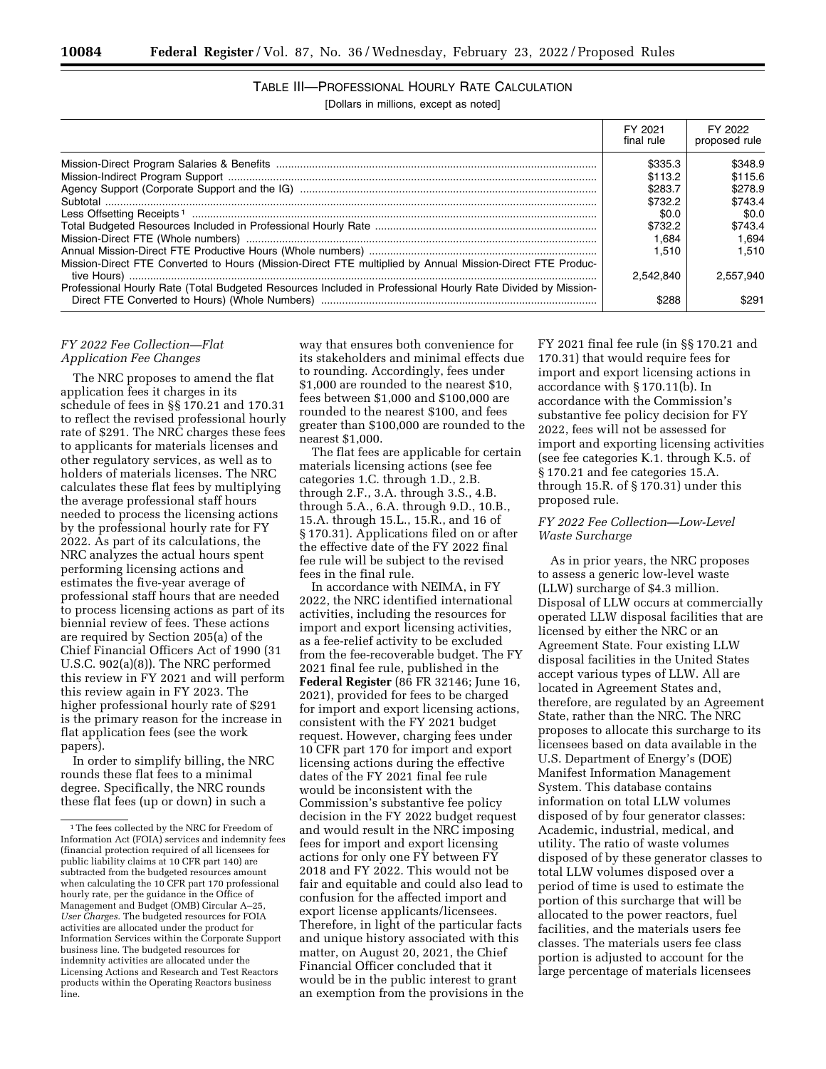TABLE III—PROFESSIONAL HOURLY RATE CALCULATION

[Dollars in millions, except as noted]

| | FY 2021 final rule | FY 2022 proposed rule |
|---|---|---|
| Mission-Direct Program Salaries & Benefits | $335.3 | $348.9 |
| Mission-Indirect Program Support | $113.2 | $115.6 |
| Agency Support (Corporate Support and the IG) | $283.7 | $278.9 |
| Subtotal | $732.2 | $743.4 |
| Less Offsetting Receipts [1] | $0.0 | $0.0 |
| Total Budgeted Resources Included in Professional Hourly Rate | $732.2 | $743.4 |
| Mission-Direct FTE (Whole numbers) | 1,684 | 1,694 |
| Annual Mission-Direct FTE Productive Hours (Whole numbers) | 1,510 | 1,510 |
| Mission-Direct FTE Converted to Hours (Mission-Direct FTE multiplied by Annual Mission-Direct FTE Productive Hours) | 2,542,840 | 2,557,940 |
| Professional Hourly Rate (Total Budgeted Resources Included in Professional Hourly Rate Divided by Mission-Direct FTE Converted to Hours) (Whole Numbers) | $288 | $291 |

*FY 2022 Fee Collection—Flat Application Fee Changes*

The NRC proposes to amend the flat application fees it charges in its schedule of fees in §§ 170.21 and 170.31 to reflect the revised professional hourly rate of $291. The NRC charges these fees to applicants for materials licenses and other regulatory services, as well as to holders of materials licenses. The NRC calculates these flat fees by multiplying the average professional staff hours needed to process the licensing actions by the professional hourly rate for FY 2022. As part of its calculations, the NRC analyzes the actual hours spent performing licensing actions and estimates the five-year average of professional staff hours that are needed to process licensing actions as part of its biennial review of fees. These actions are required by Section 205(a) of the Chief Financial Officers Act of 1990 (31 U.S.C. 902(a)(8)). The NRC performed this review in FY 2021 and will perform this review again in FY 2023. The higher professional hourly rate of $291 is the primary reason for the increase in flat application fees (see the work papers).

In order to simplify billing, the NRC rounds these flat fees to a minimal degree. Specifically, the NRC rounds these flat fees (up or down) in such a way that ensures both convenience for its stakeholders and minimal effects due to rounding. Accordingly, fees under $1,000 are rounded to the nearest $10, fees between $1,000 and $100,000 are rounded to the nearest $100, and fees greater than $100,000 are rounded to the nearest $1,000.

The flat fees are applicable for certain materials licensing actions (see fee categories 1.C. through 1.D., 2.B. through 2.F., 3.A. through 3.S., 4.B. through 5.A., 6.A. through 9.D., 10.B., 15.A. through 15.L., 15.R., and 16 of § 170.31). Applications filed on or after the effective date of the FY 2022 final fee rule will be subject to the revised fees in the final rule.

In accordance with NEIMA, in FY 2022, the NRC identified international activities, including the resources for import and export licensing activities, as a fee-relief activity to be excluded from the fee-recoverable budget. The FY 2021 final fee rule, published in the **Federal Register** (86 FR 32146; June 16, 2021), provided for fees to be charged for import and export licensing actions, consistent with the FY 2021 budget request. However, charging fees under 10 CFR part 170 for import and export licensing actions during the effective dates of the FY 2021 final fee rule would be inconsistent with the Commission's substantive fee policy decision in the FY 2022 budget request and would result in the NRC imposing fees for import and export licensing actions for only one FY between FY 2018 and FY 2022. This would not be fair and equitable and could also lead to confusion for the affected import and export license applicants/licensees. Therefore, in light of the particular facts and unique history associated with this matter, on August 20, 2021, the Chief Financial Officer concluded that it would be in the public interest to grant an exemption from the provisions in the FY 2021 final fee rule (in §§ 170.21 and 170.31) that would require fees for import and export licensing actions in accordance with § 170.11(b). In accordance with the Commission's substantive fee policy decision for FY 2022, fees will not be assessed for import and exporting licensing activities (see fee categories K.1. through K.5. of § 170.21 and fee categories 15.A. through 15.R. of § 170.31) under this proposed rule.

*FY 2022 Fee Collection—Low-Level Waste Surcharge*

As in prior years, the NRC proposes to assess a generic low-level waste (LLW) surcharge of $4.3 million. Disposal of LLW occurs at commercially operated LLW disposal facilities that are licensed by either the NRC or an Agreement State. Four existing LLW disposal facilities in the United States accept various types of LLW. All are located in Agreement States and, therefore, are regulated by an Agreement State, rather than the NRC. The NRC proposes to allocate this surcharge to its licensees based on data available in the U.S. Department of Energy's (DOE) Manifest Information Management System. This database contains information on total LLW volumes disposed of by four generator classes: Academic, industrial, medical, and utility. The ratio of waste volumes disposed of by these generator classes to total LLW volumes disposed over a period of time is used to estimate the portion of this surcharge that will be allocated to the power reactors, fuel facilities, and the materials users fee classes. The materials users fee class portion is adjusted to account for the large percentage of materials licensees

[1] The fees collected by the NRC for Freedom of Information Act (FOIA) services and indemnity fees (financial protection required of all licensees for public liability claims at 10 CFR part 140) are subtracted from the budgeted resources amount when calculating the 10 CFR part 170 professional hourly rate, per the guidance in the Office of Management and Budget (OMB) Circular A–25, *User Charges.* The budgeted resources for FOIA activities are allocated under the product for Information Services within the Corporate Support business line. The budgeted resources for indemnity activities are allocated under the Licensing Actions and Research and Test Reactors products within the Operating Reactors business line.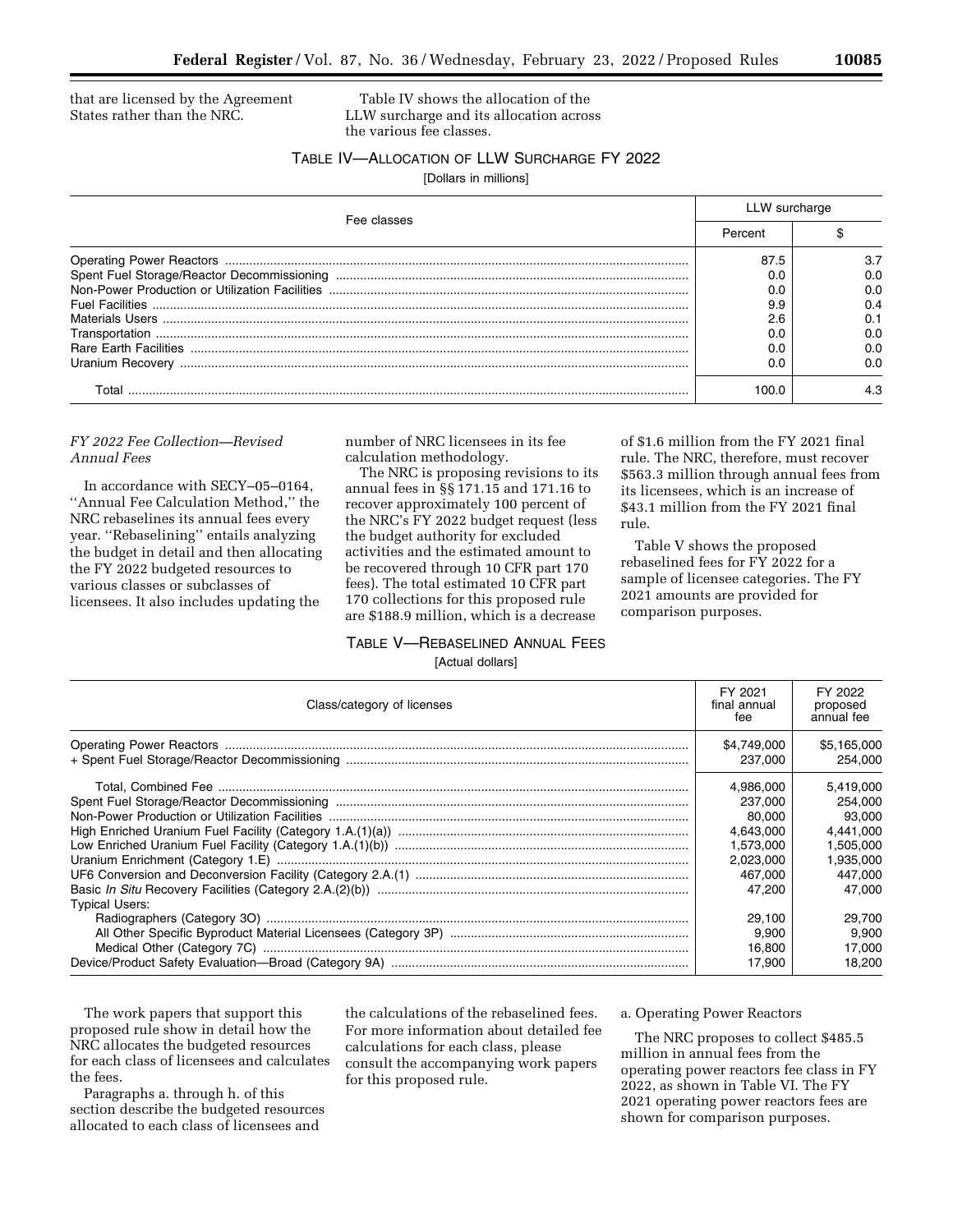that are licensed by the Agreement States rather than the NRC.

Table IV shows the allocation of the LLW surcharge and its allocation across the various fee classes.

TABLE IV—ALLOCATION OF LLW SURCHARGE FY 2022

[Dollars in millions]

| Fee classes | LLW surcharge | |
|---|---|---|
| | Percent | $ |
| Operating Power Reactors | 87.5 | 3.7 |
| Spent Fuel Storage/Reactor Decommissioning | 0.0 | 0.0 |
| Non-Power Production or Utilization Facilities | 0.0 | 0.0 |
| Fuel Facilities | 9.9 | 0.4 |
| Materials Users | 2.6 | 0.1 |
| Transportation | 0.0 | 0.0 |
| Rare Earth Facilities | 0.0 | 0.0 |
| Uranium Recovery | 0.0 | 0.0 |
| Total | 100.0 | 4.3 |

*FY 2022 Fee Collection—Revised Annual Fees*

In accordance with SECY–05–0164, ''Annual Fee Calculation Method,'' the NRC rebaselines its annual fees every year. ''Rebaselining'' entails analyzing the budget in detail and then allocating the FY 2022 budgeted resources to various classes or subclasses of licensees. It also includes updating the number of NRC licensees in its fee calculation methodology.

The NRC is proposing revisions to its annual fees in §§ 171.15 and 171.16 to recover approximately 100 percent of the NRC's FY 2022 budget request (less the budget authority for excluded activities and the estimated amount to be recovered through 10 CFR part 170 fees). The total estimated 10 CFR part 170 collections for this proposed rule are $188.9 million, which is a decrease of $1.6 million from the FY 2021 final rule. The NRC, therefore, must recover $563.3 million through annual fees from its licensees, which is an increase of $43.1 million from the FY 2021 final rule.

Table V shows the proposed rebaselined fees for FY 2022 for a sample of licensee categories. The FY 2021 amounts are provided for comparison purposes.

TABLE V—REBASELINED ANNUAL FEES

[Actual dollars]

| Class/category of licenses | FY 2021 final annual fee | FY 2022 proposed annual fee |
|---|---|---|
| Operating Power Reactors | $4,749,000 | $5,165,000 |
| + Spent Fuel Storage/Reactor Decommissioning | 237,000 | 254,000 |
| Total, Combined Fee | 4,986,000 | 5,419,000 |
| Spent Fuel Storage/Reactor Decommissioning | 237,000 | 254,000 |
| Non-Power Production or Utilization Facilities | 80,000 | 93,000 |
| High Enriched Uranium Fuel Facility (Category 1.A.(1)(a)) | 4,643,000 | 4,441,000 |
| Low Enriched Uranium Fuel Facility (Category 1.A.(1)(b)) | 1,573,000 | 1,505,000 |
| Uranium Enrichment (Category 1.E) | 2,023,000 | 1,935,000 |
| UF6 Conversion and Deconversion Facility (Category 2.A.(1) | 467,000 | 447,000 |
| Basic *In Situ* Recovery Facilities (Category 2.A.(2)(b)) | 47,200 | 47,000 |
| Typical Users: | | |
| Radiographers (Category 3O) | 29,100 | 29,700 |
| All Other Specific Byproduct Material Licensees (Category 3P) | 9,900 | 9,900 |
| Medical Other (Category 7C) | 16,800 | 17,000 |
| Device/Product Safety Evaluation—Broad (Category 9A) | 17,900 | 18,200 |

The work papers that support this proposed rule show in detail how the NRC allocates the budgeted resources for each class of licensees and calculates the fees.

Paragraphs a. through h. of this section describe the budgeted resources allocated to each class of licensees and the calculations of the rebaselined fees. For more information about detailed fee calculations for each class, please consult the accompanying work papers for this proposed rule.

a. Operating Power Reactors

The NRC proposes to collect $485.5 million in annual fees from the operating power reactors fee class in FY 2022, as shown in Table VI. The FY 2021 operating power reactors fees are shown for comparison purposes.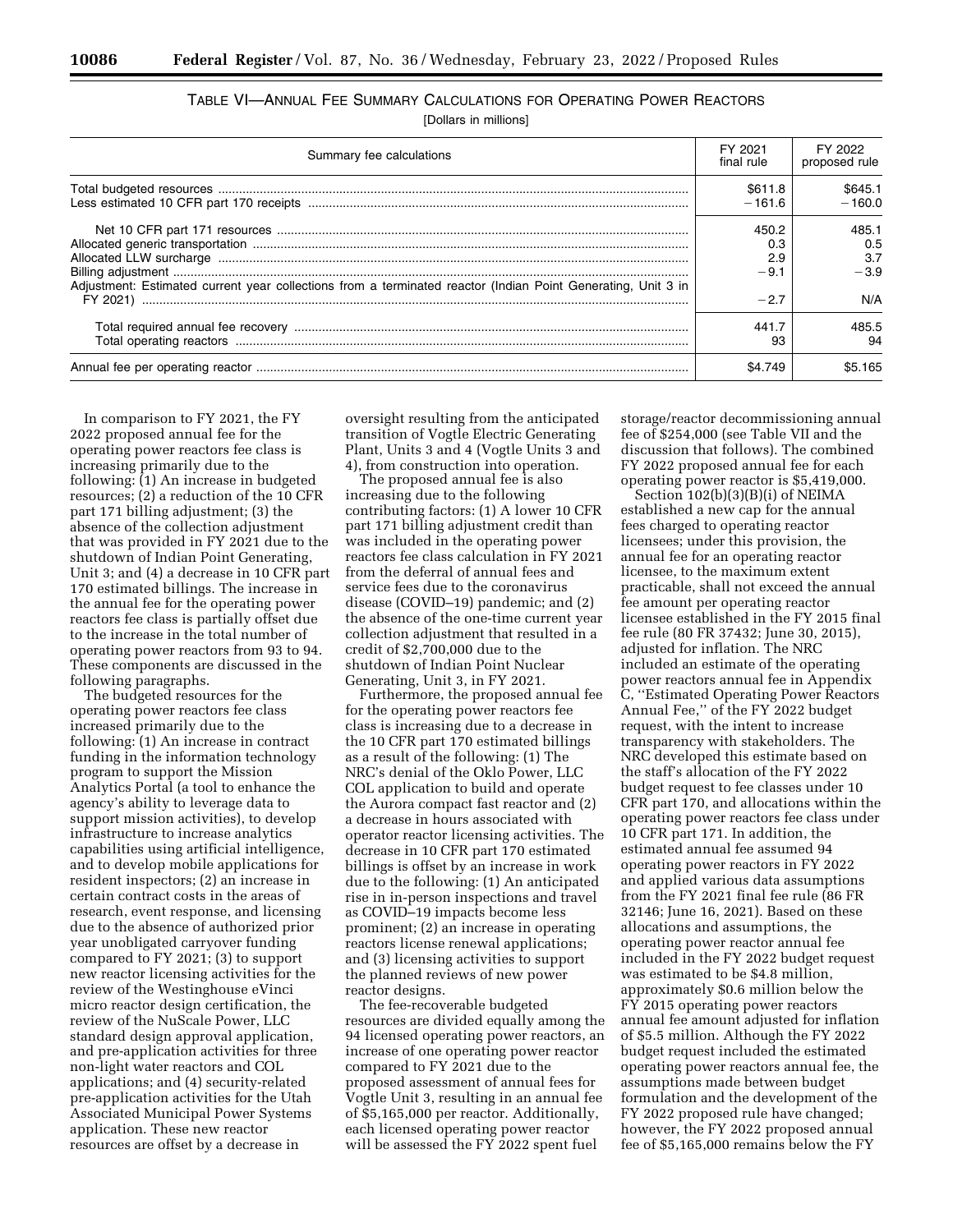### TABLE VI—ANNUAL FEE SUMMARY CALCULATIONS FOR OPERATING POWER REACTORS

[Dollars in millions]

| Summary fee calculations | FY 2021 final rule | FY 2022 proposed rule |
|---|---|---|
| Total budgeted resources | $611.8 | $645.1 |
| Less estimated 10 CFR part 170 receipts | −161.6 | −160.0 |
| Net 10 CFR part 171 resources | 450.2 | 485.1 |
| Allocated generic transportation | 0.3 | 0.5 |
| Allocated LLW surcharge | 2.9 | 3.7 |
| Billing adjustment | −9.1 | −3.9 |
| Adjustment: Estimated current year collections from a terminated reactor (Indian Point Generating, Unit 3 in FY 2021) | −2.7 | N/A |
| Total required annual fee recovery | 441.7 | 485.5 |
| Total operating reactors | 93 | 94 |
| Annual fee per operating reactor | $4.749 | $5.165 |

In comparison to FY 2021, the FY 2022 proposed annual fee for the operating power reactors fee class is increasing primarily due to the following: (1) An increase in budgeted resources; (2) a reduction of the 10 CFR part 171 billing adjustment; (3) the absence of the collection adjustment that was provided in FY 2021 due to the shutdown of Indian Point Generating, Unit 3; and (4) a decrease in 10 CFR part 170 estimated billings. The increase in the annual fee for the operating power reactors fee class is partially offset due to the increase in the total number of operating power reactors from 93 to 94. These components are discussed in the following paragraphs.

The budgeted resources for the operating power reactors fee class increased primarily due to the following: (1) An increase in contract funding in the information technology program to support the Mission Analytics Portal (a tool to enhance the agency's ability to leverage data to support mission activities), to develop infrastructure to increase analytics capabilities using artificial intelligence, and to develop mobile applications for resident inspectors; (2) an increase in certain contract costs in the areas of research, event response, and licensing due to the absence of authorized prior year unobligated carryover funding compared to FY 2021; (3) to support new reactor licensing activities for the review of the Westinghouse eVinci micro reactor design certification, the review of the NuScale Power, LLC standard design approval application, and pre-application activities for three non-light water reactors and COL applications; and (4) security-related pre-application activities for the Utah Associated Municipal Power Systems application. These new reactor resources are offset by a decrease in oversight resulting from the anticipated transition of Vogtle Electric Generating Plant, Units 3 and 4 (Vogtle Units 3 and 4), from construction into operation.

The proposed annual fee is also increasing due to the following contributing factors: (1) A lower 10 CFR part 171 billing adjustment credit than was included in the operating power reactors fee class calculation in FY 2021 from the deferral of annual fees and service fees due to the coronavirus disease (COVID–19) pandemic; and (2) the absence of the one-time current year collection adjustment that resulted in a credit of $2,700,000 due to the shutdown of Indian Point Nuclear Generating, Unit 3, in FY 2021.

Furthermore, the proposed annual fee for the operating power reactors fee class is increasing due to a decrease in the 10 CFR part 170 estimated billings as a result of the following: (1) The NRC's denial of the Oklo Power, LLC COL application to build and operate the Aurora compact fast reactor and (2) a decrease in hours associated with operator reactor licensing activities. The decrease in 10 CFR part 170 estimated billings is offset by an increase in work due to the following: (1) An anticipated rise in in-person inspections and travel as COVID–19 impacts become less prominent; (2) an increase in operating reactors license renewal applications; and (3) licensing activities to support the planned reviews of new power reactor designs.

The fee-recoverable budgeted resources are divided equally among the 94 licensed operating power reactors, an increase of one operating power reactor compared to FY 2021 due to the proposed assessment of annual fees for Vogtle Unit 3, resulting in an annual fee of $5,165,000 per reactor. Additionally, each licensed operating power reactor will be assessed the FY 2022 spent fuel storage/reactor decommissioning annual fee of $254,000 (see Table VII and the discussion that follows). The combined FY 2022 proposed annual fee for each operating power reactor is $5,419,000.

Section 102(b)(3)(B)(i) of NEIMA established a new cap for the annual fees charged to operating reactor licensees; under this provision, the annual fee for an operating reactor licensee, to the maximum extent practicable, shall not exceed the annual fee amount per operating reactor licensee established in the FY 2015 final fee rule (80 FR 37432; June 30, 2015), adjusted for inflation. The NRC included an estimate of the operating power reactors annual fee in Appendix C, "Estimated Operating Power Reactors Annual Fee," of the FY 2022 budget request, with the intent to increase transparency with stakeholders. The NRC developed this estimate based on the staff's allocation of the FY 2022 budget request to fee classes under 10 CFR part 170, and allocations within the operating power reactors fee class under 10 CFR part 171. In addition, the estimated annual fee assumed 94 operating power reactors in FY 2022 and applied various data assumptions from the FY 2021 final fee rule (86 FR 32146; June 16, 2021). Based on these allocations and assumptions, the operating power reactor annual fee included in the FY 2022 budget request was estimated to be $4.8 million, approximately $0.6 million below the FY 2015 operating power reactors annual fee amount adjusted for inflation of $5.5 million. Although the FY 2022 budget request included the estimated operating power reactors annual fee, the assumptions made between budget formulation and the development of the FY 2022 proposed rule have changed; however, the FY 2022 proposed annual fee of $5,165,000 remains below the FY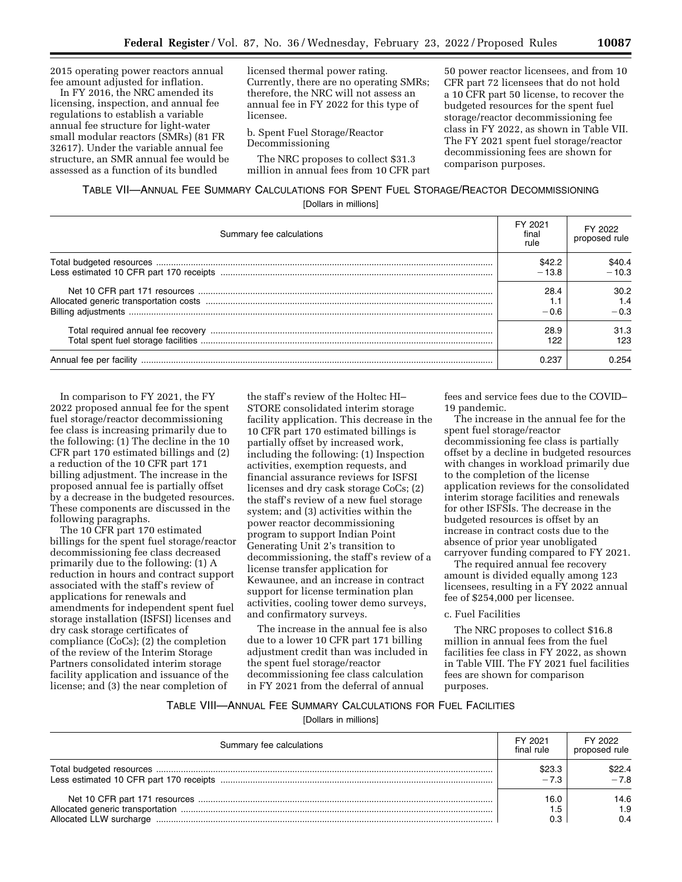2015 operating power reactors annual fee amount adjusted for inflation.

In FY 2016, the NRC amended its licensing, inspection, and annual fee regulations to establish a variable annual fee structure for light-water small modular reactors (SMRs) (81 FR 32617). Under the variable annual fee structure, an SMR annual fee would be assessed as a function of its bundled licensed thermal power rating. Currently, there are no operating SMRs; therefore, the NRC will not assess an annual fee in FY 2022 for this type of licensee.

b. Spent Fuel Storage/Reactor Decommissioning

The NRC proposes to collect $31.3 million in annual fees from 10 CFR part 50 power reactor licensees, and from 10 CFR part 72 licensees that do not hold a 10 CFR part 50 license, to recover the budgeted resources for the spent fuel storage/reactor decommissioning fee class in FY 2022, as shown in Table VII. The FY 2021 spent fuel storage/reactor decommissioning fees are shown for comparison purposes.

TABLE VII—ANNUAL FEE SUMMARY CALCULATIONS FOR SPENT FUEL STORAGE/REACTOR DECOMMISSIONING

[Dollars in millions]

| Summary fee calculations | FY 2021 final rule | FY 2022 proposed rule |
|---|---|---|
| Total budgeted resources | $42.2 | $40.4 |
| Less estimated 10 CFR part 170 receipts | −13.8 | −10.3 |
| Net 10 CFR part 171 resources | 28.4 | 30.2 |
| Allocated generic transportation costs | 1.1 | 1.4 |
| Billing adjustments | −0.6 | −0.3 |
| Total required annual fee recovery | 28.9 | 31.3 |
| Total spent fuel storage facilities | 122 | 123 |
| Annual fee per facility | 0.237 | 0.254 |

In comparison to FY 2021, the FY 2022 proposed annual fee for the spent fuel storage/reactor decommissioning fee class is increasing primarily due to the following: (1) The decline in the 10 CFR part 170 estimated billings and (2) a reduction of the 10 CFR part 171 billing adjustment. The increase in the proposed annual fee is partially offset by a decrease in the budgeted resources. These components are discussed in the following paragraphs.

The 10 CFR part 170 estimated billings for the spent fuel storage/reactor decommissioning fee class decreased primarily due to the following: (1) A reduction in hours and contract support associated with the staff's review of applications for renewals and amendments for independent spent fuel storage installation (ISFSI) licenses and dry cask storage certificates of compliance (CoCs); (2) the completion of the review of the Interim Storage Partners consolidated interim storage facility application and issuance of the license; and (3) the near completion of the staff's review of the Holtec HI–STORE consolidated interim storage facility application. This decrease in the 10 CFR part 170 estimated billings is partially offset by increased work, including the following: (1) Inspection activities, exemption requests, and financial assurance reviews for ISFSI licenses and dry cask storage CoCs; (2) the staff's review of a new fuel storage system; and (3) activities within the power reactor decommissioning program to support Indian Point Generating Unit 2's transition to decommissioning, the staff's review of a license transfer application for Kewaunee, and an increase in contract support for license termination plan activities, cooling tower demo surveys, and confirmatory surveys.

The increase in the annual fee is also due to a lower 10 CFR part 171 billing adjustment credit than was included in the spent fuel storage/reactor decommissioning fee class calculation in FY 2021 from the deferral of annual fees and service fees due to the COVID–19 pandemic.

The increase in the annual fee for the spent fuel storage/reactor decommissioning fee class is partially offset by a decline in budgeted resources with changes in workload primarily due to the completion of the license application reviews for the consolidated interim storage facilities and renewals for other ISFSIs. The decrease in the budgeted resources is offset by an increase in contract costs due to the absence of prior year unobligated carryover funding compared to FY 2021.

The required annual fee recovery amount is divided equally among 123 licensees, resulting in a FY 2022 annual fee of $254,000 per licensee.

c. Fuel Facilities

The NRC proposes to collect $16.8 million in annual fees from the fuel facilities fee class in FY 2022, as shown in Table VIII. The FY 2021 fuel facilities fees are shown for comparison purposes.

TABLE VIII—ANNUAL FEE SUMMARY CALCULATIONS FOR FUEL FACILITIES

[Dollars in millions]

| Summary fee calculations | FY 2021 final rule | FY 2022 proposed rule |
|---|---|---|
| Total budgeted resources | $23.3 | $22.4 |
| Less estimated 10 CFR part 170 receipts | −7.3 | −7.8 |
| Net 10 CFR part 171 resources | 16.0 | 14.6 |
| Allocated generic transportation | 1.5 | 1.9 |
| Allocated LLW surcharge | 0.3 | 0.4 |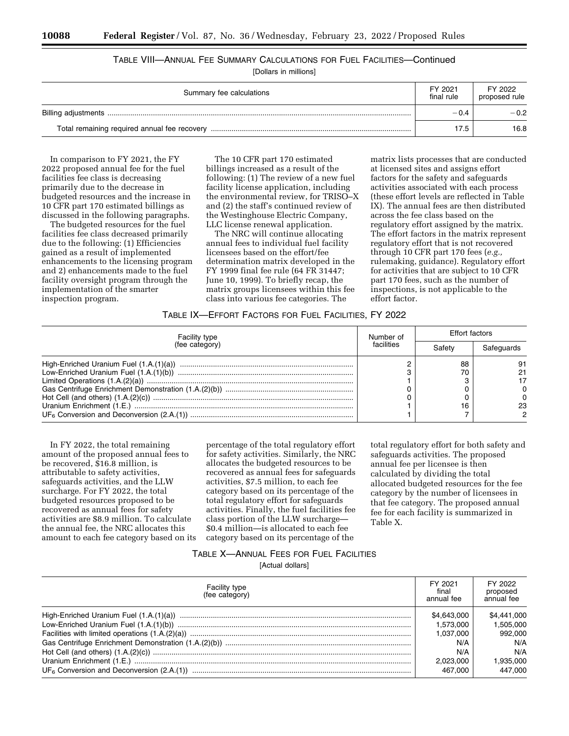TABLE VIII—ANNUAL FEE SUMMARY CALCULATIONS FOR FUEL FACILITIES—Continued

[Dollars in millions]

| Summary fee calculations | FY 2021 final rule | FY 2022 proposed rule |
|---|---|---|
| Billing adjustments | −0.4 | −0.2 |
| Total remaining required annual fee recovery | 17.5 | 16.8 |

In comparison to FY 2021, the FY 2022 proposed annual fee for the fuel facilities fee class is decreasing primarily due to the decrease in budgeted resources and the increase in 10 CFR part 170 estimated billings as discussed in the following paragraphs.

The budgeted resources for the fuel facilities fee class decreased primarily due to the following: (1) Efficiencies gained as a result of implemented enhancements to the licensing program and 2) enhancements made to the fuel facility oversight program through the implementation of the smarter inspection program.

The 10 CFR part 170 estimated billings increased as a result of the following: (1) The review of a new fuel facility license application, including the environmental review, for TRISO–X and (2) the staff's continued review of the Westinghouse Electric Company, LLC license renewal application.

The NRC will continue allocating annual fees to individual fuel facility licensees based on the effort/fee determination matrix developed in the FY 1999 final fee rule (64 FR 31447; June 10, 1999). To briefly recap, the matrix groups licensees within this fee class into various fee categories. The matrix lists processes that are conducted at licensed sites and assigns effort factors for the safety and safeguards activities associated with each process (these effort levels are reflected in Table IX). The annual fees are then distributed across the fee class based on the regulatory effort assigned by the matrix. The effort factors in the matrix represent regulatory effort that is not recovered through 10 CFR part 170 fees (*e.g.,* rulemaking, guidance). Regulatory effort for activities that are subject to 10 CFR part 170 fees, such as the number of inspections, is not applicable to the effort factor.

TABLE IX—EFFORT FACTORS FOR FUEL FACILITIES, FY 2022

| Facility type (fee category) | Number of facilities | Effort factors | |
|---|---|---|---|
| | | Safety | Safeguards |
| High-Enriched Uranium Fuel (1.A.(1)(a)) | 2 | 88 | 91 |
| Low-Enriched Uranium Fuel (1.A.(1)(b)) | 3 | 70 | 21 |
| Limited Operations (1.A.(2)(a)) | 1 | 3 | 17 |
| Gas Centrifuge Enrichment Demonstration (1.A.(2)(b)) | 0 | 0 | 0 |
| Hot Cell (and others) (1.A.(2)(c)) | 0 | 0 | 0 |
| Uranium Enrichment (1.E.) | 1 | 16 | 23 |
| $UF_6$ Conversion and Deconversion (2.A.(1)) | 1 | 7 | 2 |

In FY 2022, the total remaining amount of the proposed annual fees to be recovered, $16.8 million, is attributable to safety activities, safeguards activities, and the LLW surcharge. For FY 2022, the total budgeted resources proposed to be recovered as annual fees for safety activities are $8.9 million. To calculate the annual fee, the NRC allocates this amount to each fee category based on its percentage of the total regulatory effort for safety activities. Similarly, the NRC allocates the budgeted resources to be recovered as annual fees for safeguards activities, $7.5 million, to each fee category based on its percentage of the total regulatory effort for safeguards activities. Finally, the fuel facilities fee class portion of the LLW surcharge—$0.4 million—is allocated to each fee category based on its percentage of the total regulatory effort for both safety and safeguards activities. The proposed annual fee per licensee is then calculated by dividing the total allocated budgeted resources for the fee category by the number of licensees in that fee category. The proposed annual fee for each facility is summarized in Table X.

TABLE X—ANNUAL FEES FOR FUEL FACILITIES

[Actual dollars]

| Facility type (fee category) | FY 2021 final annual fee | FY 2022 proposed annual fee |
|---|---|---|
| High-Enriched Uranium Fuel (1.A.(1)(a)) | $4,643,000 | $4,441,000 |
| Low-Enriched Uranium Fuel (1.A.(1)(b)) | 1,573,000 | 1,505,000 |
| Facilities with limited operations (1.A.(2)(a)) | 1,037,000 | 992,000 |
| Gas Centrifuge Enrichment Demonstration (1.A.(2)(b)) | N/A | N/A |
| Hot Cell (and others) (1.A.(2)(c)) | N/A | N/A |
| Uranium Enrichment (1.E.) | 2,023,000 | 1,935,000 |
| $UF_6$ Conversion and Deconversion (2.A.(1)) | 467,000 | 447,000 |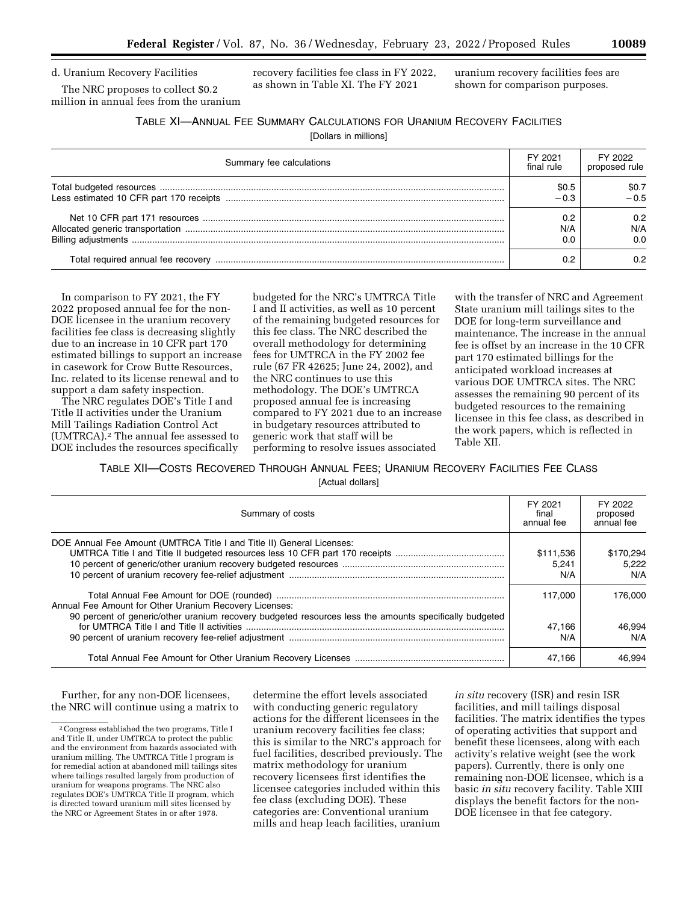d. Uranium Recovery Facilities

The NRC proposes to collect $0.2 million in annual fees from the uranium recovery facilities fee class in FY 2022, as shown in Table XI. The FY 2021 uranium recovery facilities fees are shown for comparison purposes.

TABLE XI—ANNUAL FEE SUMMARY CALCULATIONS FOR URANIUM RECOVERY FACILITIES

[Dollars in millions]

| Summary fee calculations | FY 2021 final rule | FY 2022 proposed rule |
|---|---|---|
| Total budgeted resources | $0.5 | $0.7 |
| Less estimated 10 CFR part 170 receipts | −0.3 | −0.5 |
| Net 10 CFR part 171 resources | 0.2 | 0.2 |
| Allocated generic transportation | N/A | N/A |
| Billing adjustments | 0.0 | 0.0 |
| Total required annual fee recovery | 0.2 | 0.2 |

In comparison to FY 2021, the FY 2022 proposed annual fee for the non-DOE licensee in the uranium recovery facilities fee class is decreasing slightly due to an increase in 10 CFR part 170 estimated billings to support an increase in casework for Crow Butte Resources, Inc. related to its license renewal and to support a dam safety inspection.

The NRC regulates DOE's Title I and Title II activities under the Uranium Mill Tailings Radiation Control Act (UMTRCA).[2] The annual fee assessed to DOE includes the resources specifically budgeted for the NRC's UMTRCA Title I and II activities, as well as 10 percent of the remaining budgeted resources for this fee class. The NRC described the overall methodology for determining fees for UMTRCA in the FY 2002 fee rule (67 FR 42625; June 24, 2002), and the NRC continues to use this methodology. The DOE's UMTRCA proposed annual fee is increasing compared to FY 2021 due to an increase in budgetary resources attributed to generic work that staff will be performing to resolve issues associated with the transfer of NRC and Agreement State uranium mill tailings sites to the DOE for long-term surveillance and maintenance. The increase in the annual fee is offset by an increase in the 10 CFR part 170 estimated billings for the anticipated workload increases at various DOE UMTRCA sites. The NRC assesses the remaining 90 percent of its budgeted resources to the remaining licensee in this fee class, as described in the work papers, which is reflected in Table XII.

TABLE XII—COSTS RECOVERED THROUGH ANNUAL FEES; URANIUM RECOVERY FACILITIES FEE CLASS

[Actual dollars]

| Summary of costs | FY 2021 final annual fee | FY 2022 proposed annual fee |
|---|---|---|
| DOE Annual Fee Amount (UMTRCA Title I and Title II) General Licenses: | | |
| UMTRCA Title I and Title II budgeted resources less 10 CFR part 170 receipts | $111,536 | $170,294 |
| 10 percent of generic/other uranium recovery budgeted resources | 5,241 | 5,222 |
| 10 percent of uranium recovery fee-relief adjustment | N/A | N/A |
| Total Annual Fee Amount for DOE (rounded) | 117,000 | 176,000 |
| Annual Fee Amount for Other Uranium Recovery Licenses: | | |
| 90 percent of generic/other uranium recovery budgeted resources less the amounts specifically budgeted for UMTRCA Title I and Title II activities | 47,166 | 46,994 |
| 90 percent of uranium recovery fee-relief adjustment | N/A | N/A |
| Total Annual Fee Amount for Other Uranium Recovery Licenses | 47,166 | 46,994 |

Further, for any non-DOE licensees, the NRC will continue using a matrix to determine the effort levels associated with conducting generic regulatory actions for the different licensees in the uranium recovery facilities fee class; this is similar to the NRC's approach for fuel facilities, described previously. The matrix methodology for uranium recovery licensees first identifies the licensee categories included within this fee class (excluding DOE). These categories are: Conventional uranium mills and heap leach facilities, uranium *in situ* recovery (ISR) and resin ISR facilities, and mill tailings disposal facilities. The matrix identifies the types of operating activities that support and benefit these licensees, along with each activity's relative weight (see the work papers). Currently, there is only one remaining non-DOE licensee, which is a basic *in situ* recovery facility. Table XIII displays the benefit factors for the non-DOE licensee in that fee category.

[2] Congress established the two programs, Title I and Title II, under UMTRCA to protect the public and the environment from hazards associated with uranium milling. The UMTRCA Title I program is for remedial action at abandoned mill tailings sites where tailings resulted largely from production of uranium for weapons programs. The NRC also regulates DOE's UMTRCA Title II program, which is directed toward uranium mill sites licensed by the NRC or Agreement States in or after 1978.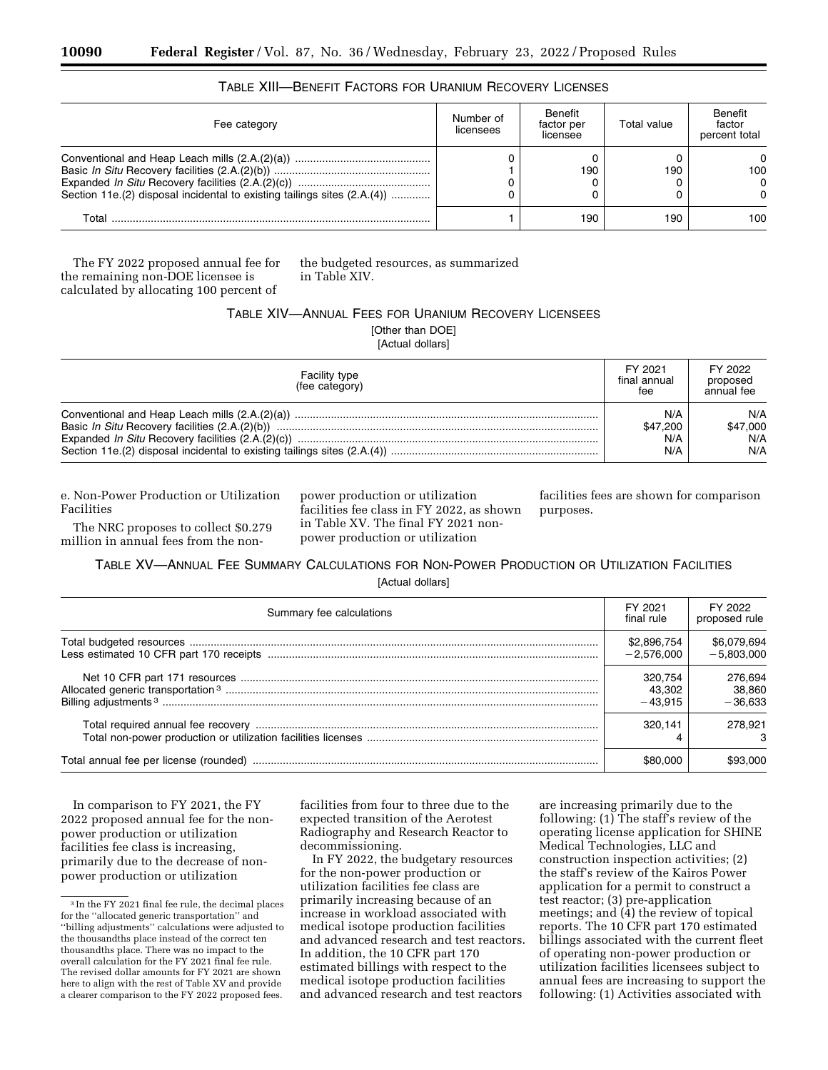TABLE XIII—BENEFIT FACTORS FOR URANIUM RECOVERY LICENSES

| Fee category | Number of licensees | Benefit factor per licensee | Total value | Benefit factor percent total |
|---|---|---|---|---|
| Conventional and Heap Leach mills (2.A.(2)(a)) | 0 | 0 | 0 | 0 |
| Basic *In Situ* Recovery facilities (2.A.(2)(b)) | 1 | 190 | 190 | 100 |
| Expanded *In Situ* Recovery facilities (2.A.(2)(c)) | 0 | 0 | 0 | 0 |
| Section 11e.(2) disposal incidental to existing tailings sites (2.A.(4)) | 0 | 0 | 0 | 0 |
| Total | 1 | 190 | 190 | 100 |

The FY 2022 proposed annual fee for the remaining non-DOE licensee is calculated by allocating 100 percent of the budgeted resources, as summarized in Table XIV.

TABLE XIV—ANNUAL FEES FOR URANIUM RECOVERY LICENSEES

[Other than DOE]

[Actual dollars]

| Facility type (fee category) | FY 2021 final annual fee | FY 2022 proposed annual fee |
|---|---|---|
| Conventional and Heap Leach mills (2.A.(2)(a)) | N/A | N/A |
| Basic *In Situ* Recovery facilities (2.A.(2)(b)) | $47,200 | $47,000 |
| Expanded *In Situ* Recovery facilities (2.A.(2)(c)) | N/A | N/A |
| Section 11e.(2) disposal incidental to existing tailings sites (2.A.(4)) | N/A | N/A |

e. Non-Power Production or Utilization Facilities

The NRC proposes to collect $0.279 million in annual fees from the non-power production or utilization facilities fee class in FY 2022, as shown in Table XV. The final FY 2021 non-power production or utilization facilities fees are shown for comparison purposes.

TABLE XV—ANNUAL FEE SUMMARY CALCULATIONS FOR NON-POWER PRODUCTION OR UTILIZATION FACILITIES

[Actual dollars]

| Summary fee calculations | FY 2021 final rule | FY 2022 proposed rule |
|---|---|---|
| Total budgeted resources | $2,896,754 | $6,079,694 |
| Less estimated 10 CFR part 170 receipts | −2,576,000 | −5,803,000 |
| Net 10 CFR part 171 resources | 320,754 | 276,694 |
| Allocated generic transportation [3] | 43,302 | 38,860 |
| Billing adjustments [3] | −43,915 | −36,633 |
| Total required annual fee recovery | 320,141 | 278,921 |
| Total non-power production or utilization facilities licenses | 4 | 3 |
| Total annual fee per license (rounded) | $80,000 | $93,000 |

In comparison to FY 2021, the FY 2022 proposed annual fee for the non-power production or utilization facilities fee class is increasing, primarily due to the decrease of non-power production or utilization facilities from four to three due to the expected transition of the Aerotest Radiography and Research Reactor to decommissioning.

In FY 2022, the budgetary resources for the non-power production or utilization facilities fee class are primarily increasing because of an increase in workload associated with medical isotope production facilities and advanced research and test reactors. In addition, the 10 CFR part 170 estimated billings with respect to the medical isotope production facilities and advanced research and test reactors are increasing primarily due to the following: (1) The staff's review of the operating license application for SHINE Medical Technologies, LLC and construction inspection activities; (2) the staff's review of the Kairos Power application for a permit to construct a test reactor; (3) pre-application meetings; and (4) the review of topical reports. The 10 CFR part 170 estimated billings associated with the current fleet of operating non-power production or utilization facilities licensees subject to annual fees are increasing to support the following: (1) Activities associated with

[3] In the FY 2021 final fee rule, the decimal places for the "allocated generic transportation" and "billing adjustments" calculations were adjusted to the thousandths place instead of the correct ten thousandths place. There was no impact to the overall calculation for the FY 2021 final fee rule. The revised dollar amounts for FY 2021 are shown here to align with the rest of Table XV and provide a clearer comparison to the FY 2022 proposed fees.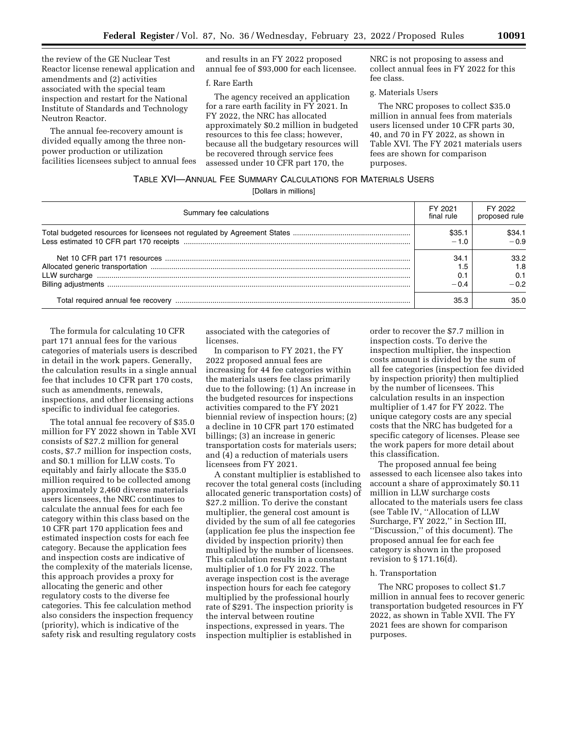the review of the GE Nuclear Test Reactor license renewal application and amendments and (2) activities associated with the special team inspection and restart for the National Institute of Standards and Technology Neutron Reactor.

The annual fee-recovery amount is divided equally among the three non-power production or utilization facilities licensees subject to annual fees and results in an FY 2022 proposed annual fee of $93,000 for each licensee.

f. Rare Earth

The agency received an application for a rare earth facility in FY 2021. In FY 2022, the NRC has allocated approximately $0.2 million in budgeted resources to this fee class; however, because all the budgetary resources will be recovered through service fees assessed under 10 CFR part 170, the NRC is not proposing to assess and collect annual fees in FY 2022 for this fee class.

g. Materials Users

The NRC proposes to collect $35.0 million in annual fees from materials users licensed under 10 CFR parts 30, 40, and 70 in FY 2022, as shown in Table XVI. The FY 2021 materials users fees are shown for comparison purposes.

TABLE XVI—ANNUAL FEE SUMMARY CALCULATIONS FOR MATERIALS USERS

[Dollars in millions]

| Summary fee calculations | FY 2021 final rule | FY 2022 proposed rule |
| --- | --- | --- |
| Total budgeted resources for licensees not regulated by Agreement States | $35.1 | $34.1 |
| Less estimated 10 CFR part 170 receipts | −1.0 | −0.9 |
| Net 10 CFR part 171 resources | 34.1 | 33.2 |
| Allocated generic transportation | 1.5 | 1.8 |
| LLW surcharge | 0.1 | 0.1 |
| Billing adjustments | −0.4 | −0.2 |
| Total required annual fee recovery | 35.3 | 35.0 |

The formula for calculating 10 CFR part 171 annual fees for the various categories of materials users is described in detail in the work papers. Generally, the calculation results in a single annual fee that includes 10 CFR part 170 costs, such as amendments, renewals, inspections, and other licensing actions specific to individual fee categories.

The total annual fee recovery of $35.0 million for FY 2022 shown in Table XVI consists of $27.2 million for general costs, $7.7 million for inspection costs, and $0.1 million for LLW costs. To equitably and fairly allocate the $35.0 million required to be collected among approximately 2,460 diverse materials users licensees, the NRC continues to calculate the annual fees for each fee category within this class based on the 10 CFR part 170 application fees and estimated inspection costs for each fee category. Because the application fees and inspection costs are indicative of the complexity of the materials license, this approach provides a proxy for allocating the generic and other regulatory costs to the diverse fee categories. This fee calculation method also considers the inspection frequency (priority), which is indicative of the safety risk and resulting regulatory costs associated with the categories of licenses.

In comparison to FY 2021, the FY 2022 proposed annual fees are increasing for 44 fee categories within the materials users fee class primarily due to the following: (1) An increase in the budgeted resources for inspections activities compared to the FY 2021 biennial review of inspection hours; (2) a decline in 10 CFR part 170 estimated billings; (3) an increase in generic transportation costs for materials users; and (4) a reduction of materials users licensees from FY 2021.

A constant multiplier is established to recover the total general costs (including allocated generic transportation costs) of $27.2 million. To derive the constant multiplier, the general cost amount is divided by the sum of all fee categories (application fee plus the inspection fee divided by inspection priority) then multiplied by the number of licensees. This calculation results in a constant multiplier of 1.0 for FY 2022. The average inspection cost is the average inspection hours for each fee category multiplied by the professional hourly rate of $291. The inspection priority is the interval between routine inspections, expressed in years. The inspection multiplier is established in order to recover the $7.7 million in inspection costs. To derive the inspection multiplier, the inspection costs amount is divided by the sum of all fee categories (inspection fee divided by inspection priority) then multiplied by the number of licensees. This calculation results in an inspection multiplier of 1.47 for FY 2022. The unique category costs are any special costs that the NRC has budgeted for a specific category of licenses. Please see the work papers for more detail about this classification.

The proposed annual fee being assessed to each licensee also takes into account a share of approximately $0.11 million in LLW surcharge costs allocated to the materials users fee class (see Table IV, ''Allocation of LLW Surcharge, FY 2022,'' in Section III, ''Discussion,'' of this document). The proposed annual fee for each fee category is shown in the proposed revision to § 171.16(d).

h. Transportation

The NRC proposes to collect $1.7 million in annual fees to recover generic transportation budgeted resources in FY 2022, as shown in Table XVII. The FY 2021 fees are shown for comparison purposes.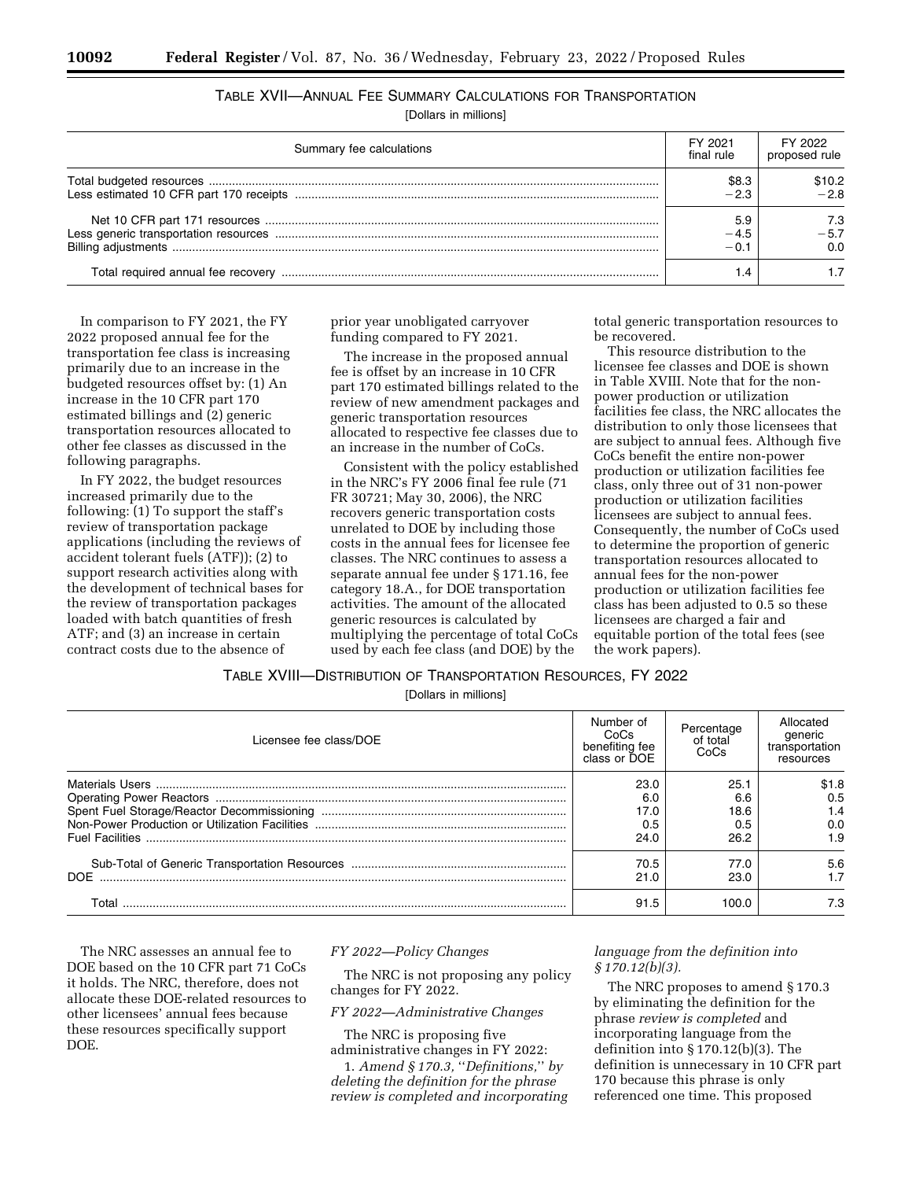TABLE XVII—ANNUAL FEE SUMMARY CALCULATIONS FOR TRANSPORTATION

[Dollars in millions]

| Summary fee calculations | FY 2021 final rule | FY 2022 proposed rule |
|---|---|---|
| Total budgeted resources | $8.3 | $10.2 |
| Less estimated 10 CFR part 170 receipts | −2.3 | −2.8 |
| Net 10 CFR part 171 resources | 5.9 | 7.3 |
| Less generic transportation resources | −4.5 | −5.7 |
| Billing adjustments | −0.1 | 0.0 |
| Total required annual fee recovery | 1.4 | 1.7 |

In comparison to FY 2021, the FY 2022 proposed annual fee for the transportation fee class is increasing primarily due to an increase in the budgeted resources offset by: (1) An increase in the 10 CFR part 170 estimated billings and (2) generic transportation resources allocated to other fee classes as discussed in the following paragraphs.

In FY 2022, the budget resources increased primarily due to the following: (1) To support the staff's review of transportation package applications (including the reviews of accident tolerant fuels (ATF)); (2) to support research activities along with the development of technical bases for the review of transportation packages loaded with batch quantities of fresh ATF; and (3) an increase in certain contract costs due to the absence of prior year unobligated carryover funding compared to FY 2021.

The increase in the proposed annual fee is offset by an increase in 10 CFR part 170 estimated billings related to the review of new amendment packages and generic transportation resources allocated to respective fee classes due to an increase in the number of CoCs.

Consistent with the policy established in the NRC's FY 2006 final fee rule (71 FR 30721; May 30, 2006), the NRC recovers generic transportation costs unrelated to DOE by including those costs in the annual fees for licensee fee classes. The NRC continues to assess a separate annual fee under § 171.16, fee category 18.A., for DOE transportation activities. The amount of the allocated generic resources is calculated by multiplying the percentage of total CoCs used by each fee class (and DOE) by the total generic transportation resources to be recovered.

This resource distribution to the licensee fee classes and DOE is shown in Table XVIII. Note that for the non-power production or utilization facilities fee class, the NRC allocates the distribution to only those licensees that are subject to annual fees. Although five CoCs benefit the entire non-power production or utilization facilities fee class, only three out of 31 non-power production or utilization facilities licensees are subject to annual fees. Consequently, the number of CoCs used to determine the proportion of generic transportation resources allocated to annual fees for the non-power production or utilization facilities fee class has been adjusted to 0.5 so these licensees are charged a fair and equitable portion of the total fees (see the work papers).

TABLE XVIII—DISTRIBUTION OF TRANSPORTATION RESOURCES, FY 2022

[Dollars in millions]

| Licensee fee class/DOE | Number of CoCs benefiting fee class or DOE | Percentage of total CoCs | Allocated generic transportation resources |
|---|---|---|---|
| Materials Users | 23.0 | 25.1 | $1.8 |
| Operating Power Reactors | 6.0 | 6.6 | 0.5 |
| Spent Fuel Storage/Reactor Decommissioning | 17.0 | 18.6 | 1.4 |
| Non-Power Production or Utilization Facilities | 0.5 | 0.5 | 0.0 |
| Fuel Facilities | 24.0 | 26.2 | 1.9 |
| Sub-Total of Generic Transportation Resources | 70.5 | 77.0 | 5.6 |
| DOE | 21.0 | 23.0 | 1.7 |
| Total | 91.5 | 100.0 | 7.3 |

The NRC assesses an annual fee to DOE based on the 10 CFR part 71 CoCs it holds. The NRC, therefore, does not allocate these DOE-related resources to other licensees' annual fees because these resources specifically support DOE.

*FY 2022—Policy Changes*

The NRC is not proposing any policy changes for FY 2022.

*FY 2022—Administrative Changes*

The NRC is proposing five administrative changes in FY 2022:

1. *Amend § 170.3, "Definitions," by deleting the definition for the phrase review is completed and incorporating language from the definition into § 170.12(b)(3).*

The NRC proposes to amend § 170.3 by eliminating the definition for the phrase *review is completed* and incorporating language from the definition into § 170.12(b)(3). The definition is unnecessary in 10 CFR part 170 because this phrase is only referenced one time. This proposed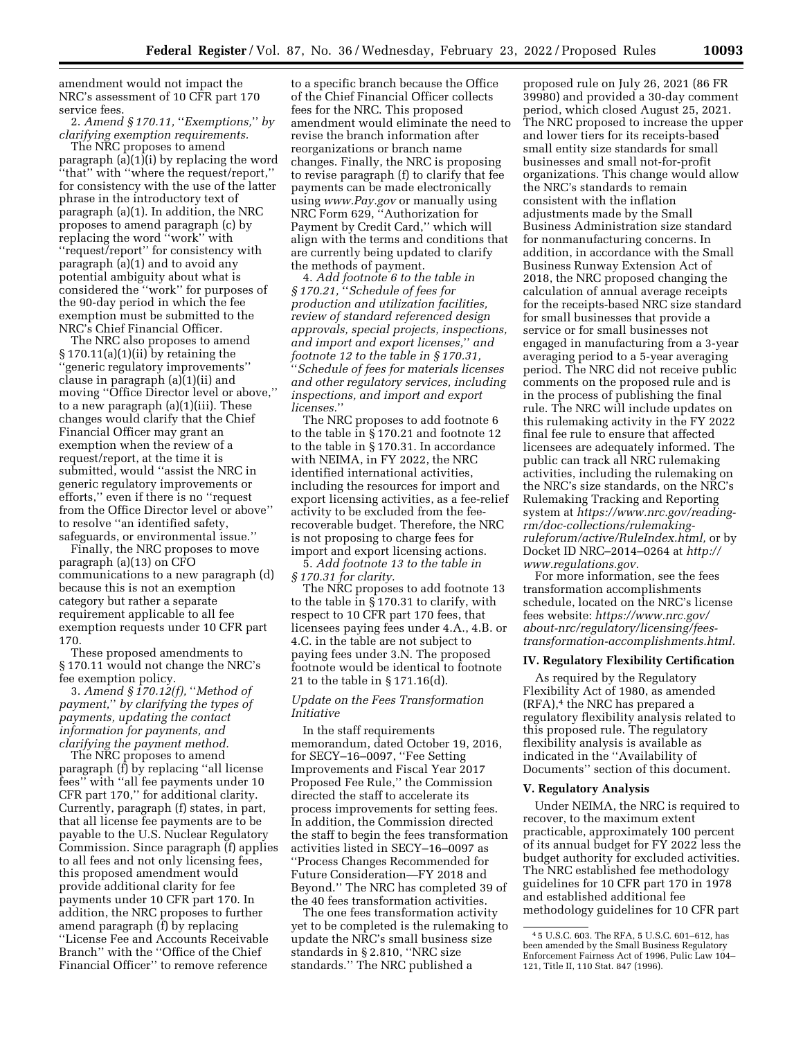amendment would not impact the NRC's assessment of 10 CFR part 170 service fees.

2. *Amend § 170.11, ''Exemptions,'' by clarifying exemption requirements.*

The NRC proposes to amend paragraph (a)(1)(i) by replacing the word ''that'' with ''where the request/report,'' for consistency with the use of the latter phrase in the introductory text of paragraph (a)(1). In addition, the NRC proposes to amend paragraph (c) by replacing the word ''work'' with ''request/report'' for consistency with paragraph (a)(1) and to avoid any potential ambiguity about what is considered the ''work'' for purposes of the 90-day period in which the fee exemption must be submitted to the NRC's Chief Financial Officer.

The NRC also proposes to amend § 170.11(a)(1)(ii) by retaining the ''generic regulatory improvements'' clause in paragraph (a)(1)(ii) and moving ''Office Director level or above,'' to a new paragraph (a)(1)(iii). These changes would clarify that the Chief Financial Officer may grant an exemption when the review of a request/report, at the time it is submitted, would ''assist the NRC in generic regulatory improvements or efforts,'' even if there is no ''request from the Office Director level or above'' to resolve ''an identified safety, safeguards, or environmental issue.''

Finally, the NRC proposes to move paragraph (a)(13) on CFO communications to a new paragraph (d) because this is not an exemption category but rather a separate requirement applicable to all fee exemption requests under 10 CFR part 170.

These proposed amendments to § 170.11 would not change the NRC's fee exemption policy.

3. *Amend § 170.12(f), ''Method of payment,'' by clarifying the types of payments, updating the contact information for payments, and clarifying the payment method.*

The NRC proposes to amend paragraph (f) by replacing ''all license fees'' with ''all fee payments under 10 CFR part 170,'' for additional clarity. Currently, paragraph (f) states, in part, that all license fee payments are to be payable to the U.S. Nuclear Regulatory Commission. Since paragraph (f) applies to all fees and not only licensing fees, this proposed amendment would provide additional clarity for fee payments under 10 CFR part 170. In addition, the NRC proposes to further amend paragraph (f) by replacing ''License Fee and Accounts Receivable Branch'' with the ''Office of the Chief Financial Officer'' to remove reference to a specific branch because the Office of the Chief Financial Officer collects fees for the NRC. This proposed amendment would eliminate the need to revise the branch information after reorganizations or branch name changes. Finally, the NRC is proposing to revise paragraph (f) to clarify that fee payments can be made electronically using *www.Pay.gov* or manually using NRC Form 629, ''Authorization for Payment by Credit Card,'' which will align with the terms and conditions that are currently being updated to clarify the methods of payment.

4. *Add footnote 6 to the table in § 170.21, ''Schedule of fees for production and utilization facilities, review of standard referenced design approvals, special projects, inspections, and import and export licenses,'' and footnote 12 to the table in § 170.31, ''Schedule of fees for materials licenses and other regulatory services, including inspections, and import and export licenses.''*

The NRC proposes to add footnote 6 to the table in § 170.21 and footnote 12 to the table in § 170.31. In accordance with NEIMA, in FY 2022, the NRC identified international activities, including the resources for import and export licensing activities, as a fee-relief activity to be excluded from the fee-recoverable budget. Therefore, the NRC is not proposing to charge fees for import and export licensing actions.

5. *Add footnote 13 to the table in § 170.31 for clarity.*

The NRC proposes to add footnote 13 to the table in § 170.31 to clarify, with respect to 10 CFR part 170 fees, that licensees paying fees under 4.A., 4.B. or 4.C. in the table are not subject to paying fees under 3.N. The proposed footnote would be identical to footnote 21 to the table in § 171.16(d).

### *Update on the Fees Transformation Initiative*

In the staff requirements memorandum, dated October 19, 2016, for SECY–16–0097, ''Fee Setting Improvements and Fiscal Year 2017 Proposed Fee Rule,'' the Commission directed the staff to accelerate its process improvements for setting fees. In addition, the Commission directed the staff to begin the fees transformation activities listed in SECY–16–0097 as ''Process Changes Recommended for Future Consideration—FY 2018 and Beyond.'' The NRC has completed 39 of the 40 fees transformation activities.

The one fees transformation activity yet to be completed is the rulemaking to update the NRC's small business size standards in § 2.810, ''NRC size standards.'' The NRC published a proposed rule on July 26, 2021 (86 FR 39980) and provided a 30-day comment period, which closed August 25, 2021. The NRC proposed to increase the upper and lower tiers for its receipts-based small entity size standards for small businesses and small not-for-profit organizations. This change would allow the NRC's standards to remain consistent with the inflation adjustments made by the Small Business Administration size standard for nonmanufacturing concerns. In addition, in accordance with the Small Business Runway Extension Act of 2018, the NRC proposed changing the calculation of annual average receipts for the receipts-based NRC size standard for small businesses that provide a service or for small businesses not engaged in manufacturing from a 3-year averaging period to a 5-year averaging period. The NRC did not receive public comments on the proposed rule and is in the process of publishing the final rule. The NRC will include updates on this rulemaking activity in the FY 2022 final fee rule to ensure that affected licensees are adequately informed. The public can track all NRC rulemaking activities, including the rulemaking on the NRC's size standards, on the NRC's Rulemaking Tracking and Reporting system at *https://www.nrc.gov/reading-rm/doc-collections/rulemaking-ruleforum/active/RuleIndex.html,* or by Docket ID NRC–2014–0264 at *http://www.regulations.gov.*

For more information, see the fees transformation accomplishments schedule, located on the NRC's license fees website: *https://www.nrc.gov/about-nrc/regulatory/licensing/fees-transformation-accomplishments.html.*

## IV. Regulatory Flexibility Certification

As required by the Regulatory Flexibility Act of 1980, as amended (RFA),[4] the NRC has prepared a regulatory flexibility analysis related to this proposed rule. The regulatory flexibility analysis is available as indicated in the ''Availability of Documents'' section of this document.

## V. Regulatory Analysis

Under NEIMA, the NRC is required to recover, to the maximum extent practicable, approximately 100 percent of its annual budget for FY 2022 less the budget authority for excluded activities. The NRC established fee methodology guidelines for 10 CFR part 170 in 1978 and established additional fee methodology guidelines for 10 CFR part

---

[4] 5 U.S.C. 603. The RFA, 5 U.S.C. 601–612, has been amended by the Small Business Regulatory Enforcement Fairness Act of 1996, Pulic Law 104–121, Title II, 110 Stat. 847 (1996).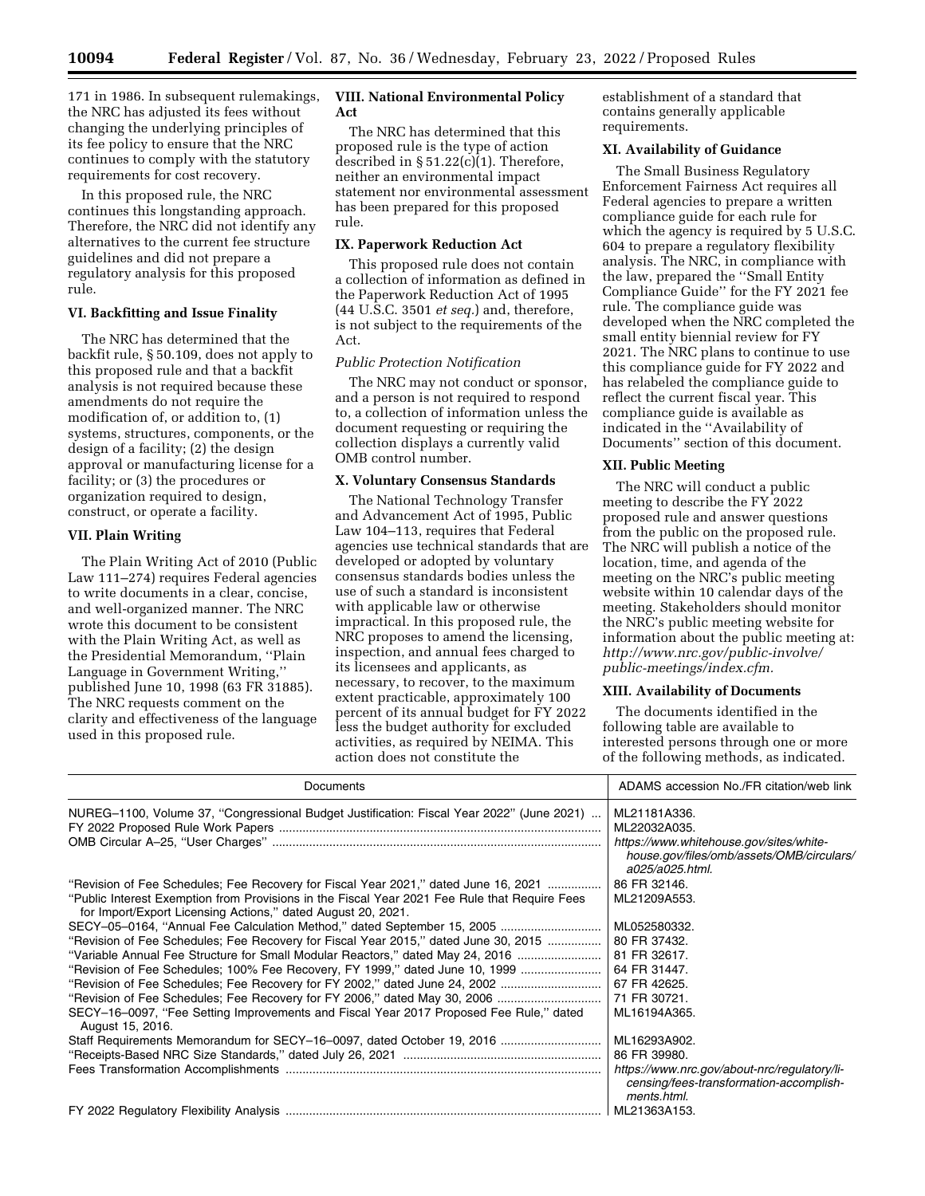171 in 1986. In subsequent rulemakings, the NRC has adjusted its fees without changing the underlying principles of its fee policy to ensure that the NRC continues to comply with the statutory requirements for cost recovery.

In this proposed rule, the NRC continues this longstanding approach. Therefore, the NRC did not identify any alternatives to the current fee structure guidelines and did not prepare a regulatory analysis for this proposed rule.

## VI. Backfitting and Issue Finality

The NRC has determined that the backfit rule, § 50.109, does not apply to this proposed rule and that a backfit analysis is not required because these amendments do not require the modification of, or addition to, (1) systems, structures, components, or the design of a facility; (2) the design approval or manufacturing license for a facility; or (3) the procedures or organization required to design, construct, or operate a facility.

## VII. Plain Writing

The Plain Writing Act of 2010 (Public Law 111–274) requires Federal agencies to write documents in a clear, concise, and well-organized manner. The NRC wrote this document to be consistent with the Plain Writing Act, as well as the Presidential Memorandum, ''Plain Language in Government Writing,'' published June 10, 1998 (63 FR 31885). The NRC requests comment on the clarity and effectiveness of the language used in this proposed rule.

## VIII. National Environmental Policy Act

The NRC has determined that this proposed rule is the type of action described in § 51.22(c)(1). Therefore, neither an environmental impact statement nor environmental assessment has been prepared for this proposed rule.

## IX. Paperwork Reduction Act

This proposed rule does not contain a collection of information as defined in the Paperwork Reduction Act of 1995 (44 U.S.C. 3501 *et seq.*) and, therefore, is not subject to the requirements of the Act.

*Public Protection Notification*

The NRC may not conduct or sponsor, and a person is not required to respond to, a collection of information unless the document requesting or requiring the collection displays a currently valid OMB control number.

## X. Voluntary Consensus Standards

The National Technology Transfer and Advancement Act of 1995, Public Law 104–113, requires that Federal agencies use technical standards that are developed or adopted by voluntary consensus standards bodies unless the use of such a standard is inconsistent with applicable law or otherwise impractical. In this proposed rule, the NRC proposes to amend the licensing, inspection, and annual fees charged to its licensees and applicants, as necessary, to recover, to the maximum extent practicable, approximately 100 percent of its annual budget for FY 2022 less the budget authority for excluded activities, as required by NEIMA. This action does not constitute the establishment of a standard that contains generally applicable requirements.

## XI. Availability of Guidance

The Small Business Regulatory Enforcement Fairness Act requires all Federal agencies to prepare a written compliance guide for each rule for which the agency is required by 5 U.S.C. 604 to prepare a regulatory flexibility analysis. The NRC, in compliance with the law, prepared the ''Small Entity Compliance Guide'' for the FY 2021 fee rule. The compliance guide was developed when the NRC completed the small entity biennial review for FY 2021. The NRC plans to continue to use this compliance guide for FY 2022 and has relabeled the compliance guide to reflect the current fiscal year. This compliance guide is available as indicated in the ''Availability of Documents'' section of this document.

## XII. Public Meeting

The NRC will conduct a public meeting to describe the FY 2022 proposed rule and answer questions from the public on the proposed rule. The NRC will publish a notice of the location, time, and agenda of the meeting on the NRC's public meeting website within 10 calendar days of the meeting. Stakeholders should monitor the NRC's public meeting website for information about the public meeting at: *http://www.nrc.gov/public-involve/public-meetings/index.cfm.*

## XIII. Availability of Documents

The documents identified in the following table are available to interested persons through one or more of the following methods, as indicated.

| Documents | ADAMS accession No./FR citation/web link |
|---|---|
| NUREG–1100, Volume 37, ''Congressional Budget Justification: Fiscal Year 2022'' (June 2021) | ML21181A336. |
| FY 2022 Proposed Rule Work Papers | ML22032A035. |
| OMB Circular A–25, ''User Charges'' | *https://www.whitehouse.gov/sites/whitehouse.gov/files/omb/assets/OMB/circulars/a025/a025.html.* |
| ''Revision of Fee Schedules; Fee Recovery for Fiscal Year 2021,'' dated June 16, 2021 | 86 FR 32146. |
| ''Public Interest Exemption from Provisions in the Fiscal Year 2021 Fee Rule that Require Fees for Import/Export Licensing Actions,'' dated August 20, 2021. | ML21209A553. |
| SECY–05–0164, ''Annual Fee Calculation Method,'' dated September 15, 2005 | ML052580332. |
| ''Revision of Fee Schedules; Fee Recovery for Fiscal Year 2015,'' dated June 30, 2015 | 80 FR 37432. |
| ''Variable Annual Fee Structure for Small Modular Reactors,'' dated May 24, 2016 | 81 FR 32617. |
| ''Revision of Fee Schedules; 100% Fee Recovery, FY 1999,'' dated June 10, 1999 | 64 FR 31447. |
| ''Revision of Fee Schedules; Fee Recovery for FY 2002,'' dated June 24, 2002 | 67 FR 42625. |
| ''Revision of Fee Schedules; Fee Recovery for FY 2006,'' dated May 30, 2006 | 71 FR 30721. |
| SECY–16–0097, ''Fee Setting Improvements and Fiscal Year 2017 Proposed Fee Rule,'' dated August 15, 2016. | ML16194A365. |
| Staff Requirements Memorandum for SECY–16–0097, dated October 19, 2016 | ML16293A902. |
| ''Receipts-Based NRC Size Standards,'' dated July 26, 2021 | 86 FR 39980. |
| Fees Transformation Accomplishments | *https://www.nrc.gov/about-nrc/regulatory/licensing/fees-transformation-accomplishments.html.* |
| FY 2022 Regulatory Flexibility Analysis | ML21363A153. |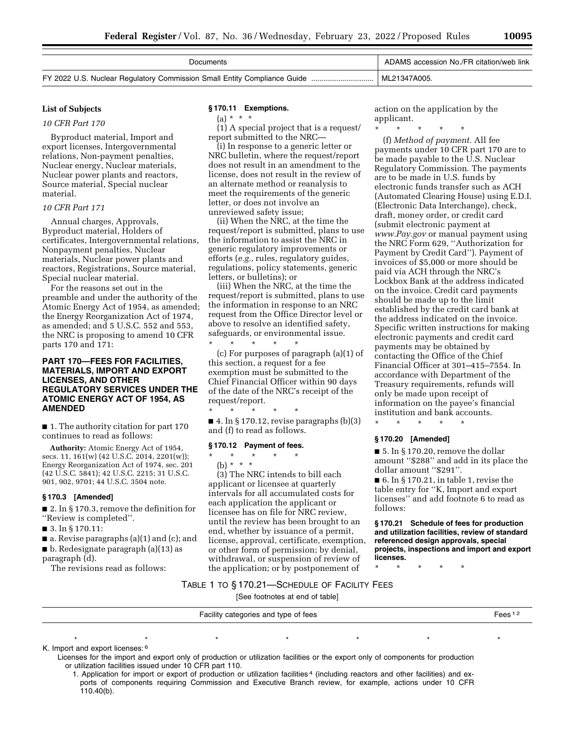| Documents | ADAMS accession No./FR citation/web link |
| --- | --- |
| FY 2022 U.S. Nuclear Regulatory Commission Small Entity Compliance Guide | ML21347A005. |

## List of Subjects

*10 CFR Part 170*

Byproduct material, Import and export licenses, Intergovernmental relations, Non-payment penalties, Nuclear energy, Nuclear materials, Nuclear power plants and reactors, Source material, Special nuclear material.

*10 CFR Part 171*

Annual charges, Approvals, Byproduct material, Holders of certificates, Intergovernmental relations, Nonpayment penalties, Nuclear materials, Nuclear power plants and reactors, Registrations, Source material, Special nuclear material.

For the reasons set out in the preamble and under the authority of the Atomic Energy Act of 1954, as amended; the Energy Reorganization Act of 1974, as amended; and 5 U.S.C. 552 and 553, the NRC is proposing to amend 10 CFR parts 170 and 171:

## PART 170—FEES FOR FACILITIES, MATERIALS, IMPORT AND EXPORT LICENSES, AND OTHER REGULATORY SERVICES UNDER THE ATOMIC ENERGY ACT OF 1954, AS AMENDED

■ 1. The authority citation for part 170 continues to read as follows:

**Authority:** Atomic Energy Act of 1954, secs. 11, 161(w) (42 U.S.C. 2014, 2201(w)); Energy Reorganization Act of 1974, sec. 201 (42 U.S.C. 5841); 42 U.S.C. 2215; 31 U.S.C. 901, 902, 9701; 44 U.S.C. 3504 note.

### § 170.3 [Amended]

■ 2. In § 170.3, remove the definition for ''Review is completed''.

■ 3. In § 170.11:

■ a. Revise paragraphs (a)(1) and (c); and

■ b. Redesignate paragraph (a)(13) as paragraph (d).

The revisions read as follows:

### § 170.11 Exemptions.

(a) * * *

(1) A special project that is a request/report submitted to the NRC—

(i) In response to a generic letter or NRC bulletin, where the request/report does not result in an amendment to the license, does not result in the review of an alternate method or reanalysis to meet the requirements of the generic letter, or does not involve an unreviewed safety issue;

(ii) When the NRC, at the time the request/report is submitted, plans to use the information to assist the NRC in generic regulatory improvements or efforts (*e.g.,* rules, regulatory guides, regulations, policy statements, generic letters, or bulletins); or

(iii) When the NRC, at the time the request/report is submitted, plans to use the information in response to an NRC request from the Office Director level or above to resolve an identified safety, safeguards, or environmental issue.

\* \* \* \* \*

(c) For purposes of paragraph (a)(1) of this section, a request for a fee exemption must be submitted to the Chief Financial Officer within 90 days of the date of the NRC's receipt of the request/report.

\* \* \* \* \*

■ 4. In § 170.12, revise paragraphs (b)(3) and (f) to read as follows.

### § 170.12 Payment of fees.

\* \* \* \* \*

(b) * * *

(3) The NRC intends to bill each applicant or licensee at quarterly intervals for all accumulated costs for each application the applicant or licensee has on file for NRC review, until the review has been brought to an end, whether by issuance of a permit, license, approval, certificate, exemption, or other form of permission; by denial, withdrawal, or suspension of review of the application; or by postponement of action on the application by the applicant.

\* \* \* \* \*

(f) *Method of payment.* All fee payments under 10 CFR part 170 are to be made payable to the U.S. Nuclear Regulatory Commission. The payments are to be made in U.S. funds by electronic funds transfer such as ACH (Automated Clearing House) using E.D.I. (Electronic Data Interchange), check, draft, money order, or credit card (submit electronic payment at *www.Pay.gov* or manual payment using the NRC Form 629, ''Authorization for Payment by Credit Card''). Payment of invoices of $5,000 or more should be paid via ACH through the NRC's Lockbox Bank at the address indicated on the invoice. Credit card payments should be made up to the limit established by the credit card bank at the address indicated on the invoice. Specific written instructions for making electronic payments and credit card payments may be obtained by contacting the Office of the Chief Financial Officer at 301–415–7554. In accordance with Department of the Treasury requirements, refunds will only be made upon receipt of information on the payee's financial institution and bank accounts.

\* \* \* \* \*

### § 170.20 [Amended]

■ 5. In § 170.20, remove the dollar amount ''$288'' and add in its place the dollar amount ''$291''.

■ 6. In § 170.21, in table 1, revise the table entry for ''K, Import and export licenses'' and add footnote 6 to read as follows:

### § 170.21 Schedule of fees for production and utilization facilities, review of standard referenced design approvals, special projects, inspections and import and export licenses.

\* \* \* \* \*

TABLE 1 TO § 170.21—SCHEDULE OF FACILITY FEES

[See footnotes at end of table]

| Facility categories and type of fees | Fees [1] [2] |
| --- | --- |
| \* \* \* \* \* \* \* | |
| K. Import and export licenses: [6] | |
| Licenses for the import and export only of production or utilization facilities or the export only of components for production or utilization facilities issued under 10 CFR part 110. | |
| 1. Application for import or export of production or utilization facilities [4] (including reactors and other facilities) and exports of components requiring Commission and Executive Branch review, for example, actions under 10 CFR 110.40(b). | |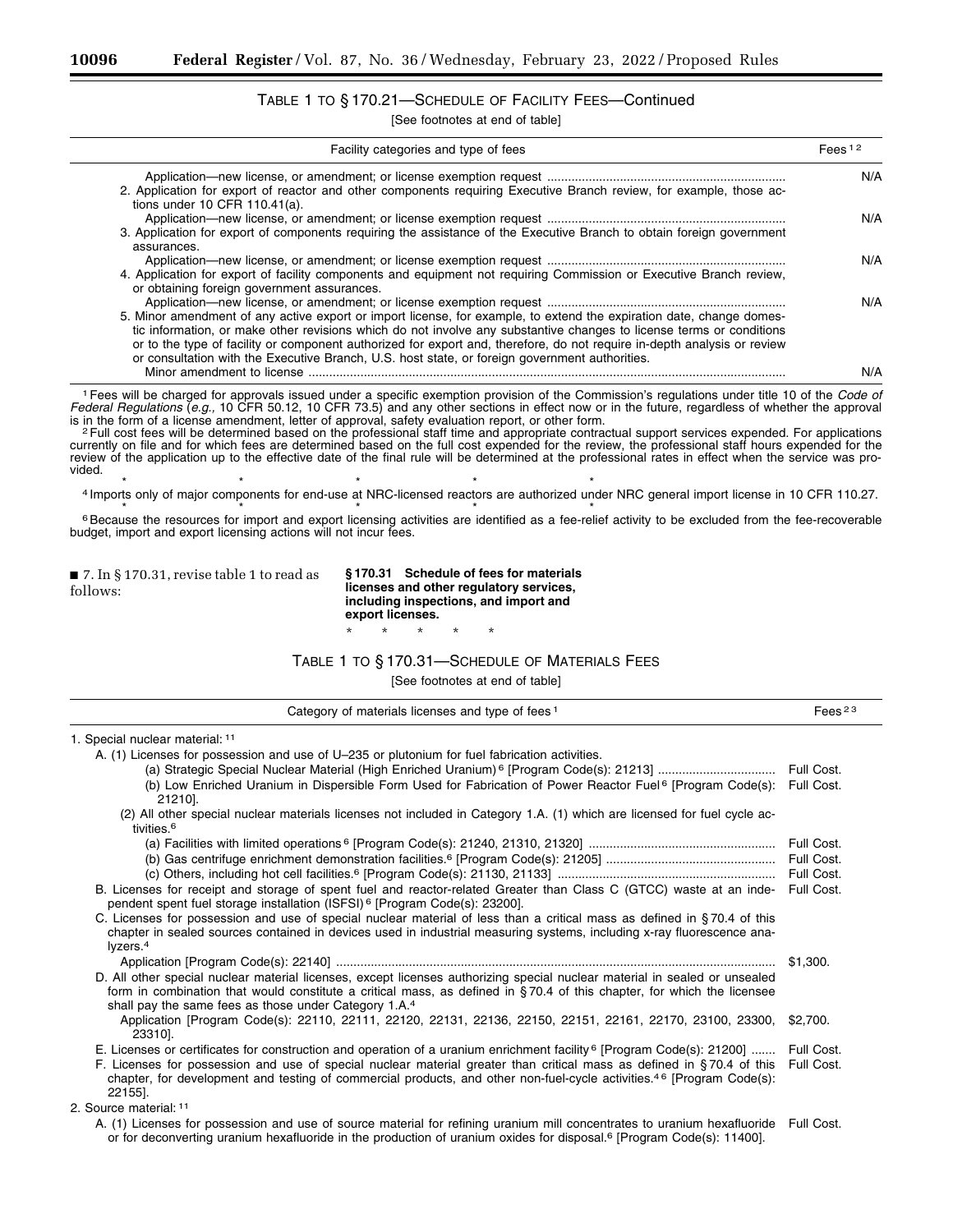TABLE 1 TO § 170.21—SCHEDULE OF FACILITY FEES—Continued

[See footnotes at end of table]

| Facility categories and type of fees | Fees [1 2] |
| --- | --- |
| Application—new license, or amendment; or license exemption request | N/A |
| 2. Application for export of reactor and other components requiring Executive Branch review, for example, those actions under 10 CFR 110.41(a). | |
| Application—new license, or amendment; or license exemption request | N/A |
| 3. Application for export of components requiring the assistance of the Executive Branch to obtain foreign government assurances. | |
| Application—new license, or amendment; or license exemption request | N/A |
| 4. Application for export of facility components and equipment not requiring Commission or Executive Branch review, or obtaining foreign government assurances. | |
| Application—new license, or amendment; or license exemption request | N/A |
| 5. Minor amendment of any active export or import license, for example, to extend the expiration date, change domestic information, or make other revisions which do not involve any substantive changes to license terms or conditions or to the type of facility or component authorized for export and, therefore, do not require in-depth analysis or review or consultation with the Executive Branch, U.S. host state, or foreign government authorities. | |
| Minor amendment to license | N/A |

[1] Fees will be charged for approvals issued under a specific exemption provision of the Commission's regulations under title 10 of the *Code of Federal Regulations* (*e.g.,* 10 CFR 50.12, 10 CFR 73.5) and any other sections in effect now or in the future, regardless of whether the approval is in the form of a license amendment, letter of approval, safety evaluation report, or other form.

[2] Full cost fees will be determined based on the professional staff time and appropriate contractual support services expended. For applications currently on file and for which fees are determined based on the full cost expended for the review, the professional staff hours expended for the review of the application up to the effective date of the final rule will be determined at the professional rates in effect when the service was provided.

\* \* \* \* \*

[4] Imports only of major components for end-use at NRC-licensed reactors are authorized under NRC general import license in 10 CFR 110.27.

\* \* \* \* \*

[6] Because the resources for import and export licensing activities are identified as a fee-relief activity to be excluded from the fee-recoverable budget, import and export licensing actions will not incur fees.

■ 7. In § 170.31, revise table 1 to read as follows:

**§ 170.31 Schedule of fees for materials licenses and other regulatory services, including inspections, and import and export licenses.**

\* \* \* \* \*

TABLE 1 TO § 170.31—SCHEDULE OF MATERIALS FEES

[See footnotes at end of table]

| Category of materials licenses and type of fees [1] | Fees [2 3] |
| --- | --- |
| 1. Special nuclear material: [11] | |
| A. (1) Licenses for possession and use of U–235 or plutonium for fuel fabrication activities. | |
| (a) Strategic Special Nuclear Material (High Enriched Uranium) [6] [Program Code(s): 21213] | Full Cost. |
| (b) Low Enriched Uranium in Dispersible Form Used for Fabrication of Power Reactor Fuel [6] [Program Code(s): 21210]. | Full Cost. |
| (2) All other special nuclear materials licenses not included in Category 1.A. (1) which are licensed for fuel cycle activities.[6] | |
| (a) Facilities with limited operations [6] [Program Code(s): 21240, 21310, 21320] | Full Cost. |
| (b) Gas centrifuge enrichment demonstration facilities.[6] [Program Code(s): 21205] | Full Cost. |
| (c) Others, including hot cell facilities.[6] [Program Code(s): 21130, 21133] | Full Cost. |
| B. Licenses for receipt and storage of spent fuel and reactor-related Greater than Class C (GTCC) waste at an independent spent fuel storage installation (ISFSI) [6] [Program Code(s): 23200]. | Full Cost. |
| C. Licenses for possession and use of special nuclear material of less than a critical mass as defined in § 70.4 of this chapter in sealed sources contained in devices used in industrial measuring systems, including x-ray fluorescence analyzers.[4] | |
| Application [Program Code(s): 22140] | $1,300. |
| D. All other special nuclear material licenses, except licenses authorizing special nuclear material in sealed or unsealed form in combination that would constitute a critical mass, as defined in § 70.4 of this chapter, for which the licensee shall pay the same fees as those under Category 1.A.[4] | |
| Application [Program Code(s): 22110, 22111, 22120, 22131, 22136, 22150, 22151, 22161, 22170, 23100, 23300, 23310]. | $2,700. |
| E. Licenses or certificates for construction and operation of a uranium enrichment facility [6] [Program Code(s): 21200] | Full Cost. |
| F. Licenses for possession and use of special nuclear material greater than critical mass as defined in § 70.4 of this chapter, for development and testing of commercial products, and other non-fuel-cycle activities.[4 6] [Program Code(s): 22155]. | Full Cost. |
| 2. Source material: [11] | |
| A. (1) Licenses for possession and use of source material for refining uranium mill concentrates to uranium hexafluoride or for deconverting uranium hexafluoride in the production of uranium oxides for disposal.[6] [Program Code(s): 11400]. | Full Cost. |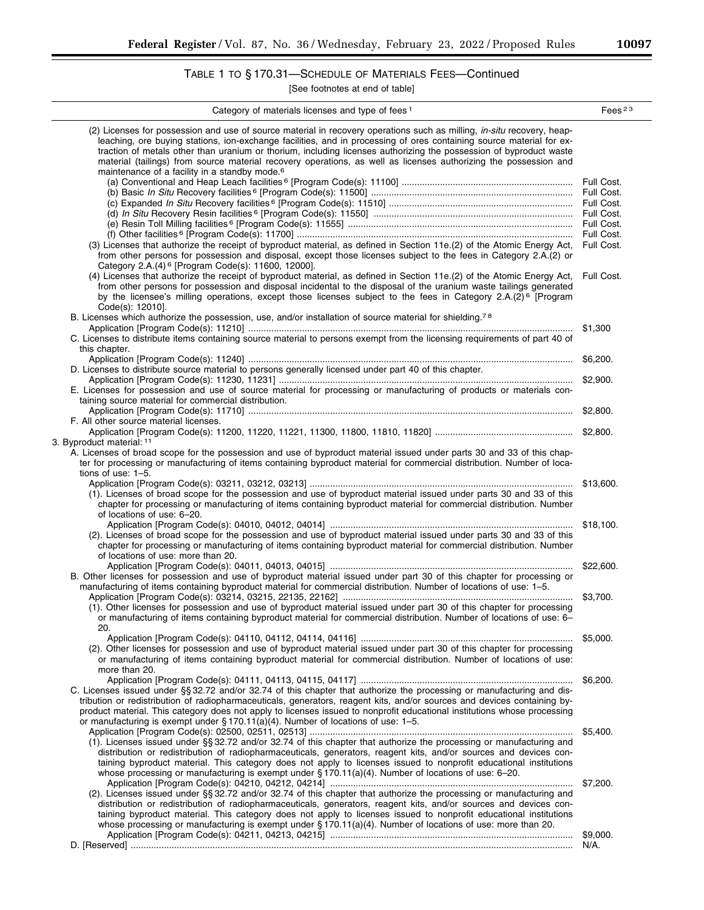## TABLE 1 TO § 170.31—SCHEDULE OF MATERIALS FEES—Continued

[See footnotes at end of table]

| Category of materials licenses and type of fees [1] | Fees [2 3] |
|---|---|
| (2) Licenses for possession and use of source material in recovery operations such as milling, *in-situ* recovery, heap-leaching, ore buying stations, ion-exchange facilities, and in processing of ores containing source material for extraction of metals other than uranium or thorium, including licenses authorizing the possession of byproduct waste material (tailings) from source material recovery operations, as well as licenses authorizing the possession and maintenance of a facility in a standby mode.[6] | |
| (a) Conventional and Heap Leach facilities [6] [Program Code(s): 11100] | Full Cost. |
| (b) Basic *In Situ* Recovery facilities [6] [Program Code(s): 11500] | Full Cost. |
| (c) Expanded *In Situ* Recovery facilities [6] [Program Code(s): 11510] | Full Cost. |
| (d) *In Situ* Recovery Resin facilities [6] [Program Code(s): 11550] | Full Cost. |
| (e) Resin Toll Milling facilities [6] [Program Code(s): 11555] | Full Cost. |
| (f) Other facilities [6] [Program Code(s): 11700] | Full Cost. |
| (3) Licenses that authorize the receipt of byproduct material, as defined in Section 11e.(2) of the Atomic Energy Act, from other persons for possession and disposal, except those licenses subject to the fees in Category 2.A.(2) or Category 2.A.(4) [6] [Program Code(s): 11600, 12000]. | Full Cost. |
| (4) Licenses that authorize the receipt of byproduct material, as defined in Section 11e.(2) of the Atomic Energy Act, from other persons for possession and disposal incidental to the disposal of the uranium waste tailings generated by the licensee's milling operations, except those licenses subject to the fees in Category 2.A.(2) [6] [Program Code(s): 12010]. | Full Cost. |
| B. Licenses which authorize the possession, use, and/or installation of source material for shielding.[7 8] | |
| Application [Program Code(s): 11210] | $1,300 |
| C. Licenses to distribute items containing source material to persons exempt from the licensing requirements of part 40 of this chapter. | |
| Application [Program Code(s): 11240] | $6,200. |
| D. Licenses to distribute source material to persons generally licensed under part 40 of this chapter. | |
| Application [Program Code(s): 11230, 11231] | $2,900. |
| E. Licenses for possession and use of source material for processing or manufacturing of products or materials containing source material for commercial distribution. | |
| Application [Program Code(s): 11710] | $2,800. |
| F. All other source material licenses. | |
| Application [Program Code(s): 11200, 11220, 11221, 11300, 11800, 11810, 11820] | $2,800. |
| 3. Byproduct material: [11] | |
| A. Licenses of broad scope for the possession and use of byproduct material issued under parts 30 and 33 of this chapter for processing or manufacturing of items containing byproduct material for commercial distribution. Number of locations of use: 1–5. | |
| Application [Program Code(s): 03211, 03212, 03213] | $13,600. |
| (1). Licenses of broad scope for the possession and use of byproduct material issued under parts 30 and 33 of this chapter for processing or manufacturing of items containing byproduct material for commercial distribution. Number of locations of use: 6–20. | |
| Application [Program Code(s): 04010, 04012, 04014] | $18,100. |
| (2). Licenses of broad scope for the possession and use of byproduct material issued under parts 30 and 33 of this chapter for processing or manufacturing of items containing byproduct material for commercial distribution. Number of locations of use: more than 20. | |
| Application [Program Code(s): 04011, 04013, 04015] | $22,600. |
| B. Other licenses for possession and use of byproduct material issued under part 30 of this chapter for processing or manufacturing of items containing byproduct material for commercial distribution. Number of locations of use: 1–5. | |
| Application [Program Code(s): 03214, 03215, 22135, 22162] | $3,700. |
| (1). Other licenses for possession and use of byproduct material issued under part 30 of this chapter for processing or manufacturing of items containing byproduct material for commercial distribution. Number of locations of use: 6–20. | |
| Application [Program Code(s): 04110, 04112, 04114, 04116] | $5,000. |
| (2). Other licenses for possession and use of byproduct material issued under part 30 of this chapter for processing or manufacturing of items containing byproduct material for commercial distribution. Number of locations of use: more than 20. | |
| Application [Program Code(s): 04111, 04113, 04115, 04117] | $6,200. |
| C. Licenses issued under §§ 32.72 and/or 32.74 of this chapter that authorize the processing or manufacturing and distribution or redistribution of radiopharmaceuticals, generators, reagent kits, and/or sources and devices containing byproduct material. This category does not apply to licenses issued to nonprofit educational institutions whose processing or manufacturing is exempt under § 170.11(a)(4). Number of locations of use: 1–5. | |
| Application [Program Code(s): 02500, 02511, 02513] | $5,400. |
| (1). Licenses issued under §§ 32.72 and/or 32.74 of this chapter that authorize the processing or manufacturing and distribution or redistribution of radiopharmaceuticals, generators, reagent kits, and/or sources and devices containing byproduct material. This category does not apply to licenses issued to nonprofit educational institutions whose processing or manufacturing is exempt under § 170.11(a)(4). Number of locations of use: 6–20. | |
| Application [Program Code(s): 04210, 04212, 04214] | $7,200. |
| (2). Licenses issued under §§ 32.72 and/or 32.74 of this chapter that authorize the processing or manufacturing and distribution or redistribution of radiopharmaceuticals, generators, reagent kits, and/or sources and devices containing byproduct material. This category does not apply to licenses issued to nonprofit educational institutions whose processing or manufacturing is exempt under § 170.11(a)(4). Number of locations of use: more than 20. | |
| Application [Program Code(s): 04211, 04213, 04215] | $9,000. |
| D. [Reserved] | N/A. |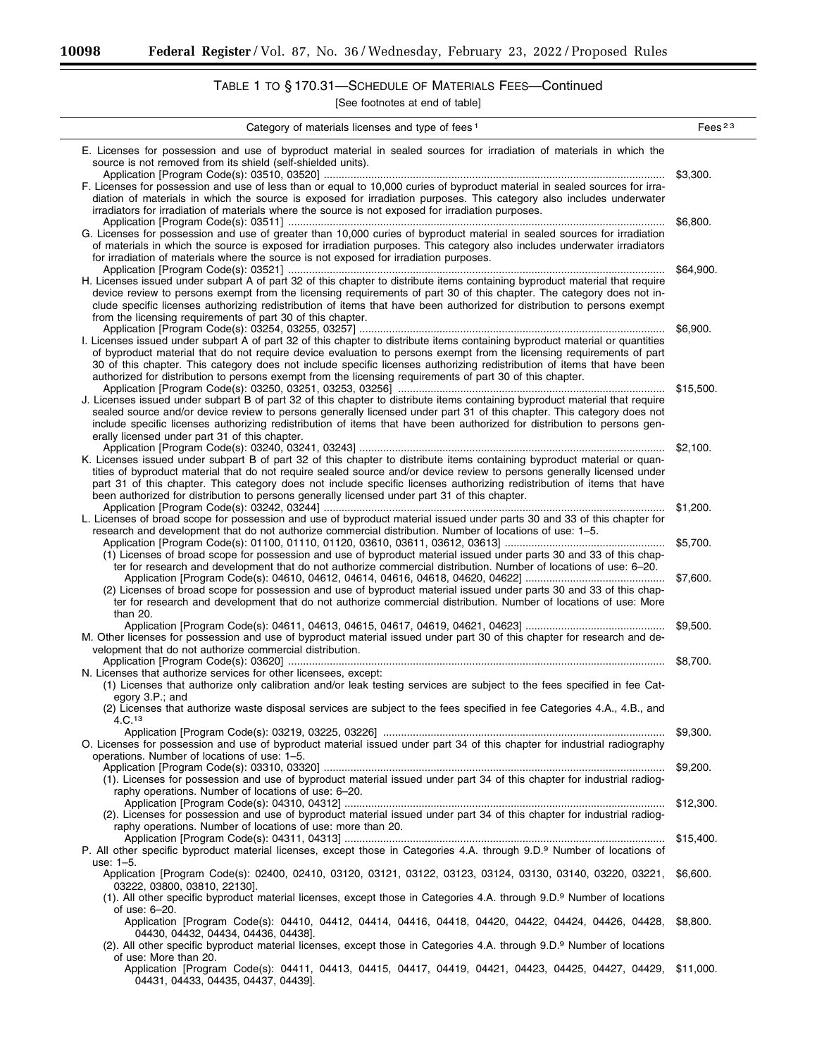### TABLE 1 TO § 170.31—SCHEDULE OF MATERIALS FEES—Continued

[See footnotes at end of table]

| Category of materials licenses and type of fees [1] | Fees [2 3] |
|---|---|
| E. Licenses for possession and use of byproduct material in sealed sources for irradiation of materials in which the source is not removed from its shield (self-shielded units). | |
| Application [Program Code(s): 03510, 03520] | $3,300. |
| F. Licenses for possession and use of less than or equal to 10,000 curies of byproduct material in sealed sources for irradiation of materials in which the source is exposed for irradiation purposes. This category also includes underwater irradiators for irradiation of materials where the source is not exposed for irradiation purposes. | |
| Application [Program Code(s): 03511] | $6,800. |
| G. Licenses for possession and use of greater than 10,000 curies of byproduct material in sealed sources for irradiation of materials in which the source is exposed for irradiation purposes. This category also includes underwater irradiators for irradiation of materials where the source is not exposed for irradiation purposes. | |
| Application [Program Code(s): 03521] | $64,900. |
| H. Licenses issued under subpart A of part 32 of this chapter to distribute items containing byproduct material that require device review to persons exempt from the licensing requirements of part 30 of this chapter. The category does not include specific licenses authorizing redistribution of items that have been authorized for distribution to persons exempt from the licensing requirements of part 30 of this chapter. | |
| Application [Program Code(s): 03254, 03255, 03257] | $6,900. |
| I. Licenses issued under subpart A of part 32 of this chapter to distribute items containing byproduct material or quantities of byproduct material that do not require device evaluation to persons exempt from the licensing requirements of part 30 of this chapter. This category does not include specific licenses authorizing redistribution of items that have been authorized for distribution to persons exempt from the licensing requirements of part 30 of this chapter. | |
| Application [Program Code(s): 03250, 03251, 03253, 03256] | $15,500. |
| J. Licenses issued under subpart B of part 32 of this chapter to distribute items containing byproduct material that require sealed source and/or device review to persons generally licensed under part 31 of this chapter. This category does not include specific licenses authorizing redistribution of items that have been authorized for distribution to persons generally licensed under part 31 of this chapter. | |
| Application [Program Code(s): 03240, 03241, 03243] | $2,100. |
| K. Licenses issued under subpart B of part 32 of this chapter to distribute items containing byproduct material or quantities of byproduct material that do not require sealed source and/or device review to persons generally licensed under part 31 of this chapter. This category does not include specific licenses authorizing redistribution of items that have been authorized for distribution to persons generally licensed under part 31 of this chapter. | |
| Application [Program Code(s): 03242, 03244] | $1,200. |
| L. Licenses of broad scope for possession and use of byproduct material issued under parts 30 and 33 of this chapter for research and development that do not authorize commercial distribution. Number of locations of use: 1–5. | |
| Application [Program Code(s): 01100, 01110, 01120, 03610, 03611, 03612, 03613] | $5,700. |
| (1) Licenses of broad scope for possession and use of byproduct material issued under parts 30 and 33 of this chapter for research and development that do not authorize commercial distribution. Number of locations of use: 6–20. | |
| Application [Program Code(s): 04610, 04612, 04614, 04616, 04618, 04620, 04622] | $7,600. |
| (2) Licenses of broad scope for possession and use of byproduct material issued under parts 30 and 33 of this chapter for research and development that do not authorize commercial distribution. Number of locations of use: More than 20. | |
| Application [Program Code(s): 04611, 04613, 04615, 04617, 04619, 04621, 04623] | $9,500. |
| M. Other licenses for possession and use of byproduct material issued under part 30 of this chapter for research and development that do not authorize commercial distribution. | |
| Application [Program Code(s): 03620] | $8,700. |
| N. Licenses that authorize services for other licensees, except: (1) Licenses that authorize only calibration and/or leak testing services are subject to the fees specified in fee Category 3.P.; and (2) Licenses that authorize waste disposal services are subject to the fees specified in fee Categories 4.A., 4.B., and 4.C.[13] | |
| Application [Program Code(s): 03219, 03225, 03226] | $9,300. |
| O. Licenses for possession and use of byproduct material issued under part 34 of this chapter for industrial radiography operations. Number of locations of use: 1–5. | |
| Application [Program Code(s): 03310, 03320] | $9,200. |
| (1). Licenses for possession and use of byproduct material issued under part 34 of this chapter for industrial radiography operations. Number of locations of use: 6–20. | |
| Application [Program Code(s): 04310, 04312] | $12,300. |
| (2). Licenses for possession and use of byproduct material issued under part 34 of this chapter for industrial radiography operations. Number of locations of use: more than 20. | |
| Application [Program Code(s): 04311, 04313] | $15,400. |
| P. All other specific byproduct material licenses, except those in Categories 4.A. through 9.D.[9] Number of locations of use: 1–5. | |
| Application [Program Code(s): 02400, 02410, 03120, 03121, 03122, 03123, 03124, 03130, 03140, 03220, 03221, 03222, 03800, 03810, 22130]. | $6,600. |
| (1). All other specific byproduct material licenses, except those in Categories 4.A. through 9.D.[9] Number of locations of use: 6–20. | |
| Application [Program Code(s): 04410, 04412, 04414, 04416, 04418, 04420, 04422, 04424, 04426, 04428, 04430, 04432, 04434, 04436, 04438]. | $8,800. |
| (2). All other specific byproduct material licenses, except those in Categories 4.A. through 9.D.[9] Number of locations of use: More than 20. | |
| Application [Program Code(s): 04411, 04413, 04415, 04417, 04419, 04421, 04423, 04425, 04427, 04429, 04431, 04433, 04435, 04437, 04439]. | $11,000. |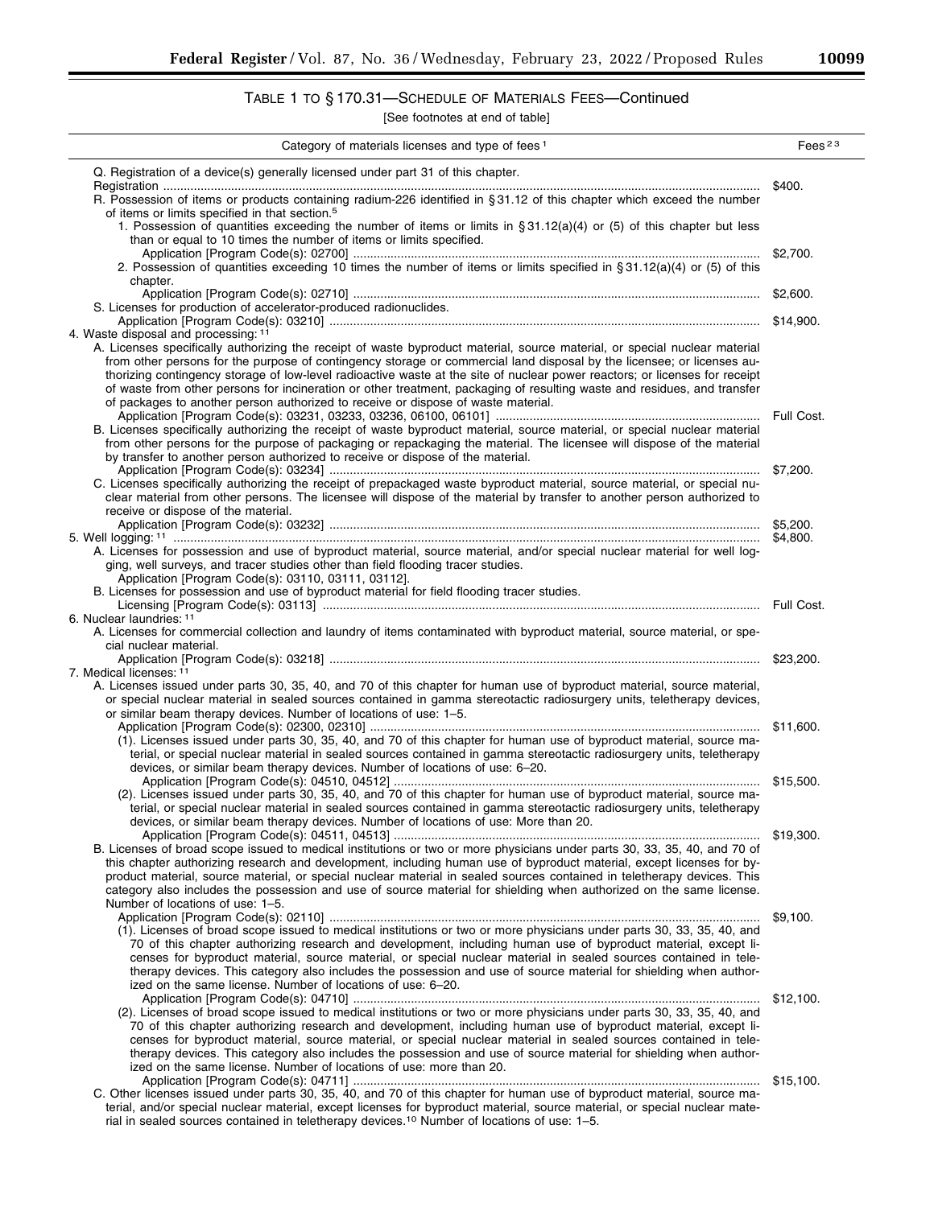## TABLE 1 TO § 170.31—SCHEDULE OF MATERIALS FEES—Continued

[See footnotes at end of table]

| Category of materials licenses and type of fees [1] | Fees [2] [3] |
|---|---|
| Q. Registration of a device(s) generally licensed under part 31 of this chapter. | |
| Registration | $400. |
| R. Possession of items or products containing radium-226 identified in § 31.12 of this chapter which exceed the number of items or limits specified in that section.[5] | |
| 1. Possession of quantities exceeding the number of items or limits in § 31.12(a)(4) or (5) of this chapter but less than or equal to 10 times the number of items or limits specified. | |
| Application [Program Code(s): 02700] | $2,700. |
| 2. Possession of quantities exceeding 10 times the number of items or limits specified in § 31.12(a)(4) or (5) of this chapter. | |
| Application [Program Code(s): 02710] | $2,600. |
| S. Licenses for production of accelerator-produced radionuclides. | |
| Application [Program Code(s): 03210] | $14,900. |
| 4. Waste disposal and processing: [11] | |
| A. Licenses specifically authorizing the receipt of waste byproduct material, source material, or special nuclear material from other persons for the purpose of contingency storage or commercial land disposal by the licensee; or licenses authorizing contingency storage of low-level radioactive waste at the site of nuclear power reactors; or licenses for receipt of waste from other persons for incineration or other treatment, packaging of resulting waste and residues, and transfer of packages to another person authorized to receive or dispose of waste material. | |
| Application [Program Code(s): 03231, 03233, 03236, 06100, 06101] | Full Cost. |
| B. Licenses specifically authorizing the receipt of waste byproduct material, source material, or special nuclear material from other persons for the purpose of packaging or repackaging the material. The licensee will dispose of the material by transfer to another person authorized to receive or dispose of the material. | |
| Application [Program Code(s): 03234] | $7,200. |
| C. Licenses specifically authorizing the receipt of prepackaged waste byproduct material, source material, or special nuclear material from other persons. The licensee will dispose of the material by transfer to another person authorized to receive or dispose of the material. | |
| Application [Program Code(s): 03232] | $5,200. |
| 5. Well logging: [11] | $4,800. |
| A. Licenses for possession and use of byproduct material, source material, and/or special nuclear material for well logging, well surveys, and tracer studies other than field flooding tracer studies. | |
| Application [Program Code(s): 03110, 03111, 03112]. | |
| B. Licenses for possession and use of byproduct material for field flooding tracer studies. | |
| Licensing [Program Code(s): 03113] | Full Cost. |
| 6. Nuclear laundries: [11] | |
| A. Licenses for commercial collection and laundry of items contaminated with byproduct material, source material, or special nuclear material. | |
| Application [Program Code(s): 03218] | $23,200. |
| 7. Medical licenses: [11] | |
| A. Licenses issued under parts 30, 35, 40, and 70 of this chapter for human use of byproduct material, source material, or special nuclear material in sealed sources contained in gamma stereotactic radiosurgery units, teletherapy devices, or similar beam therapy devices. Number of locations of use: 1–5. | |
| Application [Program Code(s): 02300, 02310] | $11,600. |
| (1). Licenses issued under parts 30, 35, 40, and 70 of this chapter for human use of byproduct material, source material, or special nuclear material in sealed sources contained in gamma stereotactic radiosurgery units, teletherapy devices, or similar beam therapy devices. Number of locations of use: 6–20. | |
| Application [Program Code(s): 04510, 04512] | $15,500. |
| (2). Licenses issued under parts 30, 35, 40, and 70 of this chapter for human use of byproduct material, source material, or special nuclear material in sealed sources contained in gamma stereotactic radiosurgery units, teletherapy devices, or similar beam therapy devices. Number of locations of use: More than 20. | |
| Application [Program Code(s): 04511, 04513] | $19,300. |
| B. Licenses of broad scope issued to medical institutions or two or more physicians under parts 30, 33, 35, 40, and 70 of this chapter authorizing research and development, including human use of byproduct material, except licenses for byproduct material, source material, or special nuclear material in sealed sources contained in teletherapy devices. This category also includes the possession and use of source material for shielding when authorized on the same license. Number of locations of use: 1–5. | |
| Application [Program Code(s): 02110] | $9,100. |
| (1). Licenses of broad scope issued to medical institutions or two or more physicians under parts 30, 33, 35, 40, and 70 of this chapter authorizing research and development, including human use of byproduct material, except licenses for byproduct material, source material, or special nuclear material in sealed sources contained in teletherapy devices. This category also includes the possession and use of source material for shielding when authorized on the same license. Number of locations of use: 6–20. | |
| Application [Program Code(s): 04710] | $12,100. |
| (2). Licenses of broad scope issued to medical institutions or two or more physicians under parts 30, 33, 35, 40, and 70 of this chapter authorizing research and development, including human use of byproduct material, except licenses for byproduct material, source material, or special nuclear material in sealed sources contained in teletherapy devices. This category also includes the possession and use of source material for shielding when authorized on the same license. Number of locations of use: more than 20. | |
| Application [Program Code(s): 04711] | $15,100. |
| C. Other licenses issued under parts 30, 35, 40, and 70 of this chapter for human use of byproduct material, source material, and/or special nuclear material, except licenses for byproduct material, source material, or special nuclear material in sealed sources contained in teletherapy devices.[10] Number of locations of use: 1–5. | |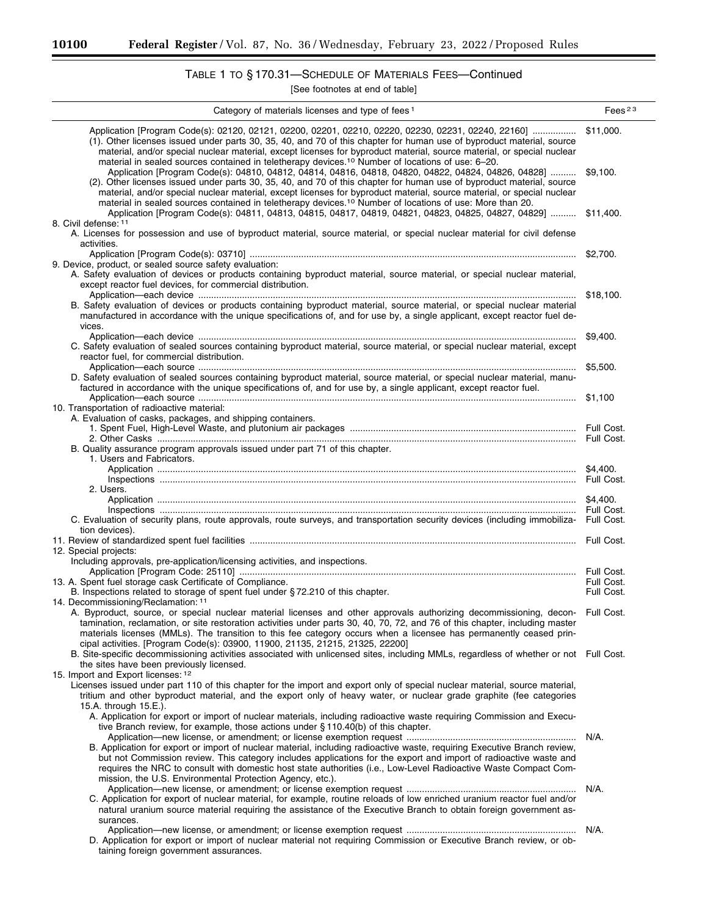## TABLE 1 TO § 170.31—SCHEDULE OF MATERIALS FEES—Continued

[See footnotes at end of table]

| Category of materials licenses and type of fees [1] | Fees [2 3] |
|---|---|
| Application [Program Code(s): 02120, 02121, 02200, 02201, 02210, 02220, 02230, 02231, 02240, 22160] | $11,000. |
| (1). Other licenses issued under parts 30, 35, 40, and 70 of this chapter for human use of byproduct material, source material, and/or special nuclear material, except licenses for byproduct material, source material, or special nuclear material in sealed sources contained in teletherapy devices.[10] Number of locations of use: 6–20. | |
| Application [Program Code(s): 04810, 04812, 04814, 04816, 04818, 04820, 04822, 04824, 04826, 04828] | $9,100. |
| (2). Other licenses issued under parts 30, 35, 40, and 70 of this chapter for human use of byproduct material, source material, and/or special nuclear material, except licenses for byproduct material, source material, or special nuclear material in sealed sources contained in teletherapy devices.[10] Number of locations of use: More than 20. | |
| Application [Program Code(s): 04811, 04813, 04815, 04817, 04819, 04821, 04823, 04825, 04827, 04829] | $11,400. |
| 8. Civil defense: [11] | |
| A. Licenses for possession and use of byproduct material, source material, or special nuclear material for civil defense activities. | |
| Application [Program Code(s): 03710] | $2,700. |
| 9. Device, product, or sealed source safety evaluation: | |
| A. Safety evaluation of devices or products containing byproduct material, source material, or special nuclear material, except reactor fuel devices, for commercial distribution. | |
| Application—each device | $18,100. |
| B. Safety evaluation of devices or products containing byproduct material, source material, or special nuclear material manufactured in accordance with the unique specifications of, and for use by, a single applicant, except reactor fuel devices. | |
| Application—each device | $9,400. |
| C. Safety evaluation of sealed sources containing byproduct material, source material, or special nuclear material, except reactor fuel, for commercial distribution. | |
| Application—each source | $5,500. |
| D. Safety evaluation of sealed sources containing byproduct material, source material, or special nuclear material, manufactured in accordance with the unique specifications of, and for use by, a single applicant, except reactor fuel. | |
| Application—each source | $1,100 |
| 10. Transportation of radioactive material: | |
| A. Evaluation of casks, packages, and shipping containers. | |
| 1. Spent Fuel, High-Level Waste, and plutonium air packages | Full Cost. |
| 2. Other Casks | Full Cost. |
| B. Quality assurance program approvals issued under part 71 of this chapter. | |
| 1. Users and Fabricators. | |
| Application | $4,400. |
| Inspections | Full Cost. |
| 2. Users. | |
| Application | $4,400. |
| Inspections | Full Cost. |
| C. Evaluation of security plans, route approvals, route surveys, and transportation security devices (including immobilization devices). | Full Cost. |
| 11. Review of standardized spent fuel facilities | Full Cost. |
| 12. Special projects: | |
| Including approvals, pre-application/licensing activities, and inspections. | |
| Application [Program Code: 25110] | Full Cost. |
| 13. A. Spent fuel storage cask Certificate of Compliance. | Full Cost. |
| B. Inspections related to storage of spent fuel under § 72.210 of this chapter. | Full Cost. |
| 14. Decommissioning/Reclamation: [11] | |
| A. Byproduct, source, or special nuclear material licenses and other approvals authorizing decommissioning, decontamination, reclamation, or site restoration activities under parts 30, 40, 70, 72, and 76 of this chapter, including master materials licenses (MMLs). The transition to this fee category occurs when a licensee has permanently ceased principal activities. [Program Code(s): 03900, 11900, 21135, 21215, 21325, 22200] | Full Cost. |
| B. Site-specific decommissioning activities associated with unlicensed sites, including MMLs, regardless of whether or not the sites have been previously licensed. | Full Cost. |
| 15. Import and Export licenses: [12] | |
| Licenses issued under part 110 of this chapter for the import and export only of special nuclear material, source material, tritium and other byproduct material, and the export only of heavy water, or nuclear grade graphite (fee categories 15.A. through 15.E.). | |
| A. Application for export or import of nuclear materials, including radioactive waste requiring Commission and Executive Branch review, for example, those actions under § 110.40(b) of this chapter. | |
| Application—new license, or amendment; or license exemption request | N/A. |
| B. Application for export or import of nuclear material, including radioactive waste, requiring Executive Branch review, but not Commission review. This category includes applications for the export and import of radioactive waste and requires the NRC to consult with domestic host state authorities (i.e., Low-Level Radioactive Waste Compact Commission, the U.S. Environmental Protection Agency, etc.). | |
| Application—new license, or amendment; or license exemption request | N/A. |
| C. Application for export of nuclear material, for example, routine reloads of low enriched uranium reactor fuel and/or natural uranium source material requiring the assistance of the Executive Branch to obtain foreign government assurances. | |
| Application—new license, or amendment; or license exemption request | N/A. |
| D. Application for export or import of nuclear material not requiring Commission or Executive Branch review, or obtaining foreign government assurances. | |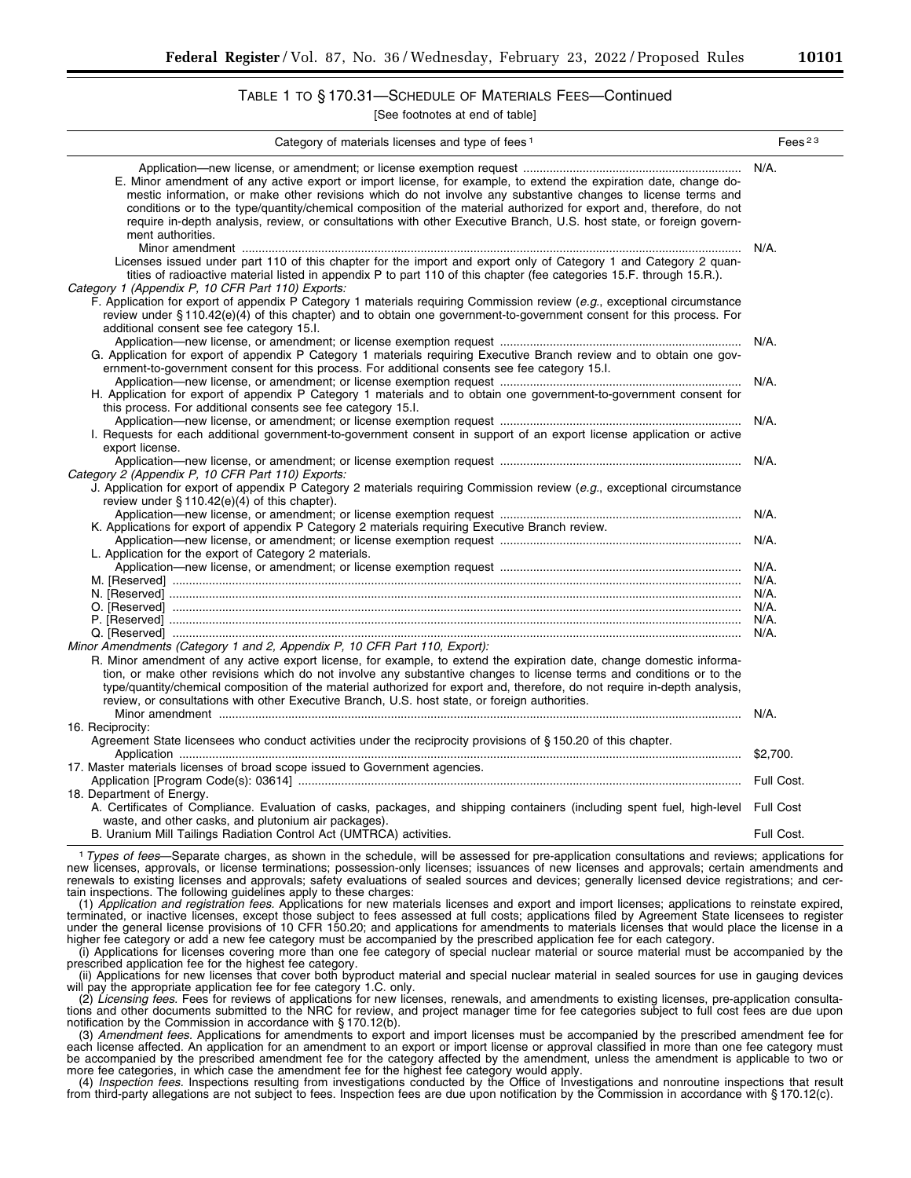TABLE 1 TO § 170.31—SCHEDULE OF MATERIALS FEES—Continued

[See footnotes at end of table]

| Category of materials licenses and type of fees [1] | Fees [2 3] |
| --- | --- |
| Application—new license, or amendment; or license exemption request | N/A. |
| E. Minor amendment of any active export or import license, for example, to extend the expiration date, change domestic information, or make other revisions which do not involve any substantive changes to license terms and conditions or to the type/quantity/chemical composition of the material authorized for export and, therefore, do not require in-depth analysis, review, or consultations with other Executive Branch, U.S. host state, or foreign government authorities. | |
| Minor amendment | N/A. |
| Licenses issued under part 110 of this chapter for the import and export only of Category 1 and Category 2 quantities of radioactive material listed in appendix P to part 110 of this chapter (fee categories 15.F. through 15.R.). | |
| *Category 1 (Appendix P, 10 CFR Part 110) Exports:* | |
| F. Application for export of appendix P Category 1 materials requiring Commission review (*e.g.*, exceptional circumstance review under § 110.42(e)(4) of this chapter) and to obtain one government-to-government consent for this process. For additional consent see fee category 15.I. | |
| Application—new license, or amendment; or license exemption request | N/A. |
| G. Application for export of appendix P Category 1 materials requiring Executive Branch review and to obtain one government-to-government consent for this process. For additional consents see fee category 15.I. | |
| Application—new license, or amendment; or license exemption request | N/A. |
| H. Application for export of appendix P Category 1 materials and to obtain one government-to-government consent for this process. For additional consents see fee category 15.I. | |
| Application—new license, or amendment; or license exemption request | N/A. |
| I. Requests for each additional government-to-government consent in support of an export license application or active export license. | |
| Application—new license, or amendment; or license exemption request | N/A. |
| *Category 2 (Appendix P, 10 CFR Part 110) Exports:* | |
| J. Application for export of appendix P Category 2 materials requiring Commission review (*e.g.*, exceptional circumstance review under § 110.42(e)(4) of this chapter). | |
| Application—new license, or amendment; or license exemption request | N/A. |
| K. Applications for export of appendix P Category 2 materials requiring Executive Branch review. | |
| Application—new license, or amendment; or license exemption request | N/A. |
| L. Application for the export of Category 2 materials. | |
| Application—new license, or amendment; or license exemption request | N/A. |
| M. [Reserved] | N/A. |
| N. [Reserved] | N/A. |
| O. [Reserved] | N/A. |
| P. [Reserved] | N/A. |
| Q. [Reserved] | N/A. |
| *Minor Amendments (Category 1 and 2, Appendix P, 10 CFR Part 110, Export):* | |
| R. Minor amendment of any active export license, for example, to extend the expiration date, change domestic information, or make other revisions which do not involve any substantive changes to license terms and conditions or to the type/quantity/chemical composition of the material authorized for export and, therefore, do not require in-depth analysis, review, or consultations with other Executive Branch, U.S. host state, or foreign authorities. | |
| Minor amendment | N/A. |
| 16. Reciprocity: | |
| Agreement State licensees who conduct activities under the reciprocity provisions of § 150.20 of this chapter. | |
| Application | $2,700. |
| 17. Master materials licenses of broad scope issued to Government agencies. | |
| Application [Program Code(s): 03614] | Full Cost. |
| 18. Department of Energy. | |
| A. Certificates of Compliance. Evaluation of casks, packages, and shipping containers (including spent fuel, high-level waste, and other casks, and plutonium air packages). | Full Cost |
| B. Uranium Mill Tailings Radiation Control Act (UMTRCA) activities. | Full Cost. |

[1] *Types of fees*—Separate charges, as shown in the schedule, will be assessed for pre-application consultations and reviews; applications for new licenses, approvals, or license terminations; possession-only licenses; issuances of new licenses and approvals; certain amendments and renewals to existing licenses and approvals; safety evaluations of sealed sources and devices; generally licensed device registrations; and certain inspections. The following guidelines apply to these charges:

(1) *Application and registration fees.* Applications for new materials licenses and export and import licenses; applications to reinstate expired, terminated, or inactive licenses, except those subject to fees assessed at full costs; applications filed by Agreement State licensees to register under the general license provisions of 10 CFR 150.20; and applications for amendments to materials licenses that would place the license in a higher fee category or add a new fee category must be accompanied by the prescribed application fee for each category.

(i) Applications for licenses covering more than one fee category of special nuclear material or source material must be accompanied by the prescribed application fee for the highest fee category.

(ii) Applications for new licenses that cover both byproduct material and special nuclear material in sealed sources for use in gauging devices will pay the appropriate application fee for fee category 1.C. only.

(2) *Licensing fees.* Fees for reviews of applications for new licenses, renewals, and amendments to existing licenses, pre-application consultations and other documents submitted to the NRC for review, and project manager time for fee categories subject to full cost fees are due upon notification by the Commission in accordance with § 170.12(b).

(3) *Amendment fees.* Applications for amendments to export and import licenses must be accompanied by the prescribed amendment fee for each license affected. An application for an amendment to an export or import license or approval classified in more than one fee category must be accompanied by the prescribed amendment fee for the category affected by the amendment, unless the amendment is applicable to two or more fee categories, in which case the amendment fee for the highest fee category would apply.

(4) *Inspection fees.* Inspections resulting from investigations conducted by the Office of Investigations and nonroutine inspections that result from third-party allegations are not subject to fees. Inspection fees are due upon notification by the Commission in accordance with § 170.12(c).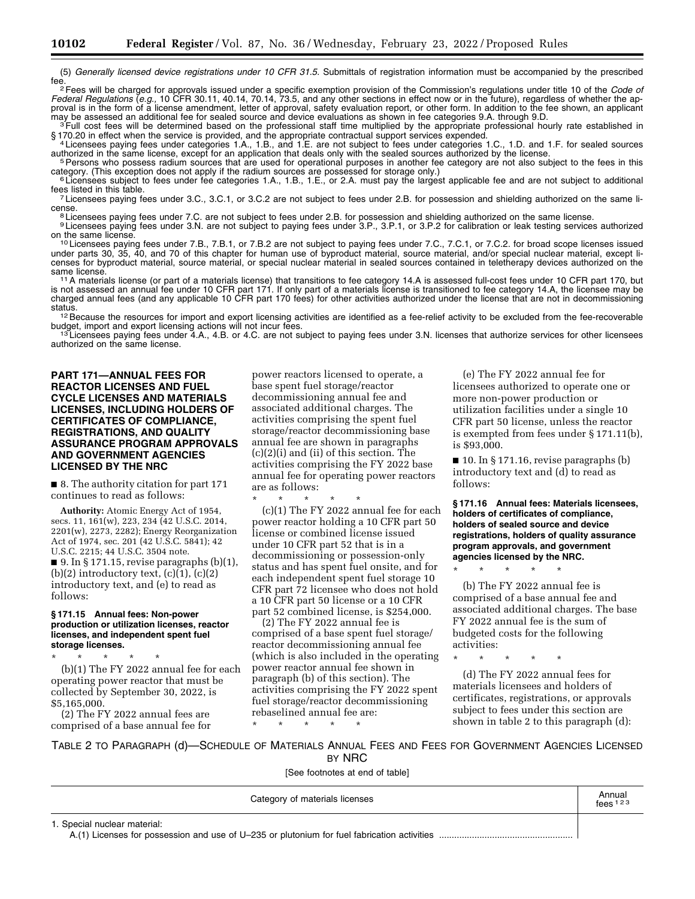(5) *Generally licensed device registrations under 10 CFR 31.5.* Submittals of registration information must be accompanied by the prescribed fee.

[2] Fees will be charged for approvals issued under a specific exemption provision of the Commission's regulations under title 10 of the *Code of Federal Regulations* (*e.g.,* 10 CFR 30.11, 40.14, 70.14, 73.5, and any other sections in effect now or in the future), regardless of whether the approval is in the form of a license amendment, letter of approval, safety evaluation report, or other form. In addition to the fee shown, an applicant may be assessed an additional fee for sealed source and device evaluations as shown in fee categories 9.A. through 9.D.

[3] Full cost fees will be determined based on the professional staff time multiplied by the appropriate professional hourly rate established in § 170.20 in effect when the service is provided, and the appropriate contractual support services expended.

[4] Licensees paying fees under categories 1.A., 1.B., and 1.E. are not subject to fees under categories 1.C., 1.D. and 1.F. for sealed sources authorized in the same license, except for an application that deals only with the sealed sources authorized by the license.

[5] Persons who possess radium sources that are used for operational purposes in another fee category are not also subject to the fees in this category. (This exception does not apply if the radium sources are possessed for storage only.)

[6] Licensees subject to fees under fee categories 1.A., 1.B., 1.E., or 2.A. must pay the largest applicable fee and are not subject to additional fees listed in this table.

[7] Licensees paying fees under 3.C., 3.C.1, or 3.C.2 are not subject to fees under 2.B. for possession and shielding authorized on the same license.

[8] Licensees paying fees under 7.C. are not subject to fees under 2.B. for possession and shielding authorized on the same license.

[9] Licensees paying fees under 3.N. are not subject to paying fees under 3.P., 3.P.1, or 3.P.2 for calibration or leak testing services authorized on the same license.

[10] Licensees paying fees under 7.B., 7.B.1, or 7.B.2 are not subject to paying fees under 7.C., 7.C.1, or 7.C.2. for broad scope licenses issued under parts 30, 35, 40, and 70 of this chapter for human use of byproduct material, source material, and/or special nuclear material, except licenses for byproduct material, source material, or special nuclear material in sealed sources contained in teletherapy devices authorized on the same license.

[11] A materials license (or part of a materials license) that transitions to fee category 14.A is assessed full-cost fees under 10 CFR part 170, but is not assessed an annual fee under 10 CFR part 171. If only part of a materials license is transitioned to fee category 14.A, the licensee may be charged annual fees (and any applicable 10 CFR part 170 fees) for other activities authorized under the license that are not in decommissioning status.

[12] Because the resources for import and export licensing activities are identified as a fee-relief activity to be excluded from the fee-recoverable budget, import and export licensing actions will not incur fees.

[13] Licensees paying fees under 4.A., 4.B. or 4.C. are not subject to paying fees under 3.N. licenses that authorize services for other licensees authorized on the same license.

## PART 171—ANNUAL FEES FOR REACTOR LICENSES AND FUEL CYCLE LICENSES AND MATERIALS LICENSES, INCLUDING HOLDERS OF CERTIFICATES OF COMPLIANCE, REGISTRATIONS, AND QUALITY ASSURANCE PROGRAM APPROVALS AND GOVERNMENT AGENCIES LICENSED BY THE NRC

■ 8. The authority citation for part 171 continues to read as follows:

**Authority:** Atomic Energy Act of 1954, secs. 11, 161(w), 223, 234 (42 U.S.C. 2014, 2201(w), 2273, 2282); Energy Reorganization Act of 1974, sec. 201 (42 U.S.C. 5841); 42 U.S.C. 2215; 44 U.S.C. 3504 note.

■ 9. In § 171.15, revise paragraphs (b)(1), (b)(2) introductory text, (c)(1), (c)(2) introductory text, and (e) to read as follows:

### § 171.15 Annual fees: Non-power production or utilization licenses, reactor licenses, and independent spent fuel storage licenses.

\* \* \* \* \*

(b)(1) The FY 2022 annual fee for each operating power reactor that must be collected by September 30, 2022, is $5,165,000.

(2) The FY 2022 annual fees are comprised of a base annual fee for power reactors licensed to operate, a base spent fuel storage/reactor decommissioning annual fee and associated additional charges. The activities comprising the spent fuel storage/reactor decommissioning base annual fee are shown in paragraphs (c)(2)(i) and (ii) of this section. The activities comprising the FY 2022 base annual fee for operating power reactors are as follows:

\* \* \* \* \*

(c)(1) The FY 2022 annual fee for each power reactor holding a 10 CFR part 50 license or combined license issued under 10 CFR part 52 that is in a decommissioning or possession-only status and has spent fuel onsite, and for each independent spent fuel storage 10 CFR part 72 licensee who does not hold a 10 CFR part 50 license or a 10 CFR part 52 combined license, is $254,000.

(2) The FY 2022 annual fee is comprised of a base spent fuel storage/reactor decommissioning annual fee (which is also included in the operating power reactor annual fee shown in paragraph (b) of this section). The activities comprising the FY 2022 spent fuel storage/reactor decommissioning rebaselined annual fee are:

\* \* \* \* \*

(e) The FY 2022 annual fee for licensees authorized to operate one or more non-power production or utilization facilities under a single 10 CFR part 50 license, unless the reactor is exempted from fees under § 171.11(b), is $93,000.

■ 10. In § 171.16, revise paragraphs (b) introductory text and (d) to read as follows:

### § 171.16 Annual fees: Materials licensees, holders of certificates of compliance, holders of sealed source and device registrations, holders of quality assurance program approvals, and government agencies licensed by the NRC.

\* \* \* \* \*

(b) The FY 2022 annual fee is comprised of a base annual fee and associated additional charges. The base FY 2022 annual fee is the sum of budgeted costs for the following activities:

\* \* \* \* \*

(d) The FY 2022 annual fees for materials licensees and holders of certificates, registrations, or approvals subject to fees under this section are shown in table 2 to this paragraph (d):

TABLE 2 TO PARAGRAPH (d)—SCHEDULE OF MATERIALS ANNUAL FEES AND FEES FOR GOVERNMENT AGENCIES LICENSED BY NRC

[See footnotes at end of table]

| Category of materials licenses | Annual fees [1 2 3] |
|---|---|
| 1. Special nuclear material: | |
| A.(1) Licenses for possession and use of U–235 or plutonium for fuel fabrication activities | |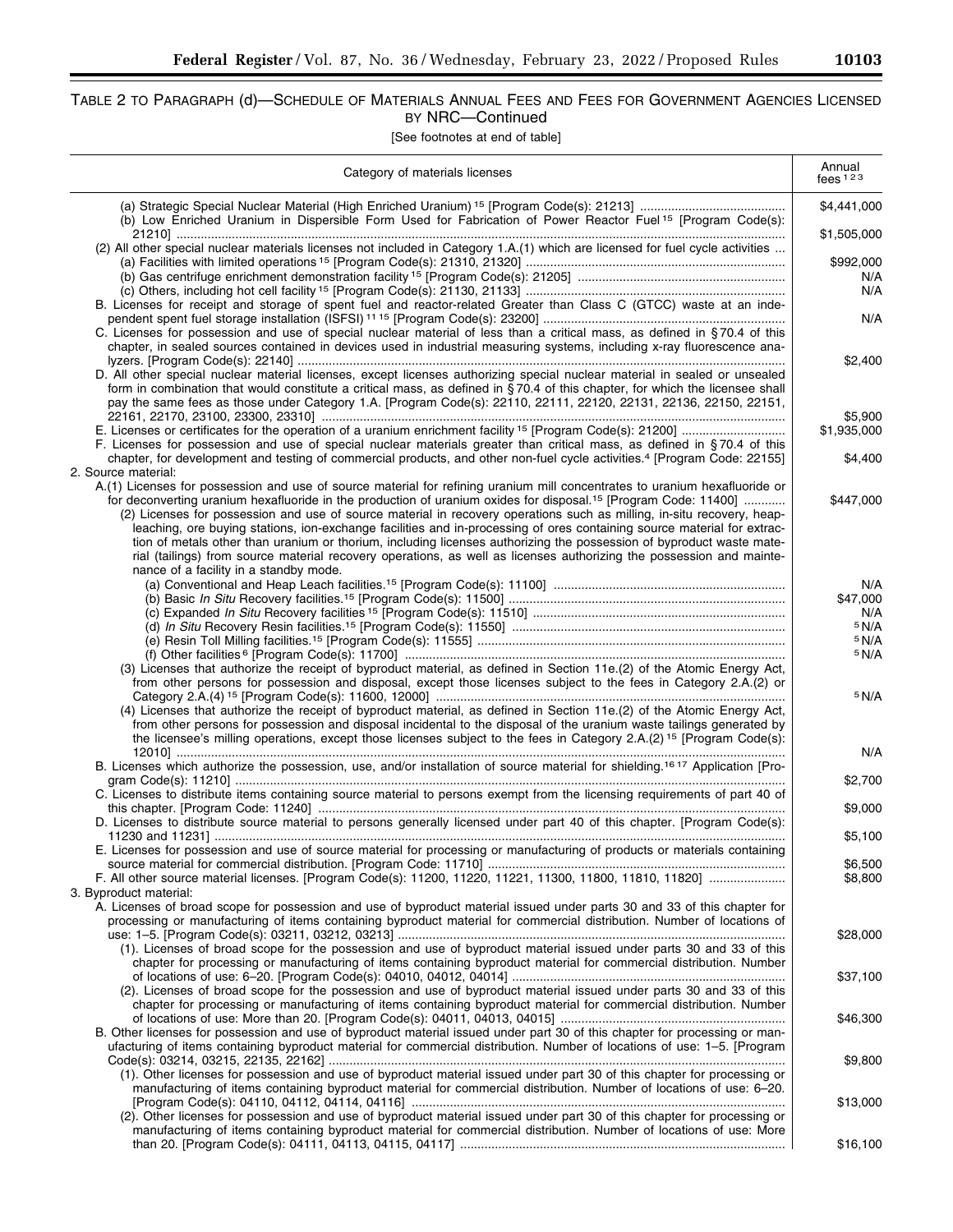TABLE 2 TO PARAGRAPH (d)—SCHEDULE OF MATERIALS ANNUAL FEES AND FEES FOR GOVERNMENT AGENCIES LICENSED BY NRC—Continued

[See footnotes at end of table]

| Category of materials licenses | Annual fees [1 2 3] |
|---|---|
| (a) Strategic Special Nuclear Material (High Enriched Uranium) [15] [Program Code(s): 21213] | $4,441,000 |
| (b) Low Enriched Uranium in Dispersible Form Used for Fabrication of Power Reactor Fuel [15] [Program Code(s): 21210] | $1,505,000 |
| (2) All other special nuclear materials licenses not included in Category 1.A.(1) which are licensed for fuel cycle activities ... | |
| (a) Facilities with limited operations [15] [Program Code(s): 21310, 21320] | $992,000 |
| (b) Gas centrifuge enrichment demonstration facility [15] [Program Code(s): 21205] | N/A |
| (c) Others, including hot cell facility [15] [Program Code(s): 21130, 21133] | N/A |
| B. Licenses for receipt and storage of spent fuel and reactor-related Greater than Class C (GTCC) waste at an independent spent fuel storage installation (ISFSI) [11 15] [Program Code(s): 23200] | N/A |
| C. Licenses for possession and use of special nuclear material of less than a critical mass, as defined in §70.4 of this chapter, in sealed sources contained in devices used in industrial measuring systems, including x-ray fluorescence analyzers. [Program Code(s): 22140] | $2,400 |
| D. All other special nuclear material licenses, except licenses authorizing special nuclear material in sealed or unsealed form in combination that would constitute a critical mass, as defined in §70.4 of this chapter, for which the licensee shall pay the same fees as those under Category 1.A. [Program Code(s): 22110, 22111, 22120, 22131, 22136, 22150, 22151, 22161, 22170, 23100, 23300, 23310] | $5,900 |
| E. Licenses or certificates for the operation of a uranium enrichment facility [15] [Program Code(s): 21200] | $1,935,000 |
| F. Licenses for possession and use of special nuclear materials greater than critical mass, as defined in §70.4 of this chapter, for development and testing of commercial products, and other non-fuel cycle activities.[4] [Program Code: 22155] | $4,400 |
| 2. Source material: | |
| A.(1) Licenses for possession and use of source material for refining uranium mill concentrates to uranium hexafluoride or for deconverting uranium hexafluoride in the production of uranium oxides for disposal.[15] [Program Code: 11400] | $447,000 |
| (2) Licenses for possession and use of source material in recovery operations such as milling, in-situ recovery, heap-leaching, ore buying stations, ion-exchange facilities and in-processing of ores containing source material for extraction of metals other than uranium or thorium, including licenses authorizing the possession of byproduct waste material (tailings) from source material recovery operations, as well as licenses authorizing the possession and maintenance of a facility in a standby mode. | |
| (a) Conventional and Heap Leach facilities.[15] [Program Code(s): 11100] | N/A |
| (b) Basic *In Situ* Recovery facilities.[15] [Program Code(s): 11500] | $47,000 |
| (c) Expanded *In Situ* Recovery facilities [15] [Program Code(s): 11510] | N/A |
| (d) *In Situ* Recovery Resin facilities.[15] [Program Code(s): 11550] | [5] N/A |
| (e) Resin Toll Milling facilities.[15] [Program Code(s): 11555] | [5] N/A |
| (f) Other facilities [6] [Program Code(s): 11700] | [5] N/A |
| (3) Licenses that authorize the receipt of byproduct material, as defined in Section 11e.(2) of the Atomic Energy Act, from other persons for possession and disposal, except those licenses subject to the fees in Category 2.A.(2) or Category 2.A.(4) [15] [Program Code(s): 11600, 12000] | [5] N/A |
| (4) Licenses that authorize the receipt of byproduct material, as defined in Section 11e.(2) of the Atomic Energy Act, from other persons for possession and disposal incidental to the disposal of the uranium waste tailings generated by the licensee's milling operations, except those licenses subject to the fees in Category 2.A.(2) [15] [Program Code(s): 12010] | N/A |
| B. Licenses which authorize the possession, use, and/or installation of source material for shielding.[16 17] Application [Program Code(s): 11210] | $2,700 |
| C. Licenses to distribute items containing source material to persons exempt from the licensing requirements of part 40 of this chapter. [Program Code: 11240] | $9,000 |
| D. Licenses to distribute source material to persons generally licensed under part 40 of this chapter. [Program Code(s): 11230 and 11231] | $5,100 |
| E. Licenses for possession and use of source material for processing or manufacturing of products or materials containing source material for commercial distribution. [Program Code: 11710] | $6,500 |
| F. All other source material licenses. [Program Code(s): 11200, 11220, 11221, 11300, 11800, 11810, 11820] | $8,800 |
| 3. Byproduct material: | |
| A. Licenses of broad scope for possession and use of byproduct material issued under parts 30 and 33 of this chapter for processing or manufacturing of items containing byproduct material for commercial distribution. Number of locations of use: 1–5. [Program Code(s): 03211, 03212, 03213] | $28,000 |
| (1). Licenses of broad scope for the possession and use of byproduct material issued under parts 30 and 33 of this chapter for processing or manufacturing of items containing byproduct material for commercial distribution. Number of locations of use: 6–20. [Program Code(s): 04010, 04012, 04014] | $37,100 |
| (2). Licenses of broad scope for the possession and use of byproduct material issued under parts 30 and 33 of this chapter for processing or manufacturing of items containing byproduct material for commercial distribution. Number of locations of use: More than 20. [Program Code(s): 04011, 04013, 04015] | $46,300 |
| B. Other licenses for possession and use of byproduct material issued under part 30 of this chapter for processing or manufacturing of items containing byproduct material for commercial distribution. Number of locations of use: 1–5. [Program Code(s): 03214, 03215, 22135, 22162] | $9,800 |
| (1). Other licenses for possession and use of byproduct material issued under part 30 of this chapter for processing or manufacturing of items containing byproduct material for commercial distribution. Number of locations of use: 6–20. [Program Code(s): 04110, 04112, 04114, 04116] | $13,000 |
| (2). Other licenses for possession and use of byproduct material issued under part 30 of this chapter for processing or manufacturing of items containing byproduct material for commercial distribution. Number of locations of use: More than 20. [Program Code(s): 04111, 04113, 04115, 04117] | $16,100 |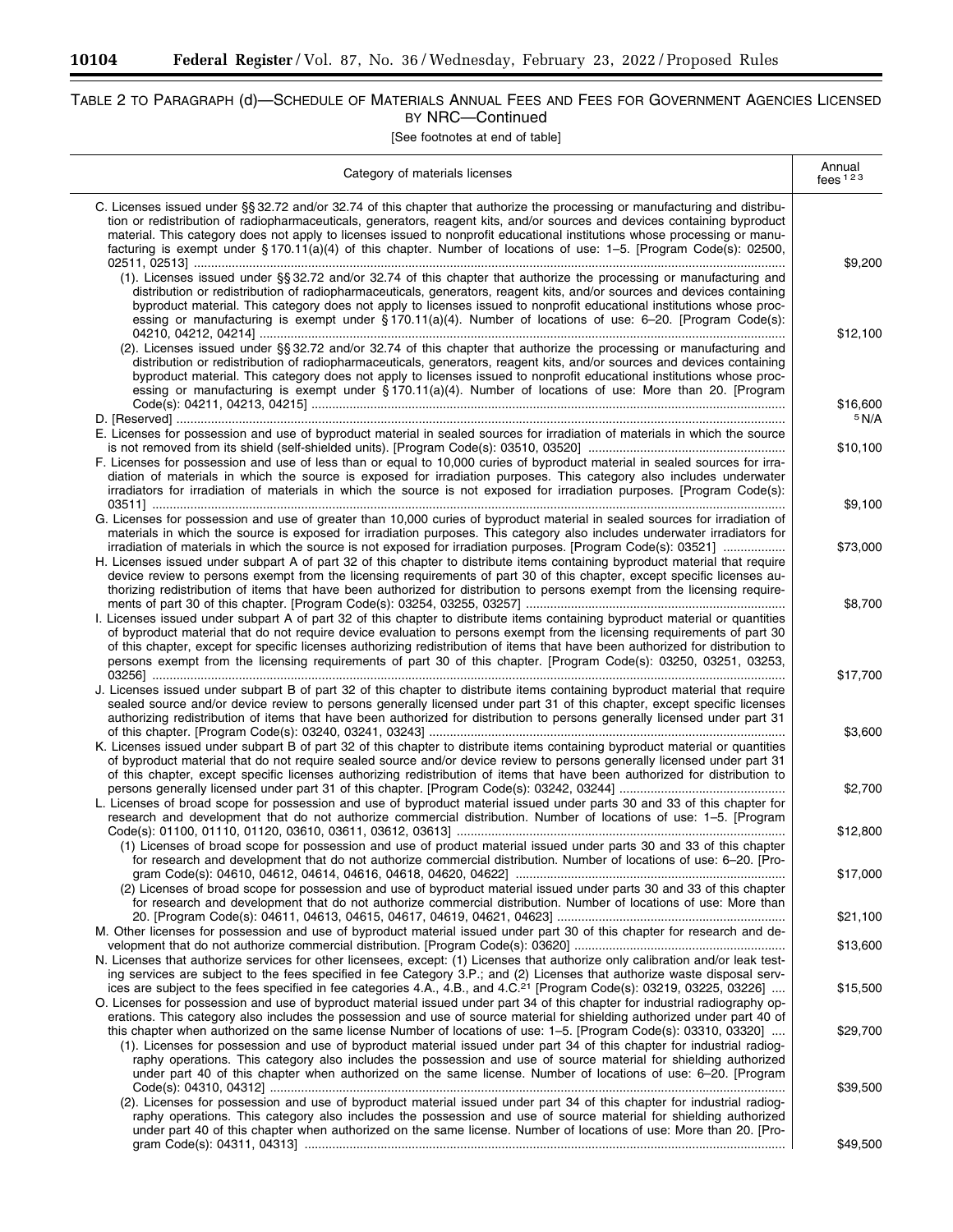TABLE 2 TO PARAGRAPH (d)—SCHEDULE OF MATERIALS ANNUAL FEES AND FEES FOR GOVERNMENT AGENCIES LICENSED BY NRC—Continued

[See footnotes at end of table]

| Category of materials licenses | Annual fees [1 2 3] |
|---|---|
| C. Licenses issued under §§ 32.72 and/or 32.74 of this chapter that authorize the processing or manufacturing and distribution or redistribution of radiopharmaceuticals, generators, reagent kits, and/or sources and devices containing byproduct material. This category does not apply to licenses issued to nonprofit educational institutions whose processing or manufacturing is exempt under § 170.11(a)(4) of this chapter. Number of locations of use: 1–5. [Program Code(s): 02500, 02511, 02513] | $9,200 |
| (1). Licenses issued under §§ 32.72 and/or 32.74 of this chapter that authorize the processing or manufacturing and distribution or redistribution of radiopharmaceuticals, generators, reagent kits, and/or sources and devices containing byproduct material. This category does not apply to licenses issued to nonprofit educational institutions whose processing or manufacturing is exempt under § 170.11(a)(4). Number of locations of use: 6–20. [Program Code(s): 04210, 04212, 04214] | $12,100 |
| (2). Licenses issued under §§ 32.72 and/or 32.74 of this chapter that authorize the processing or manufacturing and distribution or redistribution of radiopharmaceuticals, generators, reagent kits, and/or sources and devices containing byproduct material. This category does not apply to licenses issued to nonprofit educational institutions whose processing or manufacturing is exempt under § 170.11(a)(4). Number of locations of use: More than 20. [Program Code(s): 04211, 04213, 04215] | $16,600 |
| D. [Reserved] | [5] N/A |
| E. Licenses for possession and use of byproduct material in sealed sources for irradiation of materials in which the source is not removed from its shield (self-shielded units). [Program Code(s): 03510, 03520] | $10,100 |
| F. Licenses for possession and use of less than or equal to 10,000 curies of byproduct material in sealed sources for irradiation of materials in which the source is exposed for irradiation purposes. This category also includes underwater irradiators for irradiation of materials in which the source is not exposed for irradiation purposes. [Program Code(s): 03511] | $9,100 |
| G. Licenses for possession and use of greater than 10,000 curies of byproduct material in sealed sources for irradiation of materials in which the source is exposed for irradiation purposes. This category also includes underwater irradiators for irradiation of materials in which the source is not exposed for irradiation purposes. [Program Code(s): 03521] | $73,000 |
| H. Licenses issued under subpart A of part 32 of this chapter to distribute items containing byproduct material that require device review to persons exempt from the licensing requirements of part 30 of this chapter, except specific licenses authorizing redistribution of items that have been authorized for distribution to persons exempt from the licensing requirements of part 30 of this chapter. [Program Code(s): 03254, 03255, 03257] | $8,700 |
| I. Licenses issued under subpart A of part 32 of this chapter to distribute items containing byproduct material or quantities of byproduct material that do not require device evaluation to persons exempt from the licensing requirements of part 30 of this chapter, except for specific licenses authorizing redistribution of items that have been authorized for distribution to persons exempt from the licensing requirements of part 30 of this chapter. [Program Code(s): 03250, 03251, 03253, 03256] | $17,700 |
| J. Licenses issued under subpart B of part 32 of this chapter to distribute items containing byproduct material that require sealed source and/or device review to persons generally licensed under part 31 of this chapter, except specific licenses authorizing redistribution of items that have been authorized for distribution to persons generally licensed under part 31 of this chapter. [Program Code(s): 03240, 03241, 03243] | $3,600 |
| K. Licenses issued under subpart B of part 32 of this chapter to distribute items containing byproduct material or quantities of byproduct material that do not require sealed source and/or device review to persons generally licensed under part 31 of this chapter, except specific licenses authorizing redistribution of items that have been authorized for distribution to persons generally licensed under part 31 of this chapter. [Program Code(s): 03242, 03244] | $2,700 |
| L. Licenses of broad scope for possession and use of byproduct material issued under parts 30 and 33 of this chapter for research and development that do not authorize commercial distribution. Number of locations of use: 1–5. [Program Code(s): 01100, 01110, 01120, 03610, 03611, 03612, 03613] | $12,800 |
| (1) Licenses of broad scope for possession and use of product material issued under parts 30 and 33 of this chapter for research and development that do not authorize commercial distribution. Number of locations of use: 6–20. [Program Code(s): 04610, 04612, 04614, 04616, 04618, 04620, 04622] | $17,000 |
| (2) Licenses of broad scope for possession and use of byproduct material issued under parts 30 and 33 of this chapter for research and development that do not authorize commercial distribution. Number of locations of use: More than 20. [Program Code(s): 04611, 04613, 04615, 04617, 04619, 04621, 04623] | $21,100 |
| M. Other licenses for possession and use of byproduct material issued under part 30 of this chapter for research and development that do not authorize commercial distribution. [Program Code(s): 03620] | $13,600 |
| N. Licenses that authorize services for other licensees, except: (1) Licenses that authorize only calibration and/or leak testing services are subject to the fees specified in fee Category 3.P.; and (2) Licenses that authorize waste disposal services are subject to the fees specified in fee categories 4.A., 4.B., and 4.C.[21] [Program Code(s): 03219, 03225, 03226] | $15,500 |
| O. Licenses for possession and use of byproduct material issued under part 34 of this chapter for industrial radiography operations. This category also includes the possession and use of source material for shielding authorized under part 40 of this chapter when authorized on the same license Number of locations of use: 1–5. [Program Code(s): 03310, 03320] | $29,700 |
| (1). Licenses for possession and use of byproduct material issued under part 34 of this chapter for industrial radiography operations. This category also includes the possession and use of source material for shielding authorized under part 40 of this chapter when authorized on the same license. Number of locations of use: 6–20. [Program Code(s): 04310, 04312] | $39,500 |
| (2). Licenses for possession and use of byproduct material issued under part 34 of this chapter for industrial radiography operations. This category also includes the possession and use of source material for shielding authorized under part 40 of this chapter when authorized on the same license. Number of locations of use: More than 20. [Program Code(s): 04311, 04313] | $49,500 |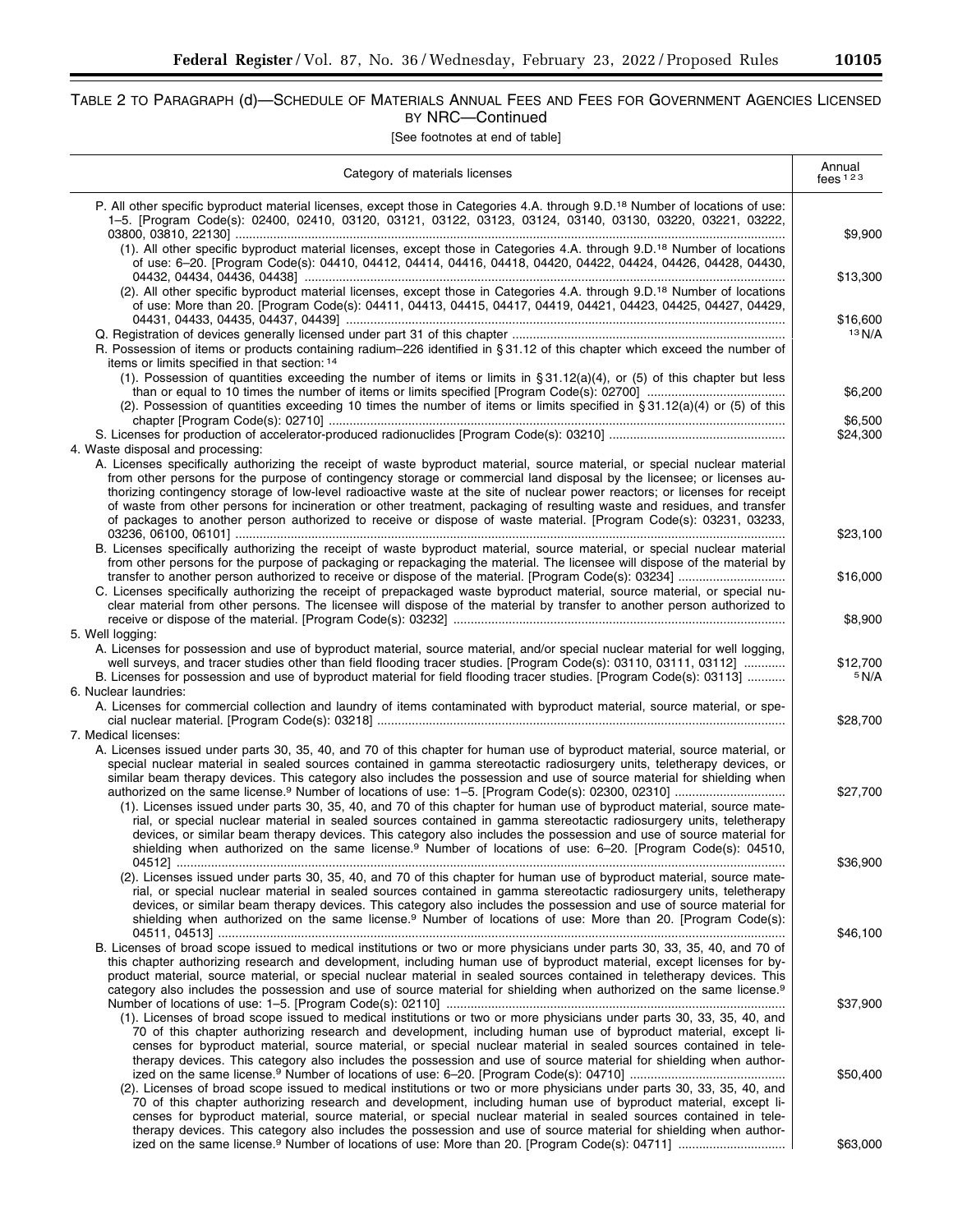TABLE 2 TO PARAGRAPH (d)—SCHEDULE OF MATERIALS ANNUAL FEES AND FEES FOR GOVERNMENT AGENCIES LICENSED BY NRC—Continued

[See footnotes at end of table]

| Category of materials licenses | Annual fees [1 2 3] |
|---|---|
| P. All other specific byproduct material licenses, except those in Categories 4.A. through 9.D.[18] Number of locations of use: 1–5. [Program Code(s): 02400, 02410, 03120, 03121, 03122, 03123, 03124, 03140, 03130, 03220, 03221, 03222, 03800, 03810, 22130] | $9,900 |
| (1). All other specific byproduct material licenses, except those in Categories 4.A. through 9.D.[18] Number of locations of use: 6–20. [Program Code(s): 04410, 04412, 04414, 04416, 04418, 04420, 04422, 04424, 04426, 04428, 04430, 04432, 04434, 04436, 04438] | $13,300 |
| (2). All other specific byproduct material licenses, except those in Categories 4.A. through 9.D.[18] Number of locations of use: More than 20. [Program Code(s): 04411, 04413, 04415, 04417, 04419, 04421, 04423, 04425, 04427, 04429, 04431, 04433, 04435, 04437, 04439] | $16,600 |
| Q. Registration of devices generally licensed under part 31 of this chapter | [13] N/A |
| R. Possession of items or products containing radium–226 identified in § 31.12 of this chapter which exceed the number of items or limits specified in that section: [14] | |
| (1). Possession of quantities exceeding the number of items or limits in § 31.12(a)(4), or (5) of this chapter but less than or equal to 10 times the number of items or limits specified [Program Code(s): 02700] | $6,200 |
| (2). Possession of quantities exceeding 10 times the number of items or limits specified in § 31.12(a)(4) or (5) of this chapter [Program Code(s): 02710] | $6,500 |
| S. Licenses for production of accelerator-produced radionuclides [Program Code(s): 03210] | $24,300 |
| 4. Waste disposal and processing: | |
| A. Licenses specifically authorizing the receipt of waste byproduct material, source material, or special nuclear material from other persons for the purpose of contingency storage or commercial land disposal by the licensee; or licenses authorizing contingency storage of low-level radioactive waste at the site of nuclear power reactors; or licenses for receipt of waste from other persons for incineration or other treatment, packaging of resulting waste and residues, and transfer of packages to another person authorized to receive or dispose of waste material. [Program Code(s): 03231, 03233, 03236, 06100, 06101] | $23,100 |
| B. Licenses specifically authorizing the receipt of waste byproduct material, source material, or special nuclear material from other persons for the purpose of packaging or repackaging the material. The licensee will dispose of the material by transfer to another person authorized to receive or dispose of the material. [Program Code(s): 03234] | $16,000 |
| C. Licenses specifically authorizing the receipt of prepackaged waste byproduct material, source material, or special nuclear material from other persons. The licensee will dispose of the material by transfer to another person authorized to receive or dispose of the material. [Program Code(s): 03232] | $8,900 |
| 5. Well logging: | |
| A. Licenses for possession and use of byproduct material, source material, and/or special nuclear material for well logging, well surveys, and tracer studies other than field flooding tracer studies. [Program Code(s): 03110, 03111, 03112] | $12,700 |
| B. Licenses for possession and use of byproduct material for field flooding tracer studies. [Program Code(s): 03113] | [5] N/A |
| 6. Nuclear laundries: | |
| A. Licenses for commercial collection and laundry of items contaminated with byproduct material, source material, or special nuclear material. [Program Code(s): 03218] | $28,700 |
| 7. Medical licenses: | |
| A. Licenses issued under parts 30, 35, 40, and 70 of this chapter for human use of byproduct material, source material, or special nuclear material in sealed sources contained in gamma stereotactic radiosurgery units, teletherapy devices, or similar beam therapy devices. This category also includes the possession and use of source material for shielding when authorized on the same license.[9] Number of locations of use: 1–5. [Program Code(s): 02300, 02310] | $27,700 |
| (1). Licenses issued under parts 30, 35, 40, and 70 of this chapter for human use of byproduct material, source material, or special nuclear material in sealed sources contained in gamma stereotactic radiosurgery units, teletherapy devices, or similar beam therapy devices. This category also includes the possession and use of source material for shielding when authorized on the same license.[9] Number of locations of use: 6–20. [Program Code(s): 04510, 04512] | $36,900 |
| (2). Licenses issued under parts 30, 35, 40, and 70 of this chapter for human use of byproduct material, source material, or special nuclear material in sealed sources contained in gamma stereotactic radiosurgery units, teletherapy devices, or similar beam therapy devices. This category also includes the possession and use of source material for shielding when authorized on the same license.[9] Number of locations of use: More than 20. [Program Code(s): 04511, 04513] | $46,100 |
| B. Licenses of broad scope issued to medical institutions or two or more physicians under parts 30, 33, 35, 40, and 70 of this chapter authorizing research and development, including human use of byproduct material, except licenses for byproduct material, source material, or special nuclear material in sealed sources contained in teletherapy devices. This category also includes the possession and use of source material for shielding when authorized on the same license.[9] Number of locations of use: 1–5. [Program Code(s): 02110] | $37,900 |
| (1). Licenses of broad scope issued to medical institutions or two or more physicians under parts 30, 33, 35, 40, and 70 of this chapter authorizing research and development, including human use of byproduct material, except licenses for byproduct material, source material, or special nuclear material in sealed sources contained in teletherapy devices. This category also includes the possession and use of source material for shielding when authorized on the same license.[9] Number of locations of use: 6–20. [Program Code(s): 04710] | $50,400 |
| (2). Licenses of broad scope issued to medical institutions or two or more physicians under parts 30, 33, 35, 40, and 70 of this chapter authorizing research and development, including human use of byproduct material, except licenses for byproduct material, source material, or special nuclear material in sealed sources contained in teletherapy devices. This category also includes the possession and use of source material for shielding when authorized on the same license.[9] Number of locations of use: More than 20. [Program Code(s): 04711] | $63,000 |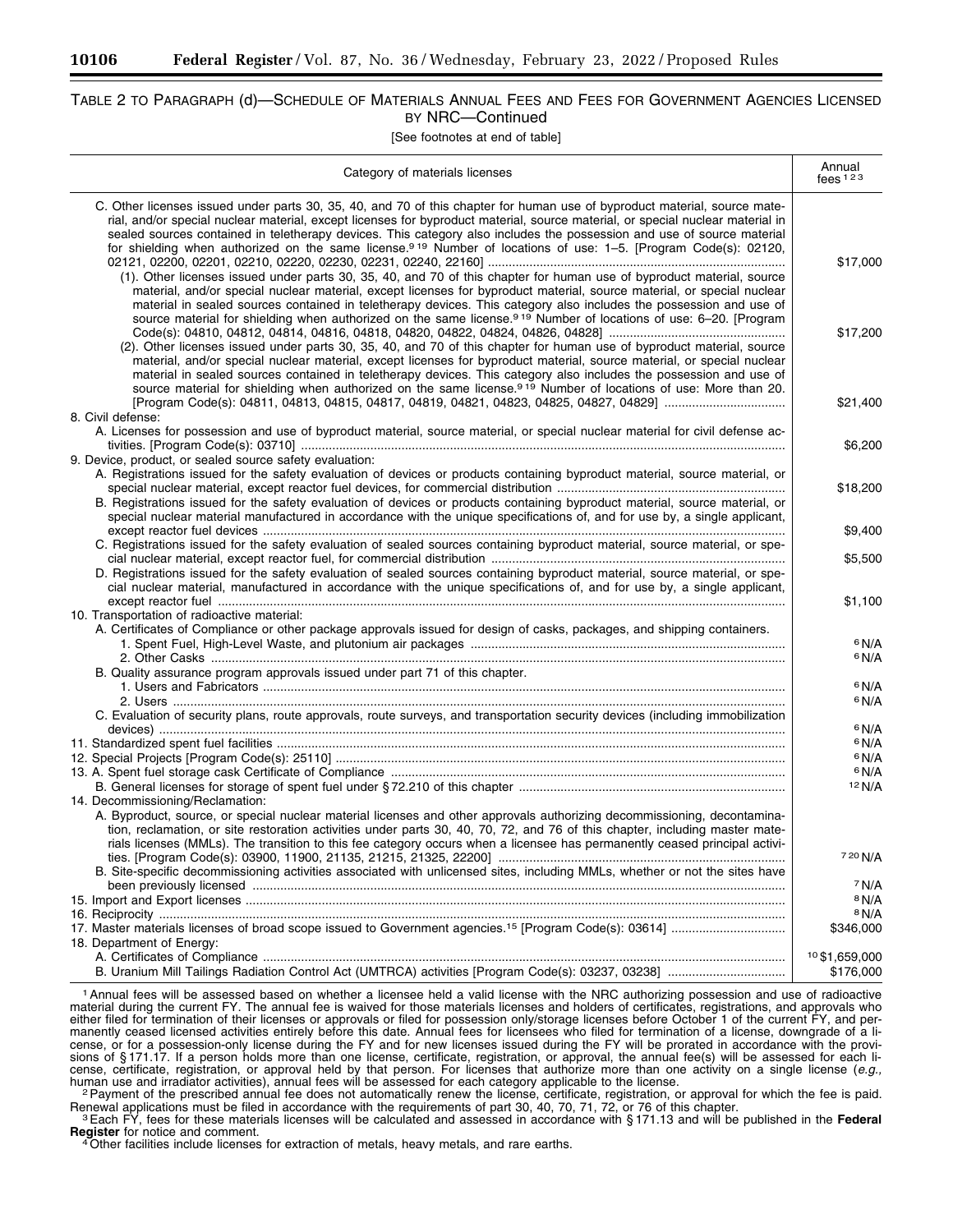TABLE 2 TO PARAGRAPH (d)—SCHEDULE OF MATERIALS ANNUAL FEES AND FEES FOR GOVERNMENT AGENCIES LICENSED BY NRC—Continued

[See footnotes at end of table]

| Category of materials licenses | Annual fees [1 2 3] |
|---|---|
| C. Other licenses issued under parts 30, 35, 40, and 70 of this chapter for human use of byproduct material, source material, and/or special nuclear material, except licenses for byproduct material, source material, or special nuclear material in sealed sources contained in teletherapy devices. This category also includes the possession and use of source material for shielding when authorized on the same license.[9 19] Number of locations of use: 1–5. [Program Code(s): 02120, 02121, 02200, 02201, 02210, 02220, 02230, 02231, 02240, 22160] | $17,000 |
| (1). Other licenses issued under parts 30, 35, 40, and 70 of this chapter for human use of byproduct material, source material, and/or special nuclear material, except licenses for byproduct material, source material, or special nuclear material in sealed sources contained in teletherapy devices. This category also includes the possession and use of source material for shielding when authorized on the same license.[9 19] Number of locations of use: 6–20. [Program Code(s): 04810, 04812, 04814, 04816, 04818, 04820, 04822, 04824, 04826, 04828] | $17,200 |
| (2). Other licenses issued under parts 30, 35, 40, and 70 of this chapter for human use of byproduct material, source material, and/or special nuclear material, except licenses for byproduct material, source material, or special nuclear material in sealed sources contained in teletherapy devices. This category also includes the possession and use of source material for shielding when authorized on the same license.[9 19] Number of locations of use: More than 20. [Program Code(s): 04811, 04813, 04815, 04817, 04819, 04821, 04823, 04825, 04827, 04829] | $21,400 |
| 8. Civil defense: | |
| A. Licenses for possession and use of byproduct material, source material, or special nuclear material for civil defense activities. [Program Code(s): 03710] | $6,200 |
| 9. Device, product, or sealed source safety evaluation: | |
| A. Registrations issued for the safety evaluation of devices or products containing byproduct material, source material, or special nuclear material, except reactor fuel devices, for commercial distribution | $18,200 |
| B. Registrations issued for the safety evaluation of devices or products containing byproduct material, source material, or special nuclear material manufactured in accordance with the unique specifications of, and for use by, a single applicant, except reactor fuel devices | $9,400 |
| C. Registrations issued for the safety evaluation of sealed sources containing byproduct material, source material, or special nuclear material, except reactor fuel, for commercial distribution | $5,500 |
| D. Registrations issued for the safety evaluation of sealed sources containing byproduct material, source material, or special nuclear material, manufactured in accordance with the unique specifications of, and for use by, a single applicant, except reactor fuel | $1,100 |
| 10. Transportation of radioactive material: | |
| A. Certificates of Compliance or other package approvals issued for design of casks, packages, and shipping containers. | |
| 1. Spent Fuel, High-Level Waste, and plutonium air packages | [6] N/A |
| 2. Other Casks | [6] N/A |
| B. Quality assurance program approvals issued under part 71 of this chapter. | |
| 1. Users and Fabricators | [6] N/A |
| 2. Users | [6] N/A |
| C. Evaluation of security plans, route approvals, route surveys, and transportation security devices (including immobilization devices) | [6] N/A |
| 11. Standardized spent fuel facilities | [6] N/A |
| 12. Special Projects [Program Code(s): 25110] | [6] N/A |
| 13. A. Spent fuel storage cask Certificate of Compliance | [6] N/A |
| B. General licenses for storage of spent fuel under § 72.210 of this chapter | [12] N/A |
| 14. Decommissioning/Reclamation: | |
| A. Byproduct, source, or special nuclear material licenses and other approvals authorizing decommissioning, decontamination, reclamation, or site restoration activities under parts 30, 40, 70, 72, and 76 of this chapter, including master materials licenses (MMLs). The transition to this fee category occurs when a licensee has permanently ceased principal activities. [Program Code(s): 03900, 11900, 21135, 21215, 21325, 22200] | [7 20] N/A |
| B. Site-specific decommissioning activities associated with unlicensed sites, including MMLs, whether or not the sites have been previously licensed | [7] N/A |
| 15. Import and Export licenses | [8] N/A |
| 16. Reciprocity | [8] N/A |
| 17. Master materials licenses of broad scope issued to Government agencies.[15] [Program Code(s): 03614] | $346,000 |
| 18. Department of Energy: | |
| A. Certificates of Compliance | [10] $1,659,000 |
| B. Uranium Mill Tailings Radiation Control Act (UMTRCA) activities [Program Code(s): 03237, 03238] | $176,000 |

[1] Annual fees will be assessed based on whether a licensee held a valid license with the NRC authorizing possession and use of radioactive material during the current FY. The annual fee is waived for those materials licenses and holders of certificates, registrations, and approvals who either filed for termination of their licenses or approvals or filed for possession only/storage licenses before October 1 of the current FY, and permanently ceased licensed activities entirely before this date. Annual fees for licensees who filed for termination of a license, downgrade of a license, or for a possession-only license during the FY and for new licenses issued during the FY will be prorated in accordance with the provisions of § 171.17. If a person holds more than one license, certificate, registration, or approval, the annual fee(s) will be assessed for each license, certificate, registration, or approval held by that person. For licenses that authorize more than one activity on a single license (*e.g.*, human use and irradiator activities), annual fees will be assessed for each category applicable to the license.

[2] Payment of the prescribed annual fee does not automatically renew the license, certificate, registration, or approval for which the fee is paid. Renewal applications must be filed in accordance with the requirements of part 30, 40, 70, 71, 72, or 76 of this chapter.

[3] Each FY, fees for these materials licenses will be calculated and assessed in accordance with § 171.13 and will be published in the **Federal Register** for notice and comment.

[4] Other facilities include licenses for extraction of metals, heavy metals, and rare earths.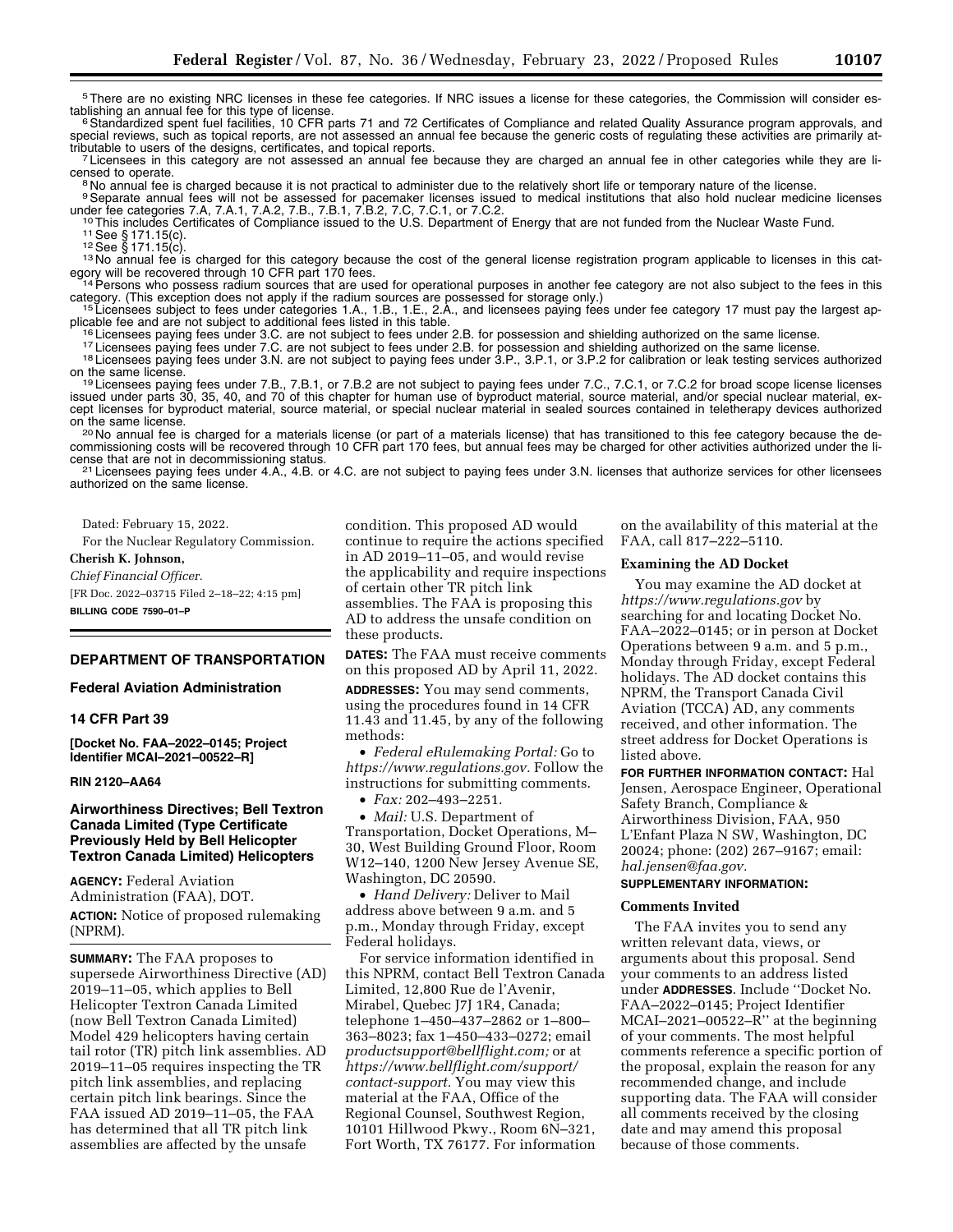[5] There are no existing NRC licenses in these fee categories. If NRC issues a license for these categories, the Commission will consider establishing an annual fee for this type of license.

[6] Standardized spent fuel facilities, 10 CFR parts 71 and 72 Certificates of Compliance and related Quality Assurance program approvals, and special reviews, such as topical reports, are not assessed an annual fee because the generic costs of regulating these activities are primarily attributable to users of the designs, certificates, and topical reports.

[7] Licensees in this category are not assessed an annual fee because they are charged an annual fee in other categories while they are licensed to operate.

[8] No annual fee is charged because it is not practical to administer due to the relatively short life or temporary nature of the license.

[9] Separate annual fees will not be assessed for pacemaker licenses issued to medical institutions that also hold nuclear medicine licenses under fee categories 7.A, 7.A.1, 7.A.2, 7.B., 7.B.1, 7.B.2, 7.C, 7.C.1, or 7.C.2.

[10] This includes Certificates of Compliance issued to the U.S. Department of Energy that are not funded from the Nuclear Waste Fund.

[11] See § 171.15(c).

[12] See § 171.15(c).

[13] No annual fee is charged for this category because the cost of the general license registration program applicable to licenses in this category will be recovered through 10 CFR part 170 fees.

[14] Persons who possess radium sources that are used for operational purposes in another fee category are not also subject to the fees in this category. (This exception does not apply if the radium sources are possessed for storage only.)

[15] Licensees subject to fees under categories 1.A., 1.B., 1.E., 2.A., and licensees paying fees under fee category 17 must pay the largest applicable fee and are not subject to additional fees listed in this table.

[16] Licensees paying fees under 3.C. are not subject to fees under 2.B. for possession and shielding authorized on the same license.

[17] Licensees paying fees under 7.C. are not subject to fees under 2.B. for possession and shielding authorized on the same license.

[18] Licensees paying fees under 3.N. are not subject to paying fees under 3.P., 3.P.1, or 3.P.2 for calibration or leak testing services authorized on the same license.

[19] Licensees paying fees under 7.B., 7.B.1, or 7.B.2 are not subject to paying fees under 7.C., 7.C.1, or 7.C.2 for broad scope license licenses issued under parts 30, 35, 40, and 70 of this chapter for human use of byproduct material, source material, and/or special nuclear material, except licenses for byproduct material, source material, or special nuclear material in sealed sources contained in teletherapy devices authorized on the same license.

[20] No annual fee is charged for a materials license (or part of a materials license) that has transitioned to this fee category because the decommissioning costs will be recovered through 10 CFR part 170 fees, but annual fees may be charged for other activities authorized under the license that are not in decommissioning status.

[21] Licensees paying fees under 4.A., 4.B. or 4.C. are not subject to paying fees under 3.N. licenses that authorize services for other licensees authorized on the same license.

Dated: February 15, 2022.

For the Nuclear Regulatory Commission.

**Cherish K. Johnson,**

*Chief Financial Officer.*

[FR Doc. 2022–03715 Filed 2–18–22; 4:15 pm]

**BILLING CODE 7590–01–P**

## DEPARTMENT OF TRANSPORTATION

### Federal Aviation Administration

### 14 CFR Part 39

**[Docket No. FAA–2022–0145; Project Identifier MCAI–2021–00522–R]**

**RIN 2120–AA64**

### Airworthiness Directives; Bell Textron Canada Limited (Type Certificate Previously Held by Bell Helicopter Textron Canada Limited) Helicopters

**AGENCY:** Federal Aviation Administration (FAA), DOT.

**ACTION:** Notice of proposed rulemaking (NPRM).

**SUMMARY:** The FAA proposes to supersede Airworthiness Directive (AD) 2019–11–05, which applies to Bell Helicopter Textron Canada Limited (now Bell Textron Canada Limited) Model 429 helicopters having certain tail rotor (TR) pitch link assemblies. AD 2019–11–05 requires inspecting the TR pitch link assemblies, and replacing certain pitch link bearings. Since the FAA issued AD 2019–11–05, the FAA has determined that all TR pitch link assemblies are affected by the unsafe condition. This proposed AD would continue to require the actions specified in AD 2019–11–05, and would revise the applicability and require inspections of certain other TR pitch link assemblies. The FAA is proposing this AD to address the unsafe condition on these products.

**DATES:** The FAA must receive comments on this proposed AD by April 11, 2022.

**ADDRESSES:** You may send comments, using the procedures found in 14 CFR 11.43 and 11.45, by any of the following methods:

- *Federal eRulemaking Portal:* Go to *https://www.regulations.gov.* Follow the instructions for submitting comments.
- *Fax:* 202–493–2251.
- *Mail:* U.S. Department of Transportation, Docket Operations, M–30, West Building Ground Floor, Room W12–140, 1200 New Jersey Avenue SE, Washington, DC 20590.
- *Hand Delivery:* Deliver to Mail address above between 9 a.m. and 5 p.m., Monday through Friday, except Federal holidays.

For service information identified in this NPRM, contact Bell Textron Canada Limited, 12,800 Rue de l'Avenir, Mirabel, Quebec J7J 1R4, Canada; telephone 1–450–437–2862 or 1–800–363–8023; fax 1–450–433–0272; email *productsupport@bellflight.com;* or at *https://www.bellflight.com/support/contact-support.* You may view this material at the FAA, Office of the Regional Counsel, Southwest Region, 10101 Hillwood Pkwy., Room 6N–321, Fort Worth, TX 76177. For information on the availability of this material at the FAA, call 817–222–5110.

#### Examining the AD Docket

You may examine the AD docket at *https://www.regulations.gov* by searching for and locating Docket No. FAA–2022–0145; or in person at Docket Operations between 9 a.m. and 5 p.m., Monday through Friday, except Federal holidays. The AD docket contains this NPRM, the Transport Canada Civil Aviation (TCCA) AD, any comments received, and other information. The street address for Docket Operations is listed above.

**FOR FURTHER INFORMATION CONTACT:** Hal Jensen, Aerospace Engineer, Operational Safety Branch, Compliance & Airworthiness Division, FAA, 950 L'Enfant Plaza N SW, Washington, DC 20024; phone: (202) 267–9167; email: *hal.jensen@faa.gov.*

**SUPPLEMENTARY INFORMATION:**

#### Comments Invited

The FAA invites you to send any written relevant data, views, or arguments about this proposal. Send your comments to an address listed under **ADDRESSES**. Include ''Docket No. FAA–2022–0145; Project Identifier MCAI–2021–00522–R'' at the beginning of your comments. The most helpful comments reference a specific portion of the proposal, explain the reason for any recommended change, and include supporting data. The FAA will consider all comments received by the closing date and may amend this proposal because of those comments.